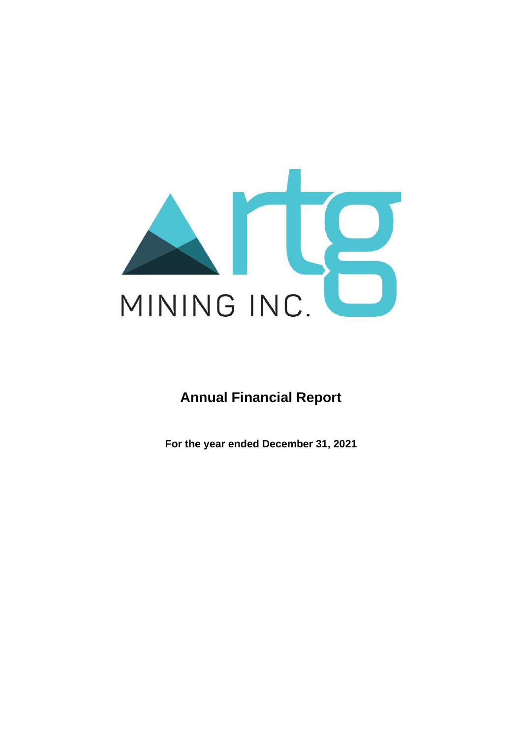rtg MINING INC.

# Annual Financial Report

**For the year ended December 31, 2021**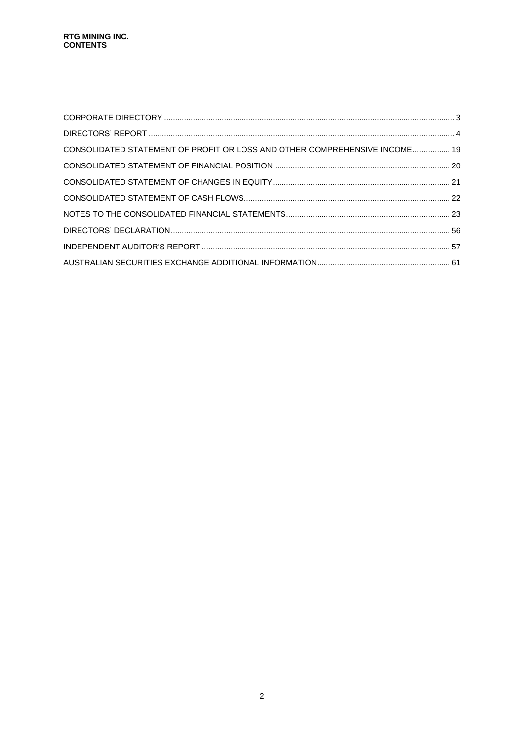**RTG MINING INC.**
**CONTENTS**

| | |
|---|---|
| CORPORATE DIRECTORY | 3 |
| DIRECTORS' REPORT | 4 |
| CONSOLIDATED STATEMENT OF PROFIT OR LOSS AND OTHER COMPREHENSIVE INCOME | 19 |
| CONSOLIDATED STATEMENT OF FINANCIAL POSITION | 20 |
| CONSOLIDATED STATEMENT OF CHANGES IN EQUITY | 21 |
| CONSOLIDATED STATEMENT OF CASH FLOWS | 22 |
| NOTES TO THE CONSOLIDATED FINANCIAL STATEMENTS | 23 |
| DIRECTORS' DECLARATION | 56 |
| INDEPENDENT AUDITOR'S REPORT | 57 |
| AUSTRALIAN SECURITIES EXCHANGE ADDITIONAL INFORMATION | 61 |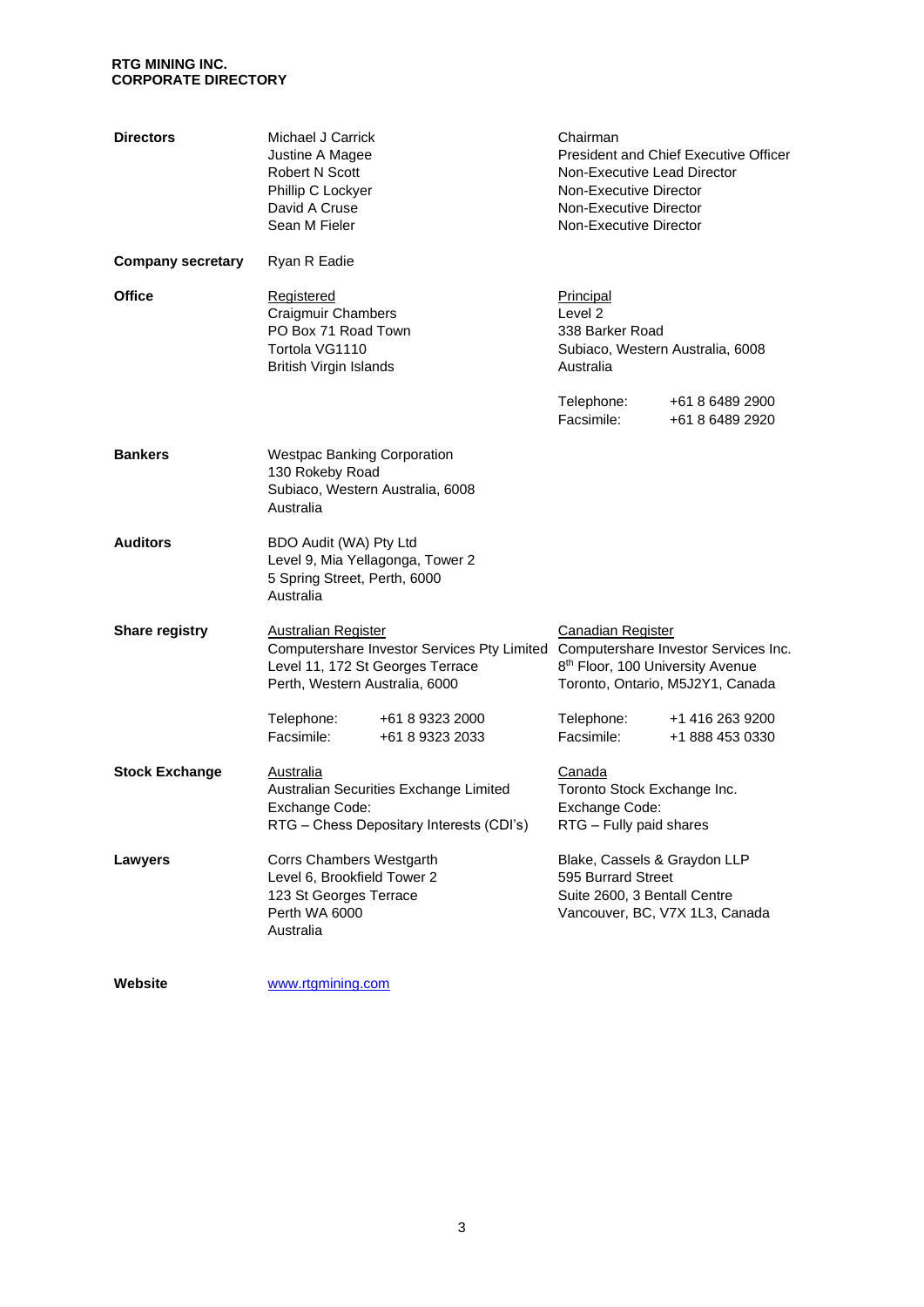**RTG MINING INC.**
**CORPORATE DIRECTORY**

| | | |
|---|---|---|
| **Directors** | Michael J Carrick | Chairman |
| | Justine A Magee | President and Chief Executive Officer |
| | Robert N Scott | Non-Executive Lead Director |
| | Phillip C Lockyer | Non-Executive Director |
| | David A Cruse | Non-Executive Director |
| | Sean M Fieler | Non-Executive Director |
| **Company secretary** | Ryan R Eadie | |
| **Office** | Registered<br>Craigmuir Chambers<br>PO Box 71 Road Town<br>Tortola VG1110<br>British Virgin Islands | Principal<br>Level 2<br>338 Barker Road<br>Subiaco, Western Australia, 6008<br>Australia<br><br>Telephone: +61 8 6489 2900<br>Facsimile: +61 8 6489 2920 |
| **Bankers** | Westpac Banking Corporation<br>130 Rokeby Road<br>Subiaco, Western Australia, 6008<br>Australia | |
| **Auditors** | BDO Audit (WA) Pty Ltd<br>Level 9, Mia Yellagonga, Tower 2<br>5 Spring Street, Perth, 6000<br>Australia | |
| **Share registry** | Australian Register<br>Computershare Investor Services Pty Limited<br>Level 11, 172 St Georges Terrace<br>Perth, Western Australia, 6000<br><br>Telephone: +61 8 9323 2000<br>Facsimile: +61 8 9323 2033 | Canadian Register<br>Computershare Investor Services Inc.<br>8th Floor, 100 University Avenue<br>Toronto, Ontario, M5J2Y1, Canada<br><br>Telephone: +1 416 263 9200<br>Facsimile: +1 888 453 0330 |
| **Stock Exchange** | Australia<br>Australian Securities Exchange Limited<br>Exchange Code:<br>RTG – Chess Depositary Interests (CDI's) | Canada<br>Toronto Stock Exchange Inc.<br>Exchange Code:<br>RTG – Fully paid shares |
| **Lawyers** | Corrs Chambers Westgarth<br>Level 6, Brookfield Tower 2<br>123 St Georges Terrace<br>Perth WA 6000<br>Australia | Blake, Cassels & Graydon LLP<br>595 Burrard Street<br>Suite 2600, 3 Bentall Centre<br>Vancouver, BC, V7X 1L3, Canada |
| **Website** | www.rtgmining.com | |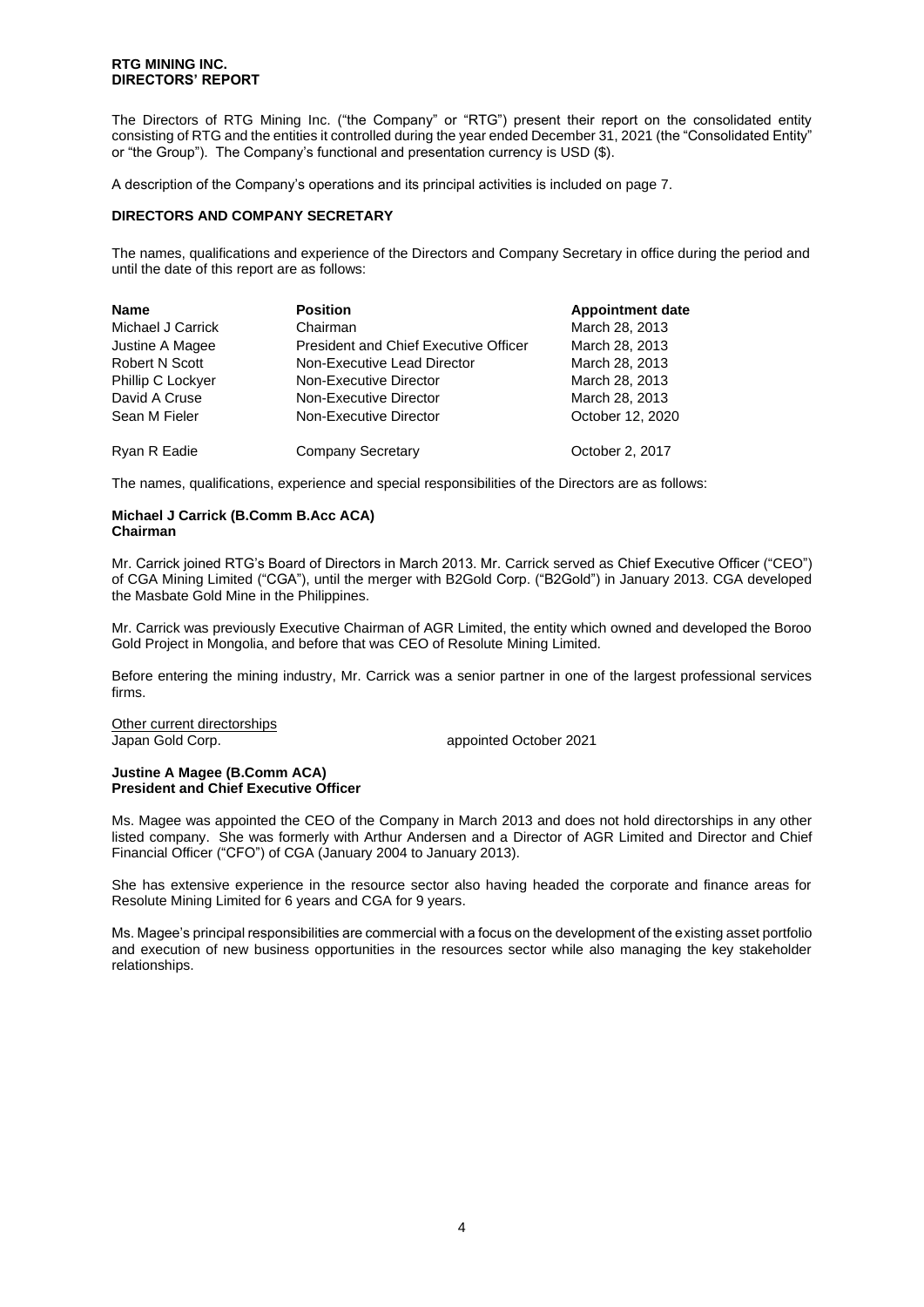**RTG MINING INC.**
**DIRECTORS' REPORT**

The Directors of RTG Mining Inc. ("the Company" or "RTG") present their report on the consolidated entity consisting of RTG and the entities it controlled during the year ended December 31, 2021 (the "Consolidated Entity" or "the Group"). The Company's functional and presentation currency is USD ($).

A description of the Company's operations and its principal activities is included on page 7.

## DIRECTORS AND COMPANY SECRETARY

The names, qualifications and experience of the Directors and Company Secretary in office during the period and until the date of this report are as follows:

| Name | Position | Appointment date |
| --- | --- | --- |
| Michael J Carrick | Chairman | March 28, 2013 |
| Justine A Magee | President and Chief Executive Officer | March 28, 2013 |
| Robert N Scott | Non-Executive Lead Director | March 28, 2013 |
| Phillip C Lockyer | Non-Executive Director | March 28, 2013 |
| David A Cruse | Non-Executive Director | March 28, 2013 |
| Sean M Fieler | Non-Executive Director | October 12, 2020 |
| Ryan R Eadie | Company Secretary | October 2, 2017 |

The names, qualifications, experience and special responsibilities of the Directors are as follows:

**Michael J Carrick (B.Comm B.Acc ACA)**
**Chairman**

Mr. Carrick joined RTG's Board of Directors in March 2013. Mr. Carrick served as Chief Executive Officer ("CEO") of CGA Mining Limited ("CGA"), until the merger with B2Gold Corp. ("B2Gold") in January 2013. CGA developed the Masbate Gold Mine in the Philippines.

Mr. Carrick was previously Executive Chairman of AGR Limited, the entity which owned and developed the Boroo Gold Project in Mongolia, and before that was CEO of Resolute Mining Limited.

Before entering the mining industry, Mr. Carrick was a senior partner in one of the largest professional services firms.

Other current directorships

| | |
| --- | --- |
| Japan Gold Corp. | appointed October 2021 |

**Justine A Magee (B.Comm ACA)**
**President and Chief Executive Officer**

Ms. Magee was appointed the CEO of the Company in March 2013 and does not hold directorships in any other listed company. She was formerly with Arthur Andersen and a Director of AGR Limited and Director and Chief Financial Officer ("CFO") of CGA (January 2004 to January 2013).

She has extensive experience in the resource sector also having headed the corporate and finance areas for Resolute Mining Limited for 6 years and CGA for 9 years.

Ms. Magee's principal responsibilities are commercial with a focus on the development of the existing asset portfolio and execution of new business opportunities in the resources sector while also managing the key stakeholder relationships.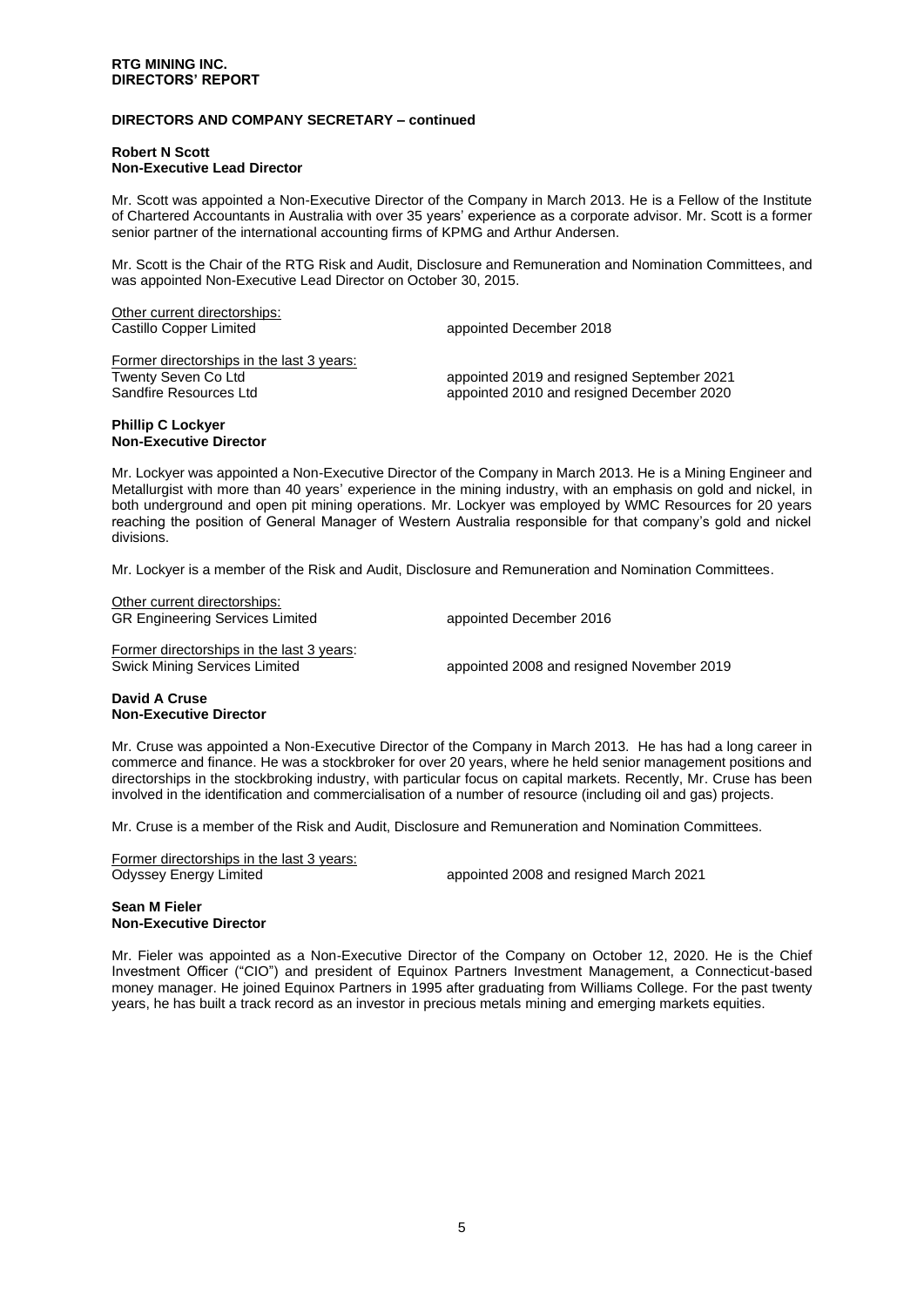## DIRECTORS AND COMPANY SECRETARY – continued

### Robert N Scott
**Non-Executive Lead Director**

Mr. Scott was appointed a Non-Executive Director of the Company in March 2013. He is a Fellow of the Institute of Chartered Accountants in Australia with over 35 years' experience as a corporate advisor. Mr. Scott is a former senior partner of the international accounting firms of KPMG and Arthur Andersen.

Mr. Scott is the Chair of the RTG Risk and Audit, Disclosure and Remuneration and Nomination Committees, and was appointed Non-Executive Lead Director on October 30, 2015.

Other current directorships:

| | |
|---|---|
| Castillo Copper Limited | appointed December 2018 |

Former directorships in the last 3 years:

| | |
|---|---|
| Twenty Seven Co Ltd | appointed 2019 and resigned September 2021 |
| Sandfire Resources Ltd | appointed 2010 and resigned December 2020 |

### Phillip C Lockyer
**Non-Executive Director**

Mr. Lockyer was appointed a Non-Executive Director of the Company in March 2013. He is a Mining Engineer and Metallurgist with more than 40 years' experience in the mining industry, with an emphasis on gold and nickel, in both underground and open pit mining operations. Mr. Lockyer was employed by WMC Resources for 20 years reaching the position of General Manager of Western Australia responsible for that company's gold and nickel divisions.

Mr. Lockyer is a member of the Risk and Audit, Disclosure and Remuneration and Nomination Committees.

Other current directorships:

| | |
|---|---|
| GR Engineering Services Limited | appointed December 2016 |

Former directorships in the last 3 years:

| | |
|---|---|
| Swick Mining Services Limited | appointed 2008 and resigned November 2019 |

### David A Cruse
**Non-Executive Director**

Mr. Cruse was appointed a Non-Executive Director of the Company in March 2013. He has had a long career in commerce and finance. He was a stockbroker for over 20 years, where he held senior management positions and directorships in the stockbroking industry, with particular focus on capital markets. Recently, Mr. Cruse has been involved in the identification and commercialisation of a number of resource (including oil and gas) projects.

Mr. Cruse is a member of the Risk and Audit, Disclosure and Remuneration and Nomination Committees.

Former directorships in the last 3 years:

| | |
|---|---|
| Odyssey Energy Limited | appointed 2008 and resigned March 2021 |

### Sean M Fieler
**Non-Executive Director**

Mr. Fieler was appointed as a Non-Executive Director of the Company on October 12, 2020. He is the Chief Investment Officer ("CIO") and president of Equinox Partners Investment Management, a Connecticut-based money manager. He joined Equinox Partners in 1995 after graduating from Williams College. For the past twenty years, he has built a track record as an investor in precious metals mining and emerging markets equities.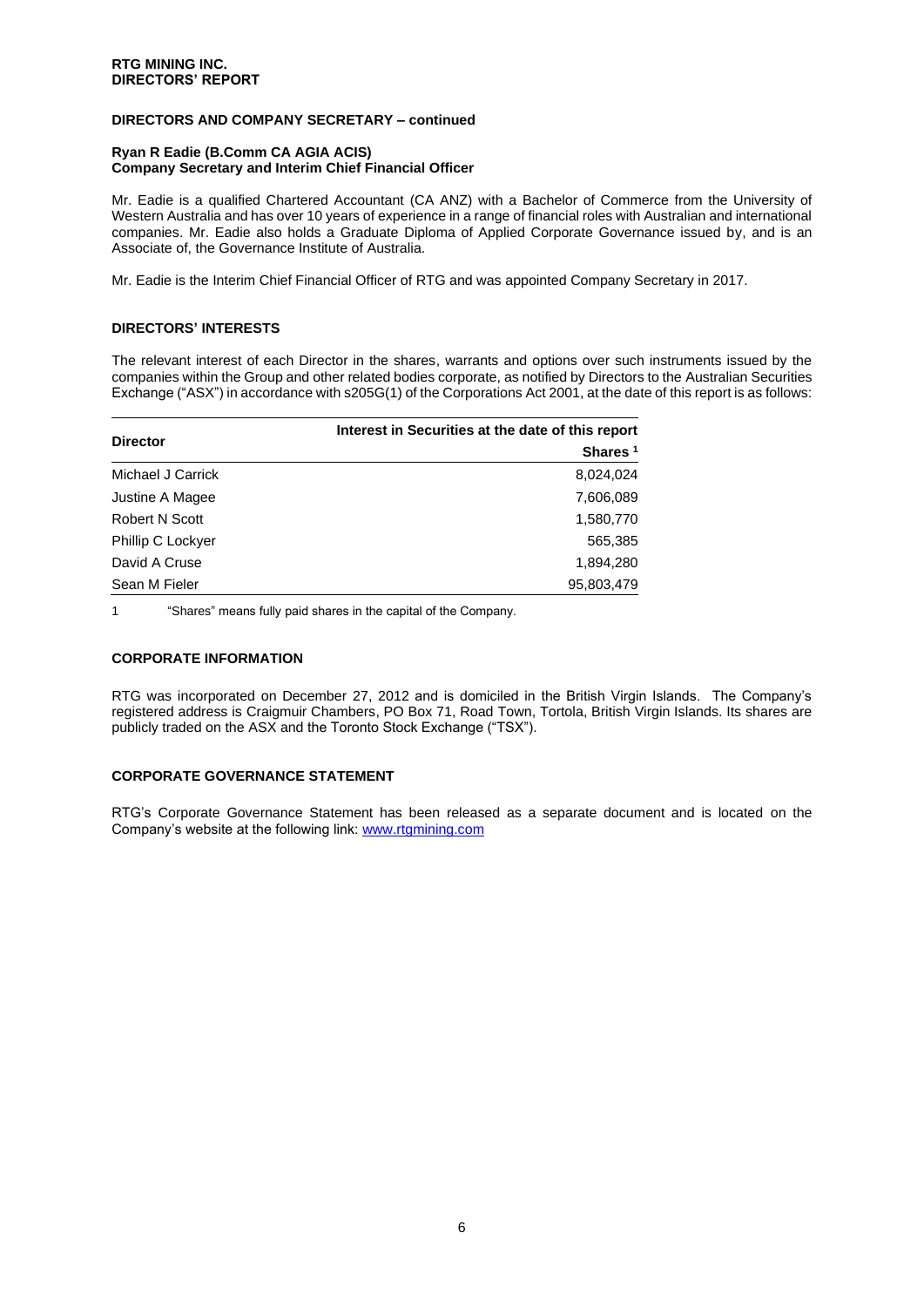## DIRECTORS AND COMPANY SECRETARY – continued

**Ryan R Eadie (B.Comm CA AGIA ACIS)**
**Company Secretary and Interim Chief Financial Officer**

Mr. Eadie is a qualified Chartered Accountant (CA ANZ) with a Bachelor of Commerce from the University of Western Australia and has over 10 years of experience in a range of financial roles with Australian and international companies. Mr. Eadie also holds a Graduate Diploma of Applied Corporate Governance issued by, and is an Associate of, the Governance Institute of Australia.

Mr. Eadie is the Interim Chief Financial Officer of RTG and was appointed Company Secretary in 2017.

## DIRECTORS' INTERESTS

The relevant interest of each Director in the shares, warrants and options over such instruments issued by the companies within the Group and other related bodies corporate, as notified by Directors to the Australian Securities Exchange ("ASX") in accordance with s205G(1) of the Corporations Act 2001, at the date of this report is as follows:

| Director | Interest in Securities at the date of this report |
|---|---|
| | Shares [1] |
| Michael J Carrick | 8,024,024 |
| Justine A Magee | 7,606,089 |
| Robert N Scott | 1,580,770 |
| Phillip C Lockyer | 565,385 |
| David A Cruse | 1,894,280 |
| Sean M Fieler | 95,803,479 |

1 "Shares" means fully paid shares in the capital of the Company.

## CORPORATE INFORMATION

RTG was incorporated on December 27, 2012 and is domiciled in the British Virgin Islands. The Company's registered address is Craigmuir Chambers, PO Box 71, Road Town, Tortola, British Virgin Islands. Its shares are publicly traded on the ASX and the Toronto Stock Exchange ("TSX").

## CORPORATE GOVERNANCE STATEMENT

RTG's Corporate Governance Statement has been released as a separate document and is located on the Company's website at the following link: www.rtgmining.com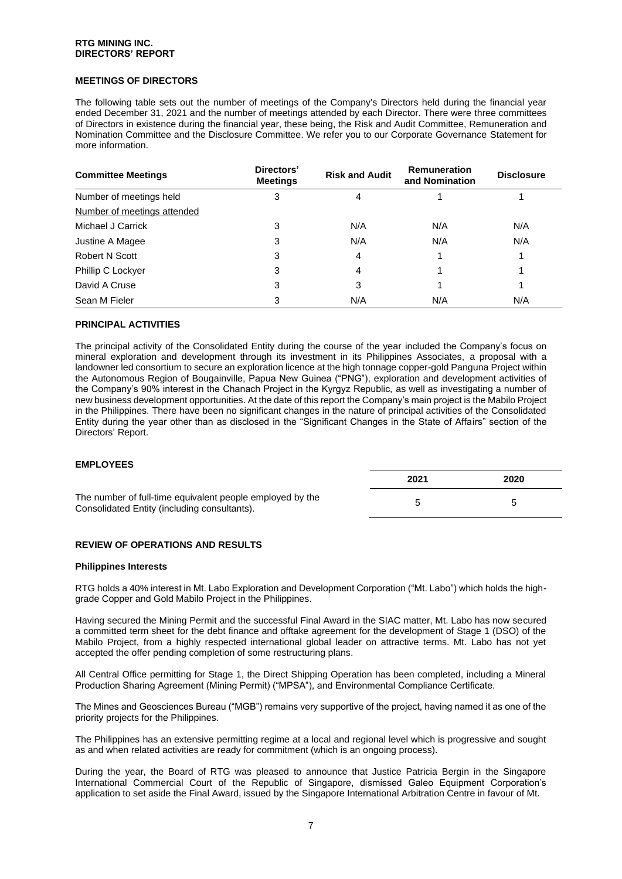## MEETINGS OF DIRECTORS

The following table sets out the number of meetings of the Company's Directors held during the financial year ended December 31, 2021 and the number of meetings attended by each Director. There were three committees of Directors in existence during the financial year, these being, the Risk and Audit Committee, Remuneration and Nomination Committee and the Disclosure Committee. We refer you to our Corporate Governance Statement for more information.

| Committee Meetings | Directors' Meetings | Risk and Audit | Remuneration and Nomination | Disclosure |
|---|---|---|---|---|
| Number of meetings held | 3 | 4 | 1 | 1 |
| Number of meetings attended | | | | |
| Michael J Carrick | 3 | N/A | N/A | N/A |
| Justine A Magee | 3 | N/A | N/A | N/A |
| Robert N Scott | 3 | 4 | 1 | 1 |
| Phillip C Lockyer | 3 | 4 | 1 | 1 |
| David A Cruse | 3 | 3 | 1 | 1 |
| Sean M Fieler | 3 | N/A | N/A | N/A |

## PRINCIPAL ACTIVITIES

The principal activity of the Consolidated Entity during the course of the year included the Company's focus on mineral exploration and development through its investment in its Philippines Associates, a proposal with a landowner led consortium to secure an exploration licence at the high tonnage copper-gold Panguna Project within the Autonomous Region of Bougainville, Papua New Guinea ("PNG"), exploration and development activities of the Company's 90% interest in the Chanach Project in the Kyrgyz Republic, as well as investigating a number of new business development opportunities. At the date of this report the Company's main project is the Mabilo Project in the Philippines. There have been no significant changes in the nature of principal activities of the Consolidated Entity during the year other than as disclosed in the "Significant Changes in the State of Affairs" section of the Directors' Report.

## EMPLOYEES

| | 2021 | 2020 |
|---|---|---|
| The number of full-time equivalent people employed by the Consolidated Entity (including consultants). | 5 | 5 |

## REVIEW OF OPERATIONS AND RESULTS

### Philippines Interests

RTG holds a 40% interest in Mt. Labo Exploration and Development Corporation ("Mt. Labo") which holds the high-grade Copper and Gold Mabilo Project in the Philippines.

Having secured the Mining Permit and the successful Final Award in the SIAC matter, Mt. Labo has now secured a committed term sheet for the debt finance and offtake agreement for the development of Stage 1 (DSO) of the Mabilo Project, from a highly respected international global leader on attractive terms. Mt. Labo has not yet accepted the offer pending completion of some restructuring plans.

All Central Office permitting for Stage 1, the Direct Shipping Operation has been completed, including a Mineral Production Sharing Agreement (Mining Permit) ("MPSA"), and Environmental Compliance Certificate.

The Mines and Geosciences Bureau ("MGB") remains very supportive of the project, having named it as one of the priority projects for the Philippines.

The Philippines has an extensive permitting regime at a local and regional level which is progressive and sought as and when related activities are ready for commitment (which is an ongoing process).

During the year, the Board of RTG was pleased to announce that Justice Patricia Bergin in the Singapore International Commercial Court of the Republic of Singapore, dismissed Galeo Equipment Corporation's application to set aside the Final Award, issued by the Singapore International Arbitration Centre in favour of Mt.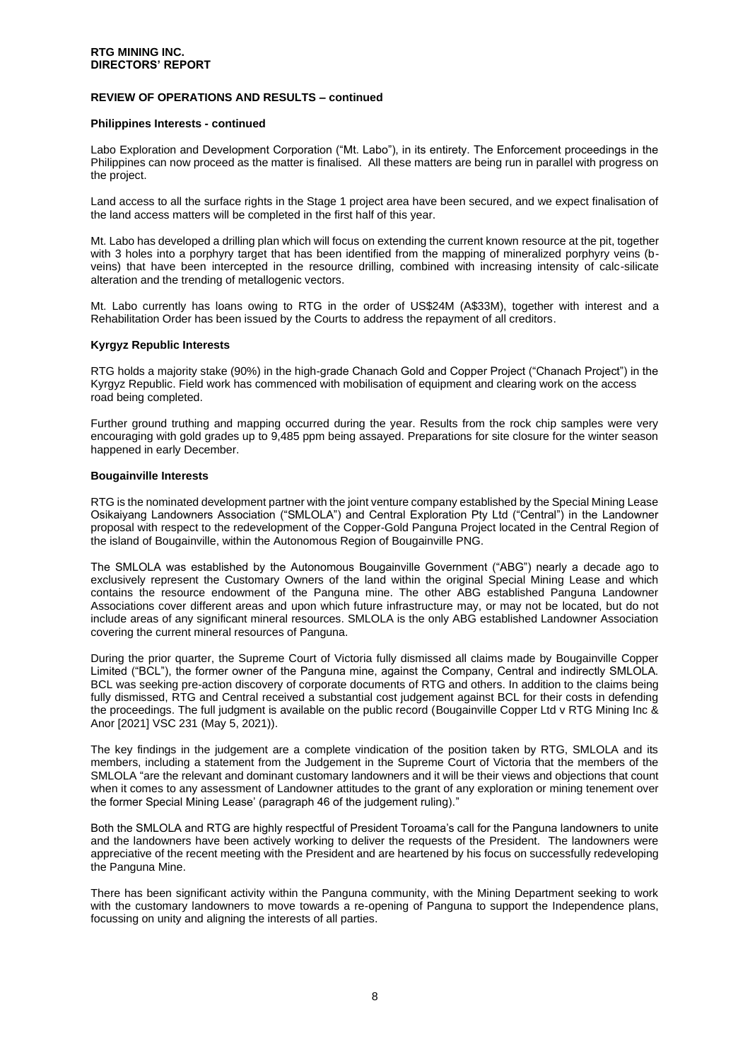## REVIEW OF OPERATIONS AND RESULTS – continued

### Philippines Interests - continued

Labo Exploration and Development Corporation ("Mt. Labo"), in its entirety. The Enforcement proceedings in the Philippines can now proceed as the matter is finalised. All these matters are being run in parallel with progress on the project.

Land access to all the surface rights in the Stage 1 project area have been secured, and we expect finalisation of the land access matters will be completed in the first half of this year.

Mt. Labo has developed a drilling plan which will focus on extending the current known resource at the pit, together with 3 holes into a porphyry target that has been identified from the mapping of mineralized porphyry veins (b-veins) that have been intercepted in the resource drilling, combined with increasing intensity of calc-silicate alteration and the trending of metallogenic vectors.

Mt. Labo currently has loans owing to RTG in the order of US$24M (A$33M), together with interest and a Rehabilitation Order has been issued by the Courts to address the repayment of all creditors.

### Kyrgyz Republic Interests

RTG holds a majority stake (90%) in the high-grade Chanach Gold and Copper Project ("Chanach Project") in the Kyrgyz Republic. Field work has commenced with mobilisation of equipment and clearing work on the access road being completed.

Further ground truthing and mapping occurred during the year. Results from the rock chip samples were very encouraging with gold grades up to 9,485 ppm being assayed. Preparations for site closure for the winter season happened in early December.

### Bougainville Interests

RTG is the nominated development partner with the joint venture company established by the Special Mining Lease Osikaiyang Landowners Association ("SMLOLA") and Central Exploration Pty Ltd ("Central") in the Landowner proposal with respect to the redevelopment of the Copper-Gold Panguna Project located in the Central Region of the island of Bougainville, within the Autonomous Region of Bougainville PNG.

The SMLOLA was established by the Autonomous Bougainville Government ("ABG") nearly a decade ago to exclusively represent the Customary Owners of the land within the original Special Mining Lease and which contains the resource endowment of the Panguna mine. The other ABG established Panguna Landowner Associations cover different areas and upon which future infrastructure may, or may not be located, but do not include areas of any significant mineral resources. SMLOLA is the only ABG established Landowner Association covering the current mineral resources of Panguna.

During the prior quarter, the Supreme Court of Victoria fully dismissed all claims made by Bougainville Copper Limited ("BCL"), the former owner of the Panguna mine, against the Company, Central and indirectly SMLOLA. BCL was seeking pre-action discovery of corporate documents of RTG and others. In addition to the claims being fully dismissed, RTG and Central received a substantial cost judgement against BCL for their costs in defending the proceedings. The full judgment is available on the public record (Bougainville Copper Ltd v RTG Mining Inc & Anor [2021] VSC 231 (May 5, 2021)).

The key findings in the judgement are a complete vindication of the position taken by RTG, SMLOLA and its members, including a statement from the Judgement in the Supreme Court of Victoria that the members of the SMLOLA "are the relevant and dominant customary landowners and it will be their views and objections that count when it comes to any assessment of Landowner attitudes to the grant of any exploration or mining tenement over the former Special Mining Lease' (paragraph 46 of the judgement ruling)."

Both the SMLOLA and RTG are highly respectful of President Toroama's call for the Panguna landowners to unite and the landowners have been actively working to deliver the requests of the President. The landowners were appreciative of the recent meeting with the President and are heartened by his focus on successfully redeveloping the Panguna Mine.

There has been significant activity within the Panguna community, with the Mining Department seeking to work with the customary landowners to move towards a re-opening of Panguna to support the Independence plans, focussing on unity and aligning the interests of all parties.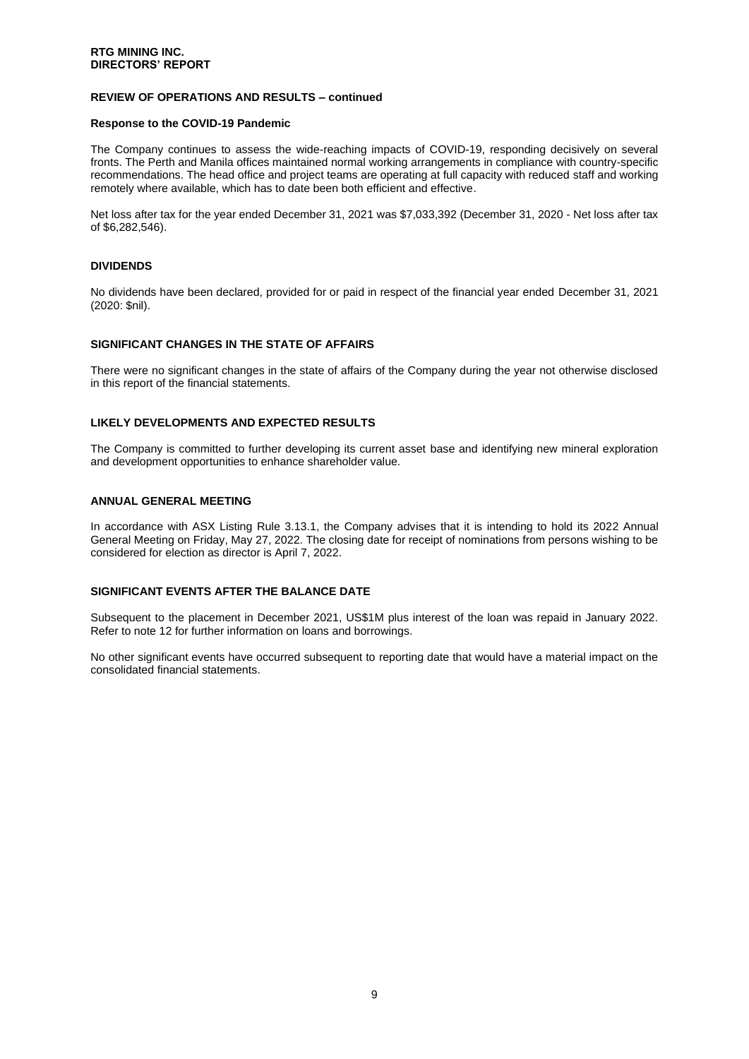## REVIEW OF OPERATIONS AND RESULTS – continued

### Response to the COVID-19 Pandemic

The Company continues to assess the wide-reaching impacts of COVID-19, responding decisively on several fronts. The Perth and Manila offices maintained normal working arrangements in compliance with country-specific recommendations. The head office and project teams are operating at full capacity with reduced staff and working remotely where available, which has to date been both efficient and effective.

Net loss after tax for the year ended December 31, 2021 was $7,033,392 (December 31, 2020 - Net loss after tax of $6,282,546).

## DIVIDENDS

No dividends have been declared, provided for or paid in respect of the financial year ended December 31, 2021 (2020: $nil).

## SIGNIFICANT CHANGES IN THE STATE OF AFFAIRS

There were no significant changes in the state of affairs of the Company during the year not otherwise disclosed in this report of the financial statements.

## LIKELY DEVELOPMENTS AND EXPECTED RESULTS

The Company is committed to further developing its current asset base and identifying new mineral exploration and development opportunities to enhance shareholder value.

## ANNUAL GENERAL MEETING

In accordance with ASX Listing Rule 3.13.1, the Company advises that it is intending to hold its 2022 Annual General Meeting on Friday, May 27, 2022. The closing date for receipt of nominations from persons wishing to be considered for election as director is April 7, 2022.

## SIGNIFICANT EVENTS AFTER THE BALANCE DATE

Subsequent to the placement in December 2021, US$1M plus interest of the loan was repaid in January 2022. Refer to note 12 for further information on loans and borrowings.

No other significant events have occurred subsequent to reporting date that would have a material impact on the consolidated financial statements.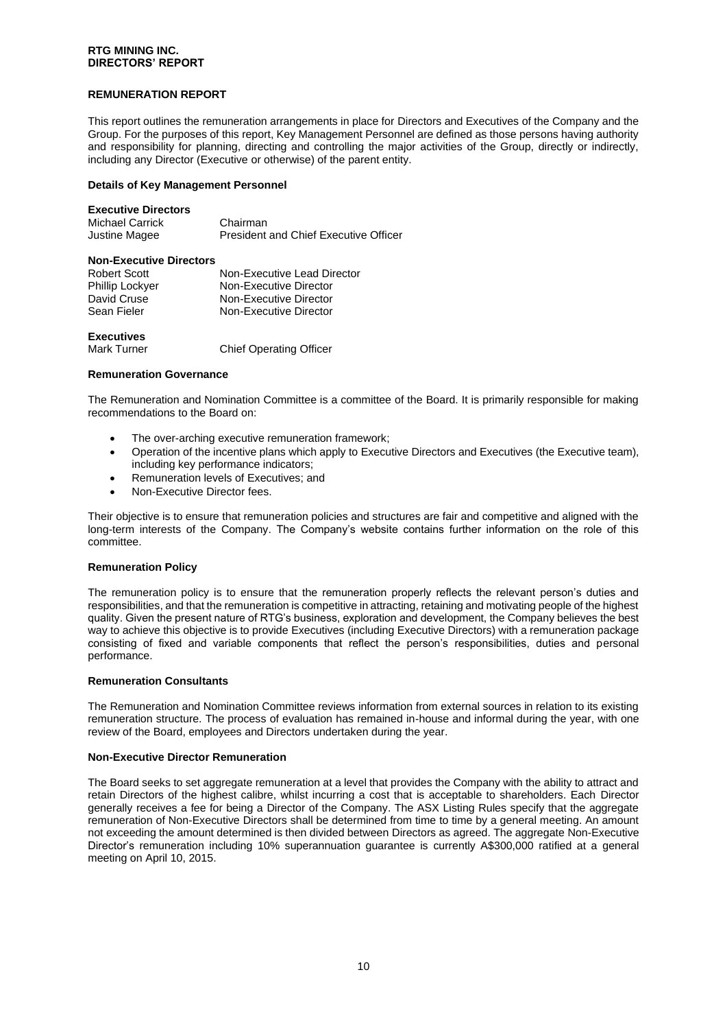## REMUNERATION REPORT

This report outlines the remuneration arrangements in place for Directors and Executives of the Company and the Group. For the purposes of this report, Key Management Personnel are defined as those persons having authority and responsibility for planning, directing and controlling the major activities of the Group, directly or indirectly, including any Director (Executive or otherwise) of the parent entity.

### Details of Key Management Personnel

**Executive Directors**

| | |
|---|---|
| Michael Carrick | Chairman |
| Justine Magee | President and Chief Executive Officer |

**Non-Executive Directors**

| | |
|---|---|
| Robert Scott | Non-Executive Lead Director |
| Phillip Lockyer | Non-Executive Director |
| David Cruse | Non-Executive Director |
| Sean Fieler | Non-Executive Director |

**Executives**

| | |
|---|---|
| Mark Turner | Chief Operating Officer |

### Remuneration Governance

The Remuneration and Nomination Committee is a committee of the Board. It is primarily responsible for making recommendations to the Board on:

- The over-arching executive remuneration framework;
- Operation of the incentive plans which apply to Executive Directors and Executives (the Executive team), including key performance indicators;
- Remuneration levels of Executives; and
- Non-Executive Director fees.

Their objective is to ensure that remuneration policies and structures are fair and competitive and aligned with the long-term interests of the Company. The Company's website contains further information on the role of this committee.

### Remuneration Policy

The remuneration policy is to ensure that the remuneration properly reflects the relevant person's duties and responsibilities, and that the remuneration is competitive in attracting, retaining and motivating people of the highest quality. Given the present nature of RTG's business, exploration and development, the Company believes the best way to achieve this objective is to provide Executives (including Executive Directors) with a remuneration package consisting of fixed and variable components that reflect the person's responsibilities, duties and personal performance.

### Remuneration Consultants

The Remuneration and Nomination Committee reviews information from external sources in relation to its existing remuneration structure. The process of evaluation has remained in-house and informal during the year, with one review of the Board, employees and Directors undertaken during the year.

### Non-Executive Director Remuneration

The Board seeks to set aggregate remuneration at a level that provides the Company with the ability to attract and retain Directors of the highest calibre, whilst incurring a cost that is acceptable to shareholders. Each Director generally receives a fee for being a Director of the Company. The ASX Listing Rules specify that the aggregate remuneration of Non-Executive Directors shall be determined from time to time by a general meeting. An amount not exceeding the amount determined is then divided between Directors as agreed. The aggregate Non-Executive Director's remuneration including 10% superannuation guarantee is currently A$300,000 ratified at a general meeting on April 10, 2015.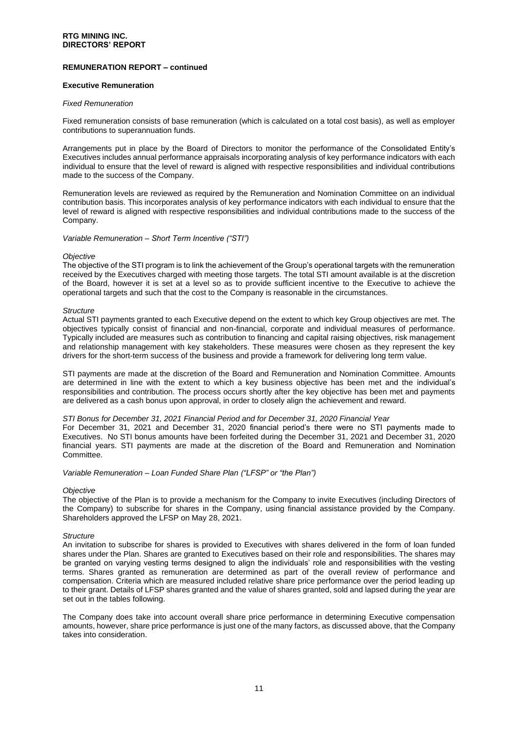**REMUNERATION REPORT – continued**

**Executive Remuneration**

*Fixed Remuneration*

Fixed remuneration consists of base remuneration (which is calculated on a total cost basis), as well as employer contributions to superannuation funds.

Arrangements put in place by the Board of Directors to monitor the performance of the Consolidated Entity's Executives includes annual performance appraisals incorporating analysis of key performance indicators with each individual to ensure that the level of reward is aligned with respective responsibilities and individual contributions made to the success of the Company.

Remuneration levels are reviewed as required by the Remuneration and Nomination Committee on an individual contribution basis. This incorporates analysis of key performance indicators with each individual to ensure that the level of reward is aligned with respective responsibilities and individual contributions made to the success of the Company.

*Variable Remuneration – Short Term Incentive ("STI")*

*Objective*
The objective of the STI program is to link the achievement of the Group's operational targets with the remuneration received by the Executives charged with meeting those targets. The total STI amount available is at the discretion of the Board, however it is set at a level so as to provide sufficient incentive to the Executive to achieve the operational targets and such that the cost to the Company is reasonable in the circumstances.

*Structure*
Actual STI payments granted to each Executive depend on the extent to which key Group objectives are met. The objectives typically consist of financial and non-financial, corporate and individual measures of performance. Typically included are measures such as contribution to financing and capital raising objectives, risk management and relationship management with key stakeholders. These measures were chosen as they represent the key drivers for the short-term success of the business and provide a framework for delivering long term value.

STI payments are made at the discretion of the Board and Remuneration and Nomination Committee. Amounts are determined in line with the extent to which a key business objective has been met and the individual's responsibilities and contribution. The process occurs shortly after the key objective has been met and payments are delivered as a cash bonus upon approval, in order to closely align the achievement and reward.

*STI Bonus for December 31, 2021 Financial Period and for December 31, 2020 Financial Year*
For December 31, 2021 and December 31, 2020 financial period's there were no STI payments made to Executives. No STI bonus amounts have been forfeited during the December 31, 2021 and December 31, 2020 financial years. STI payments are made at the discretion of the Board and Remuneration and Nomination Committee.

*Variable Remuneration – Loan Funded Share Plan ("LFSP" or "the Plan")*

*Objective*
The objective of the Plan is to provide a mechanism for the Company to invite Executives (including Directors of the Company) to subscribe for shares in the Company, using financial assistance provided by the Company. Shareholders approved the LFSP on May 28, 2021.

*Structure*
An invitation to subscribe for shares is provided to Executives with shares delivered in the form of loan funded shares under the Plan. Shares are granted to Executives based on their role and responsibilities. The shares may be granted on varying vesting terms designed to align the individuals' role and responsibilities with the vesting terms. Shares granted as remuneration are determined as part of the overall review of performance and compensation. Criteria which are measured included relative share price performance over the period leading up to their grant. Details of LFSP shares granted and the value of shares granted, sold and lapsed during the year are set out in the tables following.

The Company does take into account overall share price performance in determining Executive compensation amounts, however, share price performance is just one of the many factors, as discussed above, that the Company takes into consideration.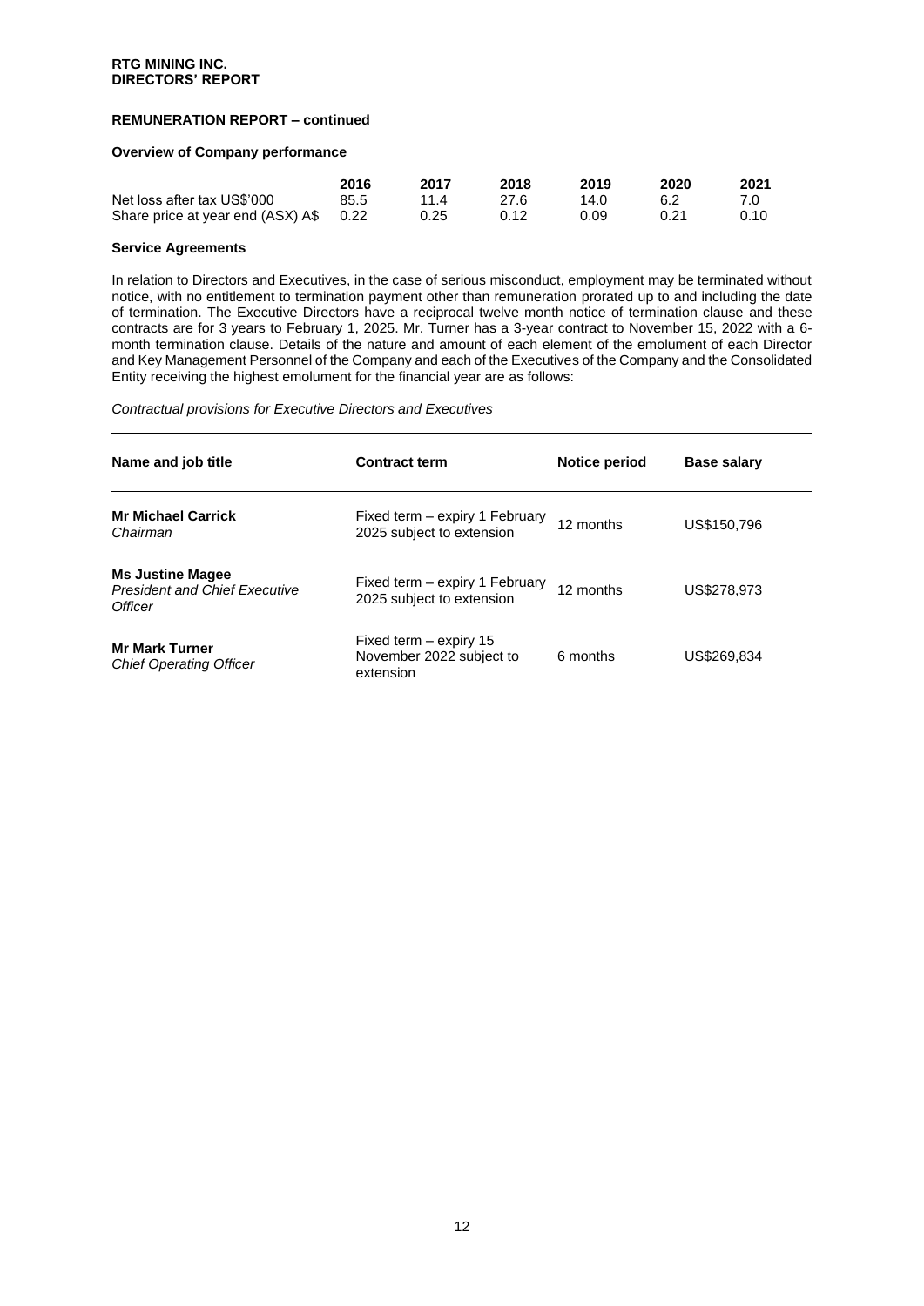**RTG MINING INC.**
**DIRECTORS' REPORT**

## REMUNERATION REPORT – continued

### Overview of Company performance

| | 2016 | 2017 | 2018 | 2019 | 2020 | 2021 |
|---|---|---|---|---|---|---|
| Net loss after tax US$'000 | 85.5 | 11.4 | 27.6 | 14.0 | 6.2 | 7.0 |
| Share price at year end (ASX) A$ | 0.22 | 0.25 | 0.12 | 0.09 | 0.21 | 0.10 |

### Service Agreements

In relation to Directors and Executives, in the case of serious misconduct, employment may be terminated without notice, with no entitlement to termination payment other than remuneration prorated up to and including the date of termination. The Executive Directors have a reciprocal twelve month notice of termination clause and these contracts are for 3 years to February 1, 2025. Mr. Turner has a 3-year contract to November 15, 2022 with a 6-month termination clause. Details of the nature and amount of each element of the emolument of each Director and Key Management Personnel of the Company and each of the Executives of the Company and the Consolidated Entity receiving the highest emolument for the financial year are as follows:

*Contractual provisions for Executive Directors and Executives*

| Name and job title | Contract term | Notice period | Base salary |
|---|---|---|---|
| **Mr Michael Carrick** *Chairman* | Fixed term – expiry 1 February 2025 subject to extension | 12 months | US$150,796 |
| **Ms Justine Magee** *President and Chief Executive Officer* | Fixed term – expiry 1 February 2025 subject to extension | 12 months | US$278,973 |
| **Mr Mark Turner** *Chief Operating Officer* | Fixed term – expiry 15 November 2022 subject to extension | 6 months | US$269,834 |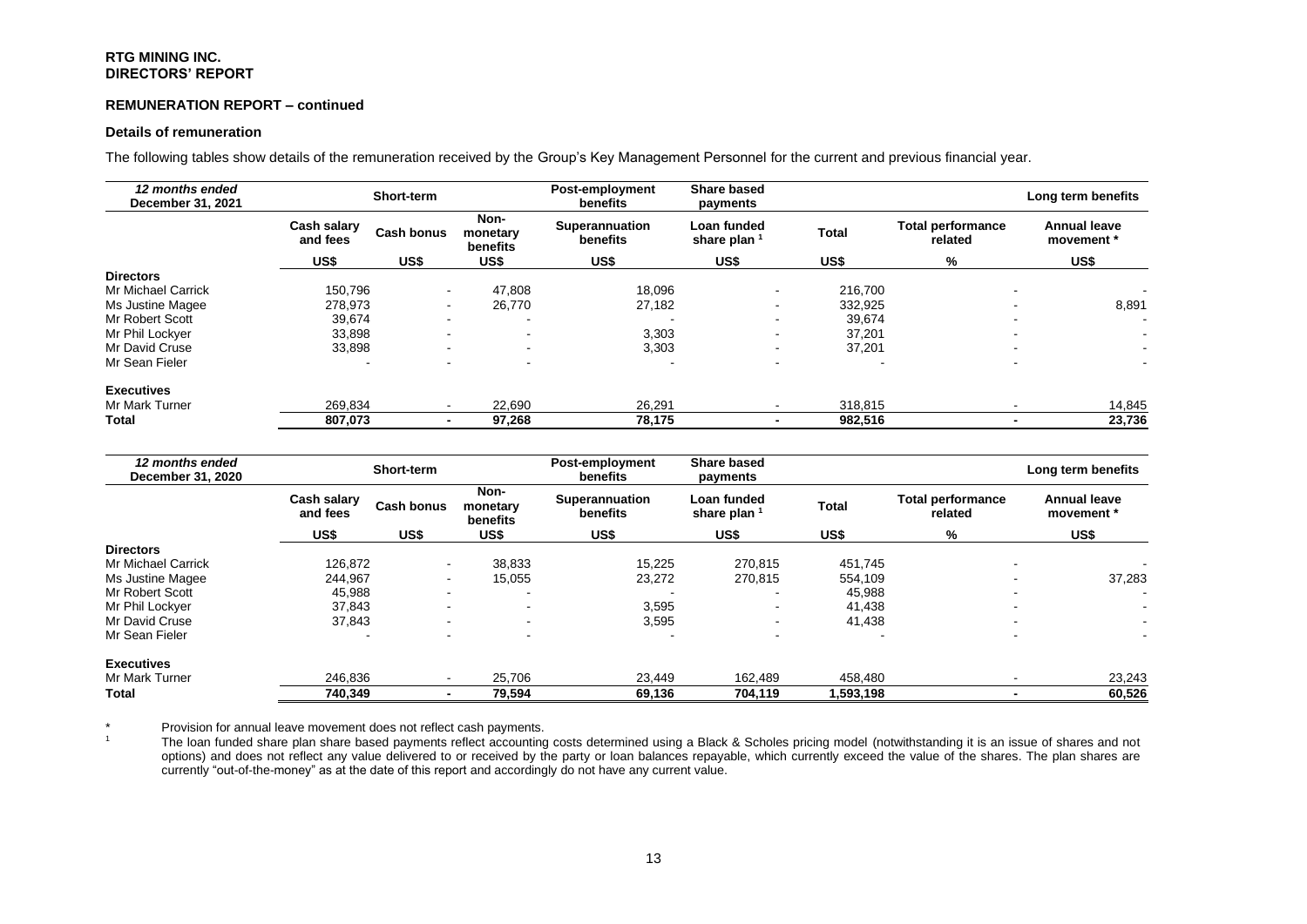**RTG MINING INC.**
**DIRECTORS' REPORT**

**REMUNERATION REPORT – continued**

**Details of remuneration**

The following tables show details of the remuneration received by the Group's Key Management Personnel for the current and previous financial year.

| *12 months ended December 31, 2021* | Short-term | | | Post-employment benefits | Share based payments | | | Long term benefits |
|---|---|---|---|---|---|---|---|---|
| | Cash salary and fees | Cash bonus | Non-monetary benefits | Superannuation benefits | Loan funded share plan [1] | Total | Total performance related | Annual leave movement * |
| | US$ | US$ | US$ | US$ | US$ | US$ | % | US$ |
| **Directors** | | | | | | | | |
| Mr Michael Carrick | 150,796 | - | 47,808 | 18,096 | - | 216,700 | - | - |
| Ms Justine Magee | 278,973 | - | 26,770 | 27,182 | - | 332,925 | - | 8,891 |
| Mr Robert Scott | 39,674 | - | - | - | - | 39,674 | - | - |
| Mr Phil Lockyer | 33,898 | - | - | 3,303 | - | 37,201 | - | - |
| Mr David Cruse | 33,898 | - | - | 3,303 | - | 37,201 | - | - |
| Mr Sean Fieler | - | - | - | - | - | - | - | - |
| **Executives** | | | | | | | | |
| Mr Mark Turner | 269,834 | - | 22,690 | 26,291 | - | 318,815 | - | 14,845 |
| **Total** | **807,073** | **-** | **97,268** | **78,175** | **-** | **982,516** | **-** | **23,736** |

| *12 months ended December 31, 2020* | Short-term | | | Post-employment benefits | Share based payments | | | Long term benefits |
|---|---|---|---|---|---|---|---|---|
| | Cash salary and fees | Cash bonus | Non-monetary benefits | Superannuation benefits | Loan funded share plan [1] | Total | Total performance related | Annual leave movement * |
| | US$ | US$ | US$ | US$ | US$ | US$ | % | US$ |
| **Directors** | | | | | | | | |
| Mr Michael Carrick | 126,872 | - | 38,833 | 15,225 | 270,815 | 451,745 | - | - |
| Ms Justine Magee | 244,967 | - | 15,055 | 23,272 | 270,815 | 554,109 | - | 37,283 |
| Mr Robert Scott | 45,988 | - | - | - | - | 45,988 | - | - |
| Mr Phil Lockyer | 37,843 | - | - | 3,595 | - | 41,438 | - | - |
| Mr David Cruse | 37,843 | - | - | 3,595 | - | 41,438 | - | - |
| Mr Sean Fieler | - | - | - | - | - | - | - | - |
| **Executives** | | | | | | | | |
| Mr Mark Turner | 246,836 | - | 25,706 | 23,449 | 162,489 | 458,480 | - | 23,243 |
| **Total** | **740,349** | **-** | **79,594** | **69,136** | **704,119** | **1,593,198** | **-** | **60,526** |

\* Provision for annual leave movement does not reflect cash payments.

[1] The loan funded share plan share based payments reflect accounting costs determined using a Black & Scholes pricing model (notwithstanding it is an issue of shares and not options) and does not reflect any value delivered to or received by the party or loan balances repayable, which currently exceed the value of the shares. The plan shares are currently "out-of-the-money" as at the date of this report and accordingly do not have any current value.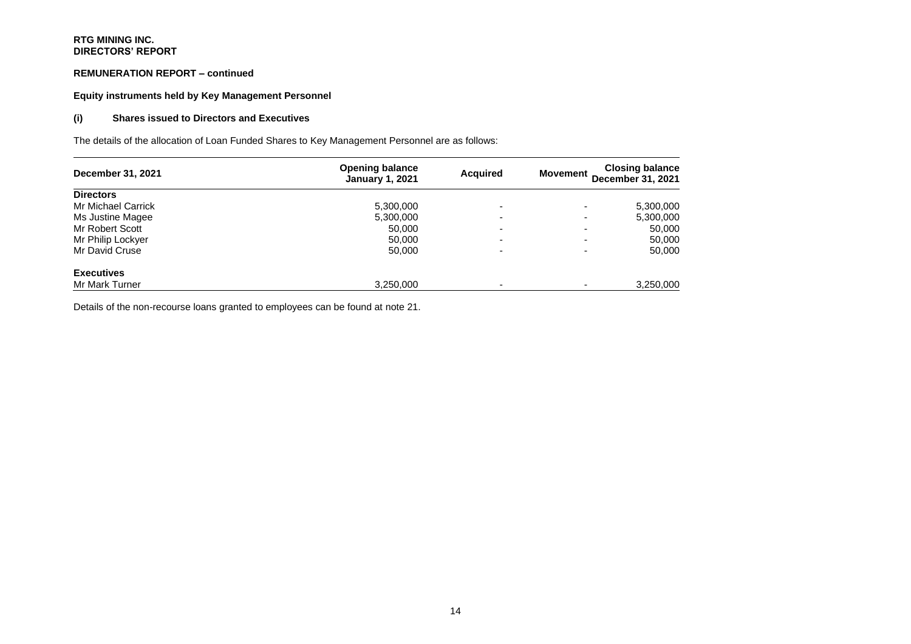**RTG MINING INC.**
**DIRECTORS' REPORT**

**REMUNERATION REPORT – continued**

**Equity instruments held by Key Management Personnel**

**(i) Shares issued to Directors and Executives**

The details of the allocation of Loan Funded Shares to Key Management Personnel are as follows:

| December 31, 2021 | Opening balance January 1, 2021 | Acquired | Movement | Closing balance December 31, 2021 |
|---|---|---|---|---|
| **Directors** | | | | |
| Mr Michael Carrick | 5,300,000 | - | - | 5,300,000 |
| Ms Justine Magee | 5,300,000 | - | - | 5,300,000 |
| Mr Robert Scott | 50,000 | - | - | 50,000 |
| Mr Philip Lockyer | 50,000 | - | - | 50,000 |
| Mr David Cruse | 50,000 | - | - | 50,000 |
| **Executives** | | | | |
| Mr Mark Turner | 3,250,000 | - | - | 3,250,000 |

Details of the non-recourse loans granted to employees can be found at note 21.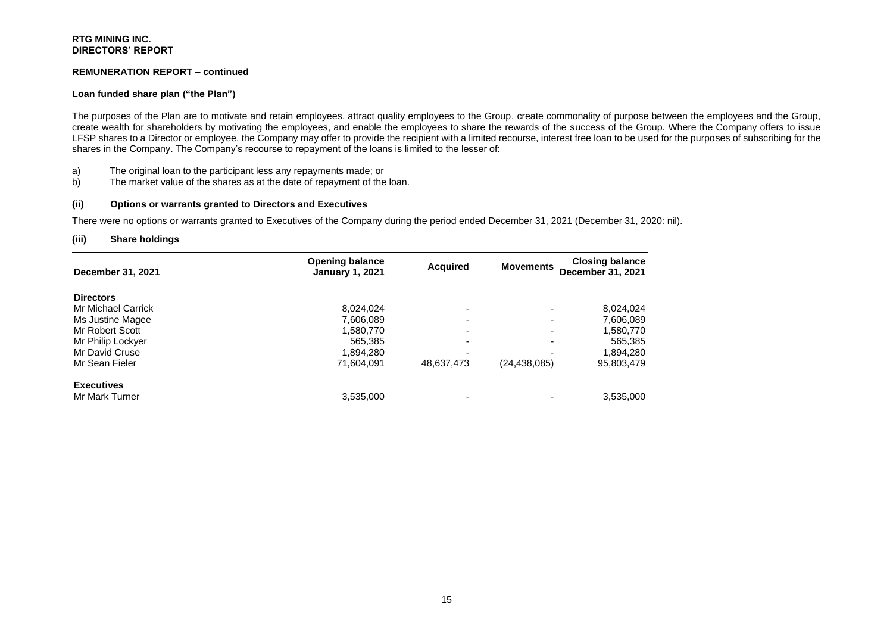**RTG MINING INC.**
**DIRECTORS' REPORT**

**REMUNERATION REPORT – continued**

**Loan funded share plan ("the Plan")**

The purposes of the Plan are to motivate and retain employees, attract quality employees to the Group, create commonality of purpose between the employees and the Group, create wealth for shareholders by motivating the employees, and enable the employees to share the rewards of the success of the Group. Where the Company offers to issue LFSP shares to a Director or employee, the Company may offer to provide the recipient with a limited recourse, interest free loan to be used for the purposes of subscribing for the shares in the Company. The Company's recourse to repayment of the loans is limited to the lesser of:

a) The original loan to the participant less any repayments made; or
b) The market value of the shares as at the date of repayment of the loan.

**(ii) Options or warrants granted to Directors and Executives**

There were no options or warrants granted to Executives of the Company during the period ended December 31, 2021 (December 31, 2020: nil).

**(iii) Share holdings**

| December 31, 2021 | Opening balance January 1, 2021 | Acquired | Movements | Closing balance December 31, 2021 |
|---|---|---|---|---|
| **Directors** | | | | |
| Mr Michael Carrick | 8,024,024 | - | - | 8,024,024 |
| Ms Justine Magee | 7,606,089 | - | - | 7,606,089 |
| Mr Robert Scott | 1,580,770 | - | - | 1,580,770 |
| Mr Philip Lockyer | 565,385 | - | - | 565,385 |
| Mr David Cruse | 1,894,280 | - | - | 1,894,280 |
| Mr Sean Fieler | 71,604,091 | 48,637,473 | (24,438,085) | 95,803,479 |
| **Executives** | | | | |
| Mr Mark Turner | 3,535,000 | - | - | 3,535,000 |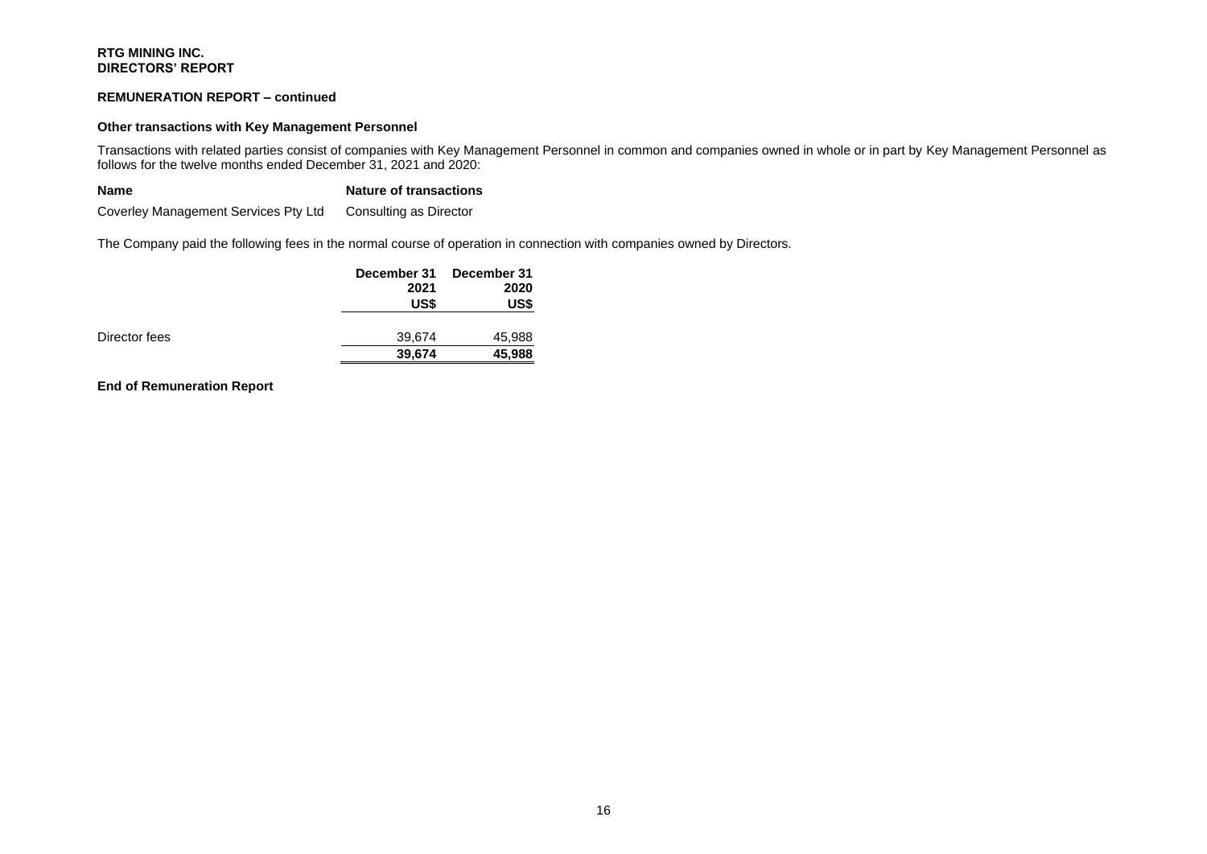**RTG MINING INC.**
**DIRECTORS' REPORT**

**REMUNERATION REPORT – continued**

**Other transactions with Key Management Personnel**

Transactions with related parties consist of companies with Key Management Personnel in common and companies owned in whole or in part by Key Management Personnel as follows for the twelve months ended December 31, 2021 and 2020:

| Name | Nature of transactions |
|---|---|
| Coverley Management Services Pty Ltd | Consulting as Director |

The Company paid the following fees in the normal course of operation in connection with companies owned by Directors.

| | December 31 2021 US$ | December 31 2020 US$ |
|---|---|---|
| Director fees | 39,674 | 45,988 |
| | **39,674** | **45,988** |

**End of Remuneration Report**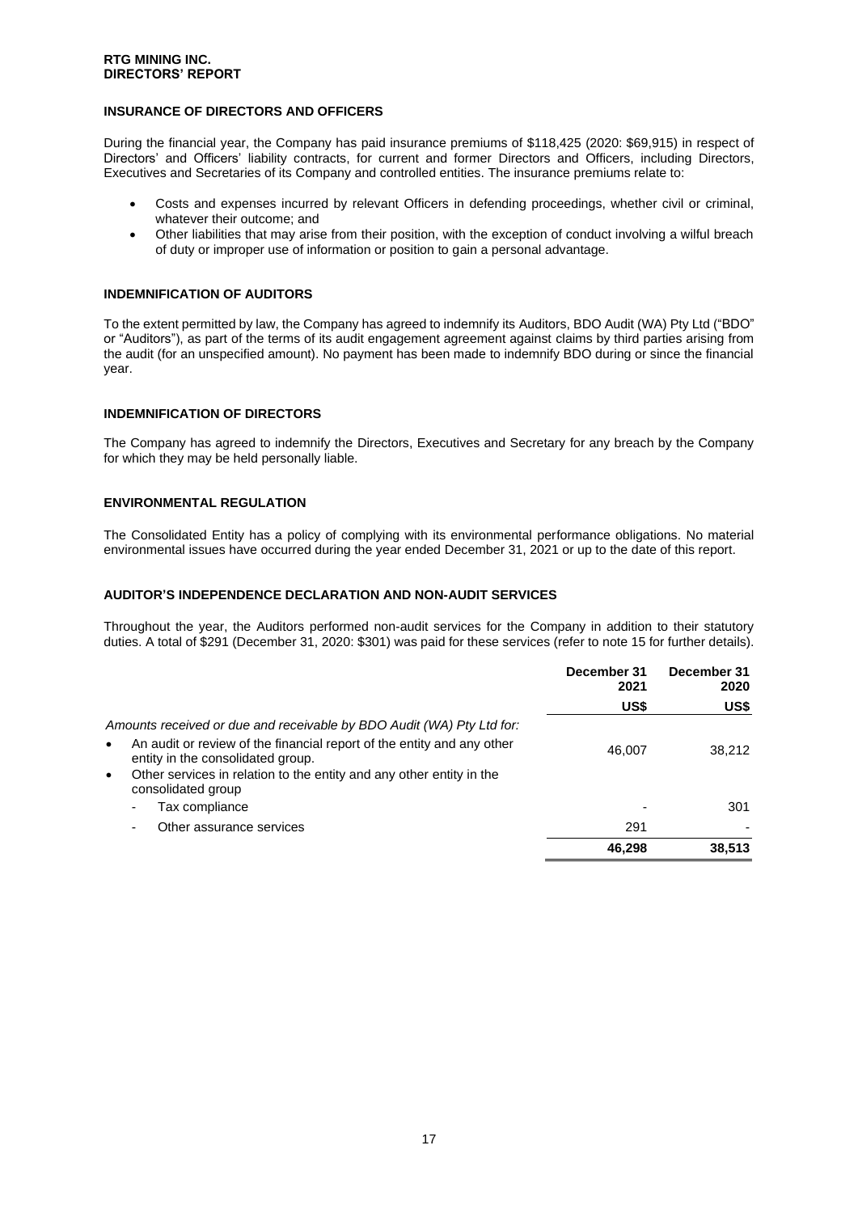## INSURANCE OF DIRECTORS AND OFFICERS

During the financial year, the Company has paid insurance premiums of $118,425 (2020: $69,915) in respect of Directors' and Officers' liability contracts, for current and former Directors and Officers, including Directors, Executives and Secretaries of its Company and controlled entities. The insurance premiums relate to:

- Costs and expenses incurred by relevant Officers in defending proceedings, whether civil or criminal, whatever their outcome; and
- Other liabilities that may arise from their position, with the exception of conduct involving a wilful breach of duty or improper use of information or position to gain a personal advantage.

## INDEMNIFICATION OF AUDITORS

To the extent permitted by law, the Company has agreed to indemnify its Auditors, BDO Audit (WA) Pty Ltd ("BDO" or "Auditors"), as part of the terms of its audit engagement agreement against claims by third parties arising from the audit (for an unspecified amount). No payment has been made to indemnify BDO during or since the financial year.

## INDEMNIFICATION OF DIRECTORS

The Company has agreed to indemnify the Directors, Executives and Secretary for any breach by the Company for which they may be held personally liable.

## ENVIRONMENTAL REGULATION

The Consolidated Entity has a policy of complying with its environmental performance obligations. No material environmental issues have occurred during the year ended December 31, 2021 or up to the date of this report.

## AUDITOR'S INDEPENDENCE DECLARATION AND NON-AUDIT SERVICES

Throughout the year, the Auditors performed non-audit services for the Company in addition to their statutory duties. A total of $291 (December 31, 2020: $301) was paid for these services (refer to note 15 for further details).

| | December 31 2021 | December 31 2020 |
|---|---|---|
| | US$ | US$ |
| *Amounts received or due and receivable by BDO Audit (WA) Pty Ltd for:* | | |
| • An audit or review of the financial report of the entity and any other entity in the consolidated group. | 46,007 | 38,212 |
| • Other services in relation to the entity and any other entity in the consolidated group | | |
| - Tax compliance | - | 301 |
| - Other assurance services | 291 | - |
| | **46,298** | **38,513** |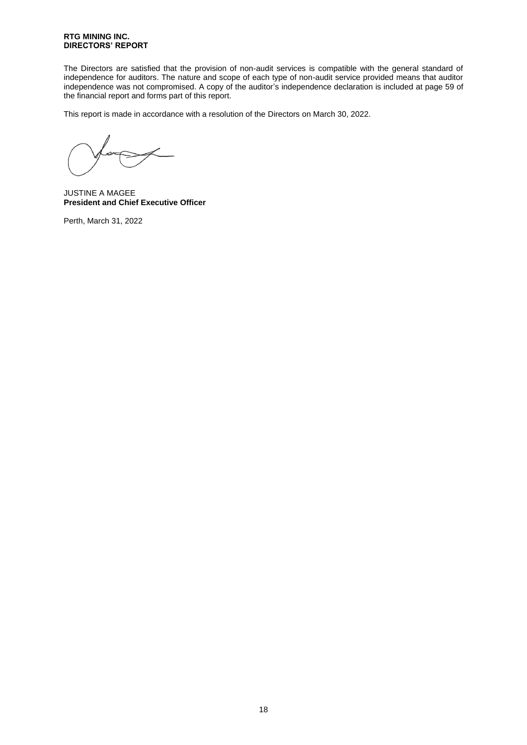**RTG MINING INC.**
**DIRECTORS' REPORT**

The Directors are satisfied that the provision of non-audit services is compatible with the general standard of independence for auditors. The nature and scope of each type of non-audit service provided means that auditor independence was not compromised. A copy of the auditor's independence declaration is included at page 59 of the financial report and forms part of this report.

This report is made in accordance with a resolution of the Directors on March 30, 2022.

JUSTINE A MAGEE
**President and Chief Executive Officer**

Perth, March 31, 2022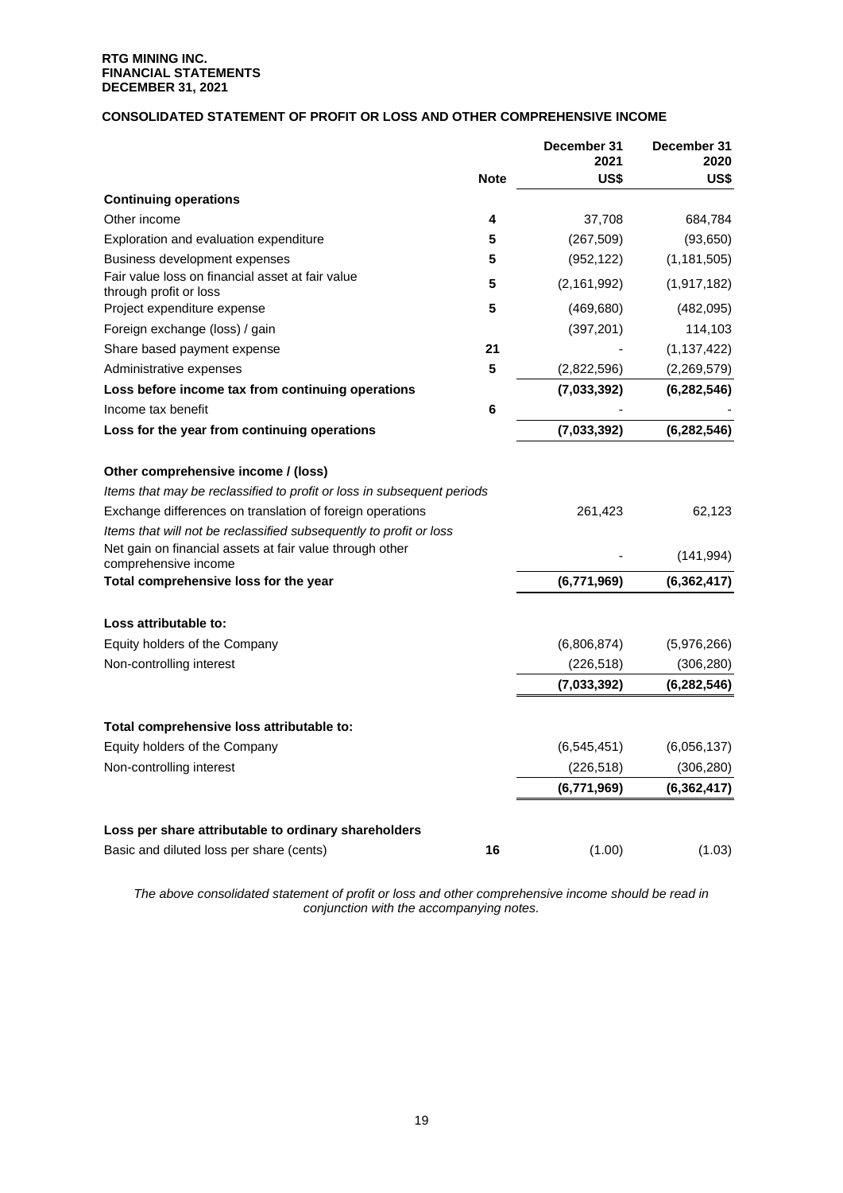**RTG MINING INC.**
**FINANCIAL STATEMENTS**
**DECEMBER 31, 2021**

## CONSOLIDATED STATEMENT OF PROFIT OR LOSS AND OTHER COMPREHENSIVE INCOME

| | Note | December 31 2021 US$ | December 31 2020 US$ |
|---|---|---|---|
| **Continuing operations** | | | |
| Other income | 4 | 37,708 | 684,784 |
| Exploration and evaluation expenditure | 5 | (267,509) | (93,650) |
| Business development expenses | 5 | (952,122) | (1,181,505) |
| Fair value loss on financial asset at fair value through profit or loss | 5 | (2,161,992) | (1,917,182) |
| Project expenditure expense | 5 | (469,680) | (482,095) |
| Foreign exchange (loss) / gain | | (397,201) | 114,103 |
| Share based payment expense | 21 | - | (1,137,422) |
| Administrative expenses | 5 | (2,822,596) | (2,269,579) |
| **Loss before income tax from continuing operations** | | **(7,033,392)** | **(6,282,546)** |
| Income tax benefit | 6 | - | - |
| **Loss for the year from continuing operations** | | **(7,033,392)** | **(6,282,546)** |
| | | | |
| **Other comprehensive income / (loss)** | | | |
| *Items that may be reclassified to profit or loss in subsequent periods* | | | |
| Exchange differences on translation of foreign operations | | 261,423 | 62,123 |
| *Items that will not be reclassified subsequently to profit or loss* | | | |
| Net gain on financial assets at fair value through other comprehensive income | | - | (141,994) |
| **Total comprehensive loss for the year** | | **(6,771,969)** | **(6,362,417)** |
| | | | |
| **Loss attributable to:** | | | |
| Equity holders of the Company | | (6,806,874) | (5,976,266) |
| Non-controlling interest | | (226,518) | (306,280) |
| | | **(7,033,392)** | **(6,282,546)** |
| | | | |
| **Total comprehensive loss attributable to:** | | | |
| Equity holders of the Company | | (6,545,451) | (6,056,137) |
| Non-controlling interest | | (226,518) | (306,280) |
| | | **(6,771,969)** | **(6,362,417)** |
| | | | |
| **Loss per share attributable to ordinary shareholders** | | | |
| Basic and diluted loss per share (cents) | 16 | (1.00) | (1.03) |

*The above consolidated statement of profit or loss and other comprehensive income should be read in conjunction with the accompanying notes.*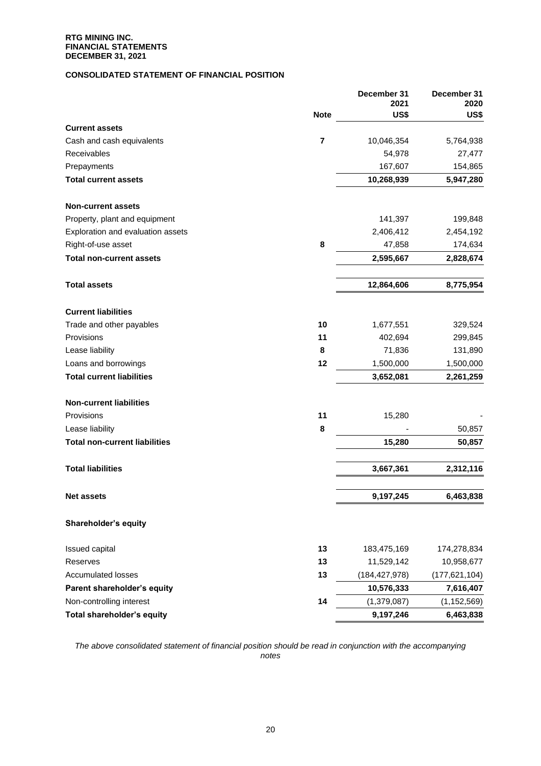**RTG MINING INC.**
**FINANCIAL STATEMENTS**
**DECEMBER 31, 2021**

## CONSOLIDATED STATEMENT OF FINANCIAL POSITION

| | Note | December 31 2021 US$ | December 31 2020 US$ |
|---|---|---|---|
| **Current assets** | | | |
| Cash and cash equivalents | 7 | 10,046,354 | 5,764,938 |
| Receivables | | 54,978 | 27,477 |
| Prepayments | | 167,607 | 154,865 |
| **Total current assets** | | **10,268,939** | **5,947,280** |
| | | | |
| **Non-current assets** | | | |
| Property, plant and equipment | | 141,397 | 199,848 |
| Exploration and evaluation assets | | 2,406,412 | 2,454,192 |
| Right-of-use asset | 8 | 47,858 | 174,634 |
| **Total non-current assets** | | **2,595,667** | **2,828,674** |
| | | | |
| **Total assets** | | **12,864,606** | **8,775,954** |
| | | | |
| **Current liabilities** | | | |
| Trade and other payables | 10 | 1,677,551 | 329,524 |
| Provisions | 11 | 402,694 | 299,845 |
| Lease liability | 8 | 71,836 | 131,890 |
| Loans and borrowings | 12 | 1,500,000 | 1,500,000 |
| **Total current liabilities** | | **3,652,081** | **2,261,259** |
| | | | |
| **Non-current liabilities** | | | |
| Provisions | 11 | 15,280 | - |
| Lease liability | 8 | - | 50,857 |
| **Total non-current liabilities** | | **15,280** | **50,857** |
| | | | |
| **Total liabilities** | | **3,667,361** | **2,312,116** |
| | | | |
| **Net assets** | | **9,197,245** | **6,463,838** |
| | | | |
| **Shareholder's equity** | | | |
| Issued capital | 13 | 183,475,169 | 174,278,834 |
| Reserves | 13 | 11,529,142 | 10,958,677 |
| Accumulated losses | 13 | (184,427,978) | (177,621,104) |
| **Parent shareholder's equity** | | **10,576,333** | **7,616,407** |
| Non-controlling interest | 14 | (1,379,087) | (1,152,569) |
| **Total shareholder's equity** | | **9,197,246** | **6,463,838** |

*The above consolidated statement of financial position should be read in conjunction with the accompanying notes*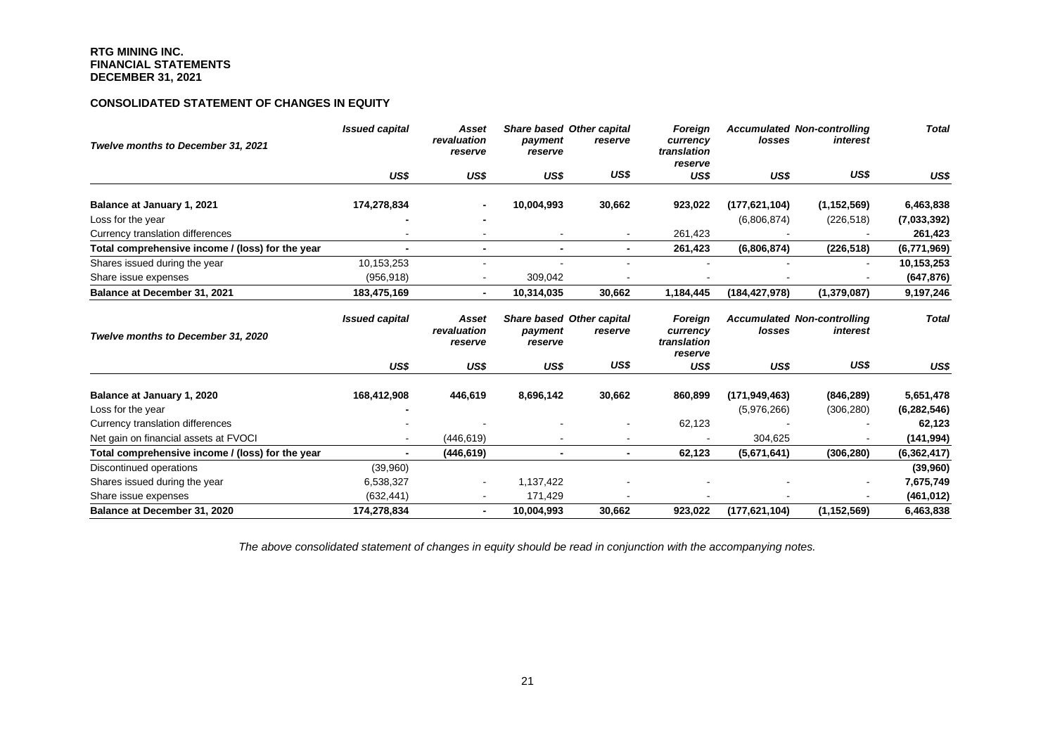**RTG MINING INC.**
**FINANCIAL STATEMENTS**
**DECEMBER 31, 2021**

## CONSOLIDATED STATEMENT OF CHANGES IN EQUITY

| *Twelve months to December 31, 2021* | *Issued capital* | *Asset revaluation reserve* | *Share based payment reserve* | *Other capital reserve* | *Foreign currency translation reserve* | *Accumulated losses* | *Non-controlling interest* | *Total* |
|---|---|---|---|---|---|---|---|---|
| | *US$* | *US$* | *US$* | *US$* | *US$* | *US$* | *US$* | *US$* |
| **Balance at January 1, 2021** | **174,278,834** | **-** | **10,004,993** | **30,662** | **923,022** | **(177,621,104)** | **(1,152,569)** | **6,463,838** |
| Loss for the year | **-** | **-** | | | | (6,806,874) | (226,518) | **(7,033,392)** |
| Currency translation differences | - | - | - | - | 261,423 | - | - | **261,423** |
| **Total comprehensive income / (loss) for the year** | **-** | **-** | **-** | **-** | **261,423** | **(6,806,874)** | **(226,518)** | **(6,771,969)** |
| Shares issued during the year | 10,153,253 | - | - | - | - | - | - | **10,153,253** |
| Share issue expenses | (956,918) | - | 309,042 | - | - | - | - | **(647,876)** |
| **Balance at December 31, 2021** | **183,475,169** | **-** | **10,314,035** | **30,662** | **1,184,445** | **(184,427,978)** | **(1,379,087)** | **9,197,246** |

| *Twelve months to December 31, 2020* | *Issued capital* | *Asset revaluation reserve* | *Share based payment reserve* | *Other capital reserve* | *Foreign currency translation reserve* | *Accumulated losses* | *Non-controlling interest* | *Total* |
|---|---|---|---|---|---|---|---|---|
| | *US$* | *US$* | *US$* | *US$* | *US$* | *US$* | *US$* | *US$* |
| **Balance at January 1, 2020** | **168,412,908** | **446,619** | **8,696,142** | **30,662** | **860,899** | **(171,949,463)** | **(846,289)** | **5,651,478** |
| Loss for the year | **-** | | | | | (5,976,266) | (306,280) | **(6,282,546)** |
| Currency translation differences | - | - | - | - | 62,123 | - | - | **62,123** |
| Net gain on financial assets at FVOCI | - | (446,619) | - | - | - | 304,625 | - | **(141,994)** |
| **Total comprehensive income / (loss) for the year** | **-** | **(446,619)** | **-** | **-** | **62,123** | **(5,671,641)** | **(306,280)** | **(6,362,417)** |
| Discontinued operations | (39,960) | | | | | | | **(39,960)** |
| Shares issued during the year | 6,538,327 | - | 1,137,422 | - | - | - | - | **7,675,749** |
| Share issue expenses | (632,441) | - | 171,429 | - | - | - | - | **(461,012)** |
| **Balance at December 31, 2020** | **174,278,834** | **-** | **10,004,993** | **30,662** | **923,022** | **(177,621,104)** | **(1,152,569)** | **6,463,838** |

*The above consolidated statement of changes in equity should be read in conjunction with the accompanying notes.*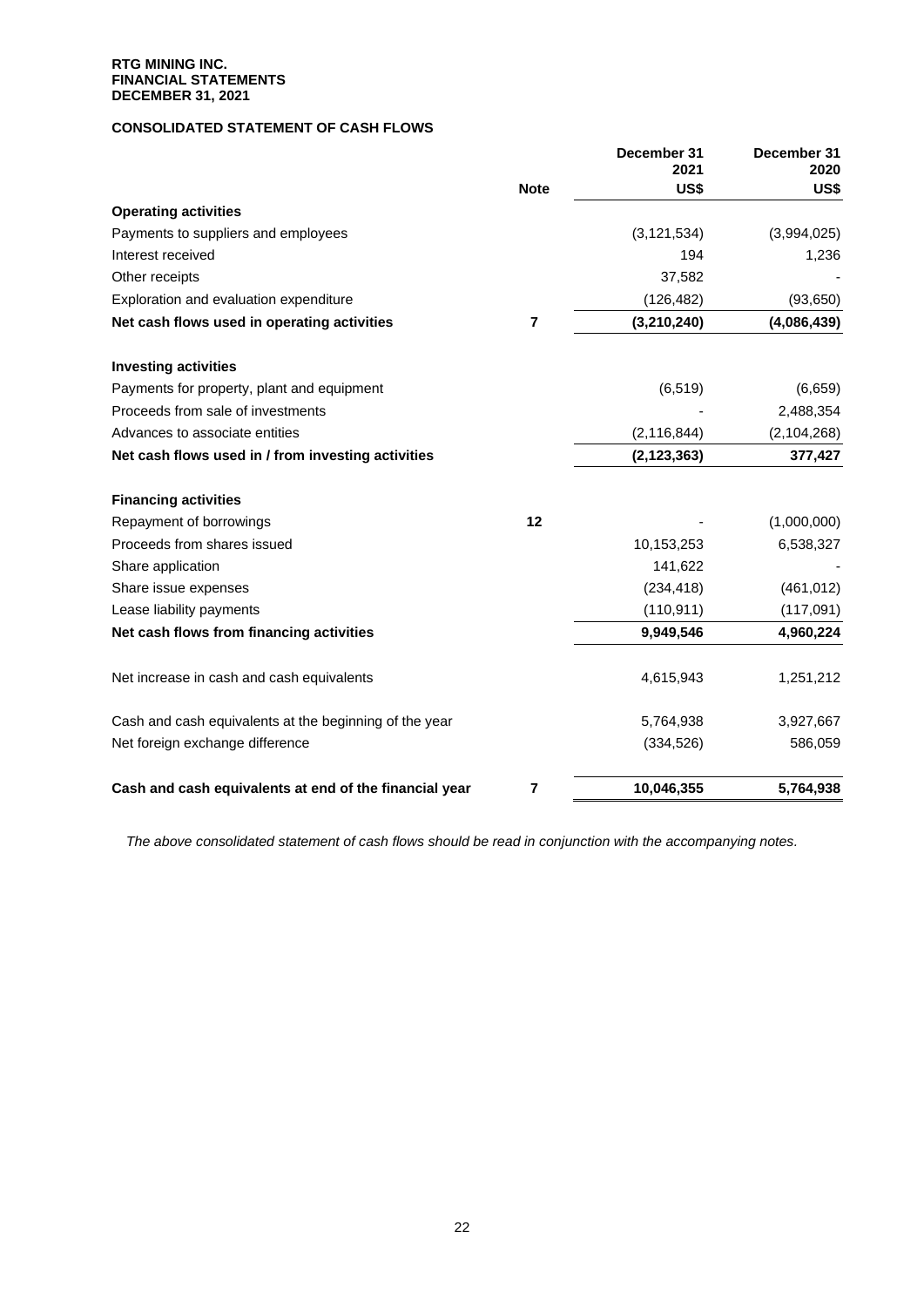**RTG MINING INC.**
**FINANCIAL STATEMENTS**
**DECEMBER 31, 2021**

## CONSOLIDATED STATEMENT OF CASH FLOWS

| | Note | December 31 2021 US$ | December 31 2020 US$ |
|---|---|---|---|
| **Operating activities** | | | |
| Payments to suppliers and employees | | (3,121,534) | (3,994,025) |
| Interest received | | 194 | 1,236 |
| Other receipts | | 37,582 | - |
| Exploration and evaluation expenditure | | (126,482) | (93,650) |
| **Net cash flows used in operating activities** | **7** | **(3,210,240)** | **(4,086,439)** |
| **Investing activities** | | | |
| Payments for property, plant and equipment | | (6,519) | (6,659) |
| Proceeds from sale of investments | | - | 2,488,354 |
| Advances to associate entities | | (2,116,844) | (2,104,268) |
| **Net cash flows used in / from investing activities** | | **(2,123,363)** | **377,427** |
| **Financing activities** | | | |
| Repayment of borrowings | **12** | - | (1,000,000) |
| Proceeds from shares issued | | 10,153,253 | 6,538,327 |
| Share application | | 141,622 | - |
| Share issue expenses | | (234,418) | (461,012) |
| Lease liability payments | | (110,911) | (117,091) |
| **Net cash flows from financing activities** | | **9,949,546** | **4,960,224** |
| Net increase in cash and cash equivalents | | 4,615,943 | 1,251,212 |
| Cash and cash equivalents at the beginning of the year | | 5,764,938 | 3,927,667 |
| Net foreign exchange difference | | (334,526) | 586,059 |
| **Cash and cash equivalents at end of the financial year** | **7** | **10,046,355** | **5,764,938** |

*The above consolidated statement of cash flows should be read in conjunction with the accompanying notes.*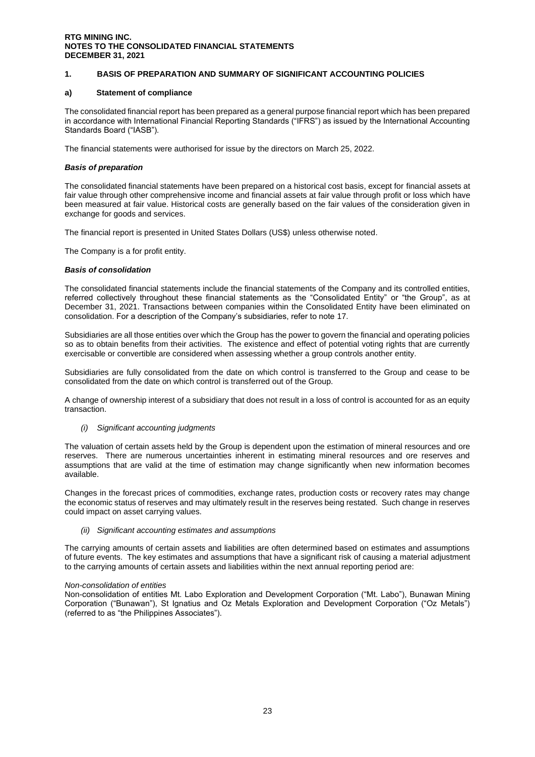## 1. BASIS OF PREPARATION AND SUMMARY OF SIGNIFICANT ACCOUNTING POLICIES

### a) Statement of compliance

The consolidated financial report has been prepared as a general purpose financial report which has been prepared in accordance with International Financial Reporting Standards ("IFRS") as issued by the International Accounting Standards Board ("IASB").

The financial statements were authorised for issue by the directors on March 25, 2022.

#### *Basis of preparation*

The consolidated financial statements have been prepared on a historical cost basis, except for financial assets at fair value through other comprehensive income and financial assets at fair value through profit or loss which have been measured at fair value. Historical costs are generally based on the fair values of the consideration given in exchange for goods and services.

The financial report is presented in United States Dollars (US$) unless otherwise noted.

The Company is a for profit entity.

#### *Basis of consolidation*

The consolidated financial statements include the financial statements of the Company and its controlled entities, referred collectively throughout these financial statements as the "Consolidated Entity" or "the Group", as at December 31, 2021. Transactions between companies within the Consolidated Entity have been eliminated on consolidation. For a description of the Company's subsidiaries, refer to note 17.

Subsidiaries are all those entities over which the Group has the power to govern the financial and operating policies so as to obtain benefits from their activities. The existence and effect of potential voting rights that are currently exercisable or convertible are considered when assessing whether a group controls another entity.

Subsidiaries are fully consolidated from the date on which control is transferred to the Group and cease to be consolidated from the date on which control is transferred out of the Group.

A change of ownership interest of a subsidiary that does not result in a loss of control is accounted for as an equity transaction.

*(i) Significant accounting judgments*

The valuation of certain assets held by the Group is dependent upon the estimation of mineral resources and ore reserves. There are numerous uncertainties inherent in estimating mineral resources and ore reserves and assumptions that are valid at the time of estimation may change significantly when new information becomes available.

Changes in the forecast prices of commodities, exchange rates, production costs or recovery rates may change the economic status of reserves and may ultimately result in the reserves being restated. Such change in reserves could impact on asset carrying values.

*(ii) Significant accounting estimates and assumptions*

The carrying amounts of certain assets and liabilities are often determined based on estimates and assumptions of future events. The key estimates and assumptions that have a significant risk of causing a material adjustment to the carrying amounts of certain assets and liabilities within the next annual reporting period are:

*Non-consolidation of entities*
Non-consolidation of entities Mt. Labo Exploration and Development Corporation ("Mt. Labo"), Bunawan Mining Corporation ("Bunawan"), St Ignatius and Oz Metals Exploration and Development Corporation ("Oz Metals") (referred to as "the Philippines Associates").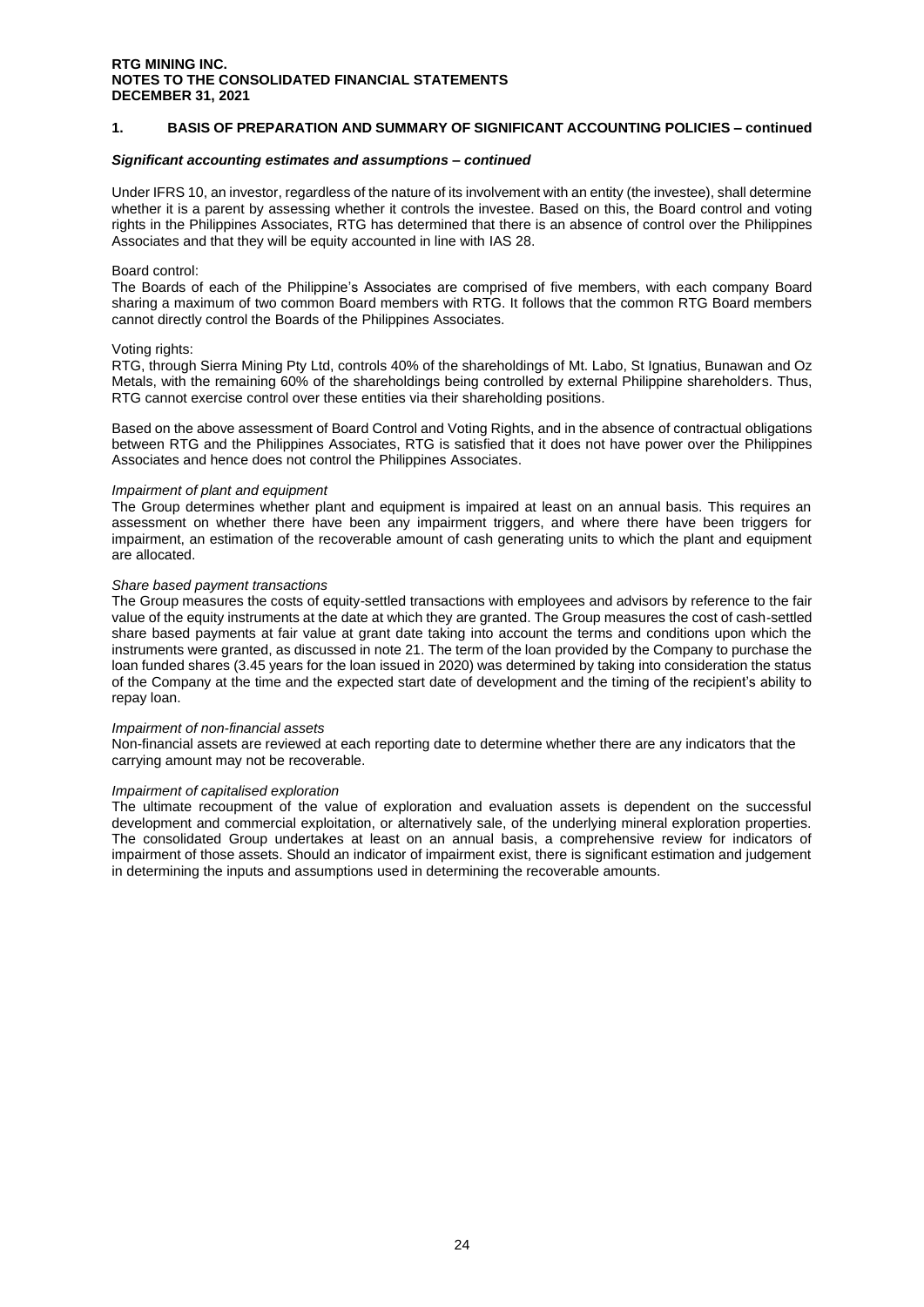## 1. BASIS OF PREPARATION AND SUMMARY OF SIGNIFICANT ACCOUNTING POLICIES – continued

### *Significant accounting estimates and assumptions – continued*

Under IFRS 10, an investor, regardless of the nature of its involvement with an entity (the investee), shall determine whether it is a parent by assessing whether it controls the investee. Based on this, the Board control and voting rights in the Philippines Associates, RTG has determined that there is an absence of control over the Philippines Associates and that they will be equity accounted in line with IAS 28.

Board control:
The Boards of each of the Philippine's Associates are comprised of five members, with each company Board sharing a maximum of two common Board members with RTG. It follows that the common RTG Board members cannot directly control the Boards of the Philippines Associates.

Voting rights:
RTG, through Sierra Mining Pty Ltd, controls 40% of the shareholdings of Mt. Labo, St Ignatius, Bunawan and Oz Metals, with the remaining 60% of the shareholdings being controlled by external Philippine shareholders. Thus, RTG cannot exercise control over these entities via their shareholding positions.

Based on the above assessment of Board Control and Voting Rights, and in the absence of contractual obligations between RTG and the Philippines Associates, RTG is satisfied that it does not have power over the Philippines Associates and hence does not control the Philippines Associates.

*Impairment of plant and equipment*
The Group determines whether plant and equipment is impaired at least on an annual basis. This requires an assessment on whether there have been any impairment triggers, and where there have been triggers for impairment, an estimation of the recoverable amount of cash generating units to which the plant and equipment are allocated.

*Share based payment transactions*
The Group measures the costs of equity-settled transactions with employees and advisors by reference to the fair value of the equity instruments at the date at which they are granted. The Group measures the cost of cash-settled share based payments at fair value at grant date taking into account the terms and conditions upon which the instruments were granted, as discussed in note 21. The term of the loan provided by the Company to purchase the loan funded shares (3.45 years for the loan issued in 2020) was determined by taking into consideration the status of the Company at the time and the expected start date of development and the timing of the recipient's ability to repay loan.

*Impairment of non-financial assets*
Non-financial assets are reviewed at each reporting date to determine whether there are any indicators that the carrying amount may not be recoverable.

*Impairment of capitalised exploration*
The ultimate recoupment of the value of exploration and evaluation assets is dependent on the successful development and commercial exploitation, or alternatively sale, of the underlying mineral exploration properties. The consolidated Group undertakes at least on an annual basis, a comprehensive review for indicators of impairment of those assets. Should an indicator of impairment exist, there is significant estimation and judgement in determining the inputs and assumptions used in determining the recoverable amounts.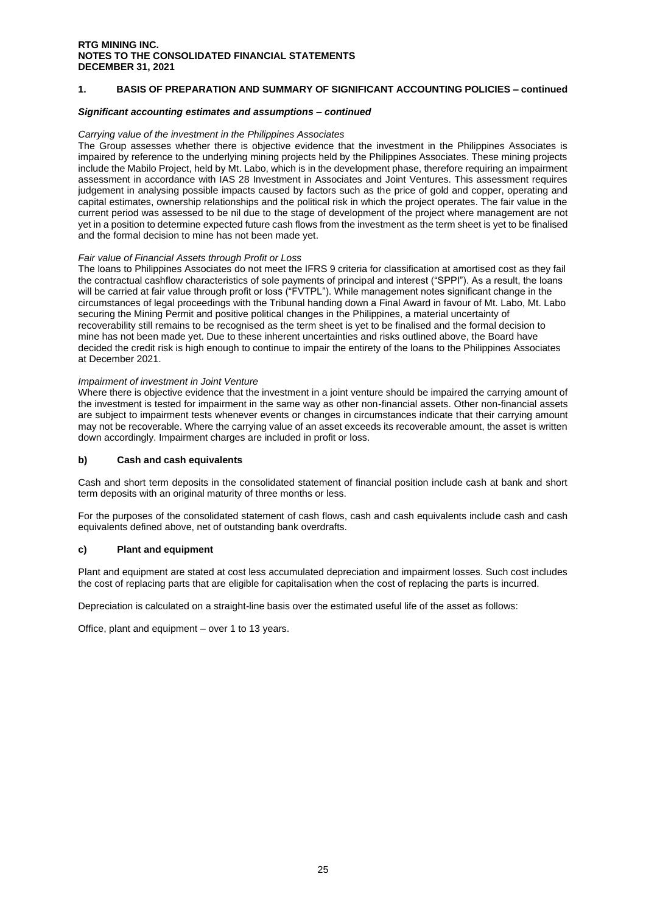## 1. BASIS OF PREPARATION AND SUMMARY OF SIGNIFICANT ACCOUNTING POLICIES – continued

### *Significant accounting estimates and assumptions – continued*

*Carrying value of the investment in the Philippines Associates*

The Group assesses whether there is objective evidence that the investment in the Philippines Associates is impaired by reference to the underlying mining projects held by the Philippines Associates. These mining projects include the Mabilo Project, held by Mt. Labo, which is in the development phase, therefore requiring an impairment assessment in accordance with IAS 28 Investment in Associates and Joint Ventures. This assessment requires judgement in analysing possible impacts caused by factors such as the price of gold and copper, operating and capital estimates, ownership relationships and the political risk in which the project operates. The fair value in the current period was assessed to be nil due to the stage of development of the project where management are not yet in a position to determine expected future cash flows from the investment as the term sheet is yet to be finalised and the formal decision to mine has not been made yet.

*Fair value of Financial Assets through Profit or Loss*

The loans to Philippines Associates do not meet the IFRS 9 criteria for classification at amortised cost as they fail the contractual cashflow characteristics of sole payments of principal and interest ("SPPI"). As a result, the loans will be carried at fair value through profit or loss ("FVTPL"). While management notes significant change in the circumstances of legal proceedings with the Tribunal handing down a Final Award in favour of Mt. Labo, Mt. Labo securing the Mining Permit and positive political changes in the Philippines, a material uncertainty of recoverability still remains to be recognised as the term sheet is yet to be finalised and the formal decision to mine has not been made yet. Due to these inherent uncertainties and risks outlined above, the Board have decided the credit risk is high enough to continue to impair the entirety of the loans to the Philippines Associates at December 2021.

*Impairment of investment in Joint Venture*

Where there is objective evidence that the investment in a joint venture should be impaired the carrying amount of the investment is tested for impairment in the same way as other non-financial assets. Other non-financial assets are subject to impairment tests whenever events or changes in circumstances indicate that their carrying amount may not be recoverable. Where the carrying value of an asset exceeds its recoverable amount, the asset is written down accordingly. Impairment charges are included in profit or loss.

### b) Cash and cash equivalents

Cash and short term deposits in the consolidated statement of financial position include cash at bank and short term deposits with an original maturity of three months or less.

For the purposes of the consolidated statement of cash flows, cash and cash equivalents include cash and cash equivalents defined above, net of outstanding bank overdrafts.

### c) Plant and equipment

Plant and equipment are stated at cost less accumulated depreciation and impairment losses. Such cost includes the cost of replacing parts that are eligible for capitalisation when the cost of replacing the parts is incurred.

Depreciation is calculated on a straight-line basis over the estimated useful life of the asset as follows:

Office, plant and equipment – over 1 to 13 years.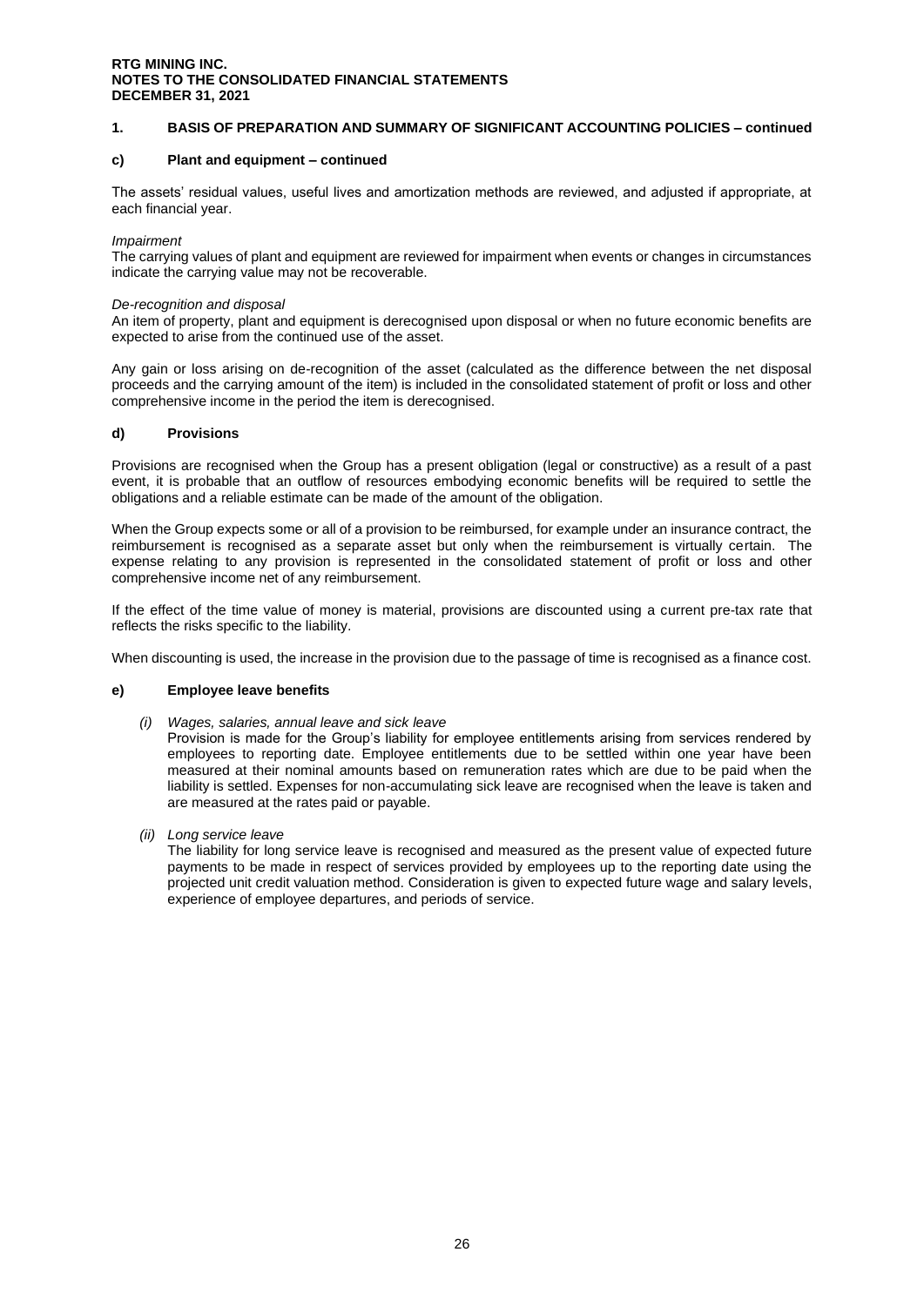## 1. BASIS OF PREPARATION AND SUMMARY OF SIGNIFICANT ACCOUNTING POLICIES – continued

### c) Plant and equipment – continued

The assets' residual values, useful lives and amortization methods are reviewed, and adjusted if appropriate, at each financial year.

*Impairment*
The carrying values of plant and equipment are reviewed for impairment when events or changes in circumstances indicate the carrying value may not be recoverable.

*De-recognition and disposal*
An item of property, plant and equipment is derecognised upon disposal or when no future economic benefits are expected to arise from the continued use of the asset.

Any gain or loss arising on de-recognition of the asset (calculated as the difference between the net disposal proceeds and the carrying amount of the item) is included in the consolidated statement of profit or loss and other comprehensive income in the period the item is derecognised.

### d) Provisions

Provisions are recognised when the Group has a present obligation (legal or constructive) as a result of a past event, it is probable that an outflow of resources embodying economic benefits will be required to settle the obligations and a reliable estimate can be made of the amount of the obligation.

When the Group expects some or all of a provision to be reimbursed, for example under an insurance contract, the reimbursement is recognised as a separate asset but only when the reimbursement is virtually certain. The expense relating to any provision is represented in the consolidated statement of profit or loss and other comprehensive income net of any reimbursement.

If the effect of the time value of money is material, provisions are discounted using a current pre-tax rate that reflects the risks specific to the liability.

When discounting is used, the increase in the provision due to the passage of time is recognised as a finance cost.

### e) Employee leave benefits

*(i) Wages, salaries, annual leave and sick leave*
Provision is made for the Group's liability for employee entitlements arising from services rendered by employees to reporting date. Employee entitlements due to be settled within one year have been measured at their nominal amounts based on remuneration rates which are due to be paid when the liability is settled. Expenses for non-accumulating sick leave are recognised when the leave is taken and are measured at the rates paid or payable.

*(ii) Long service leave*
The liability for long service leave is recognised and measured as the present value of expected future payments to be made in respect of services provided by employees up to the reporting date using the projected unit credit valuation method. Consideration is given to expected future wage and salary levels, experience of employee departures, and periods of service.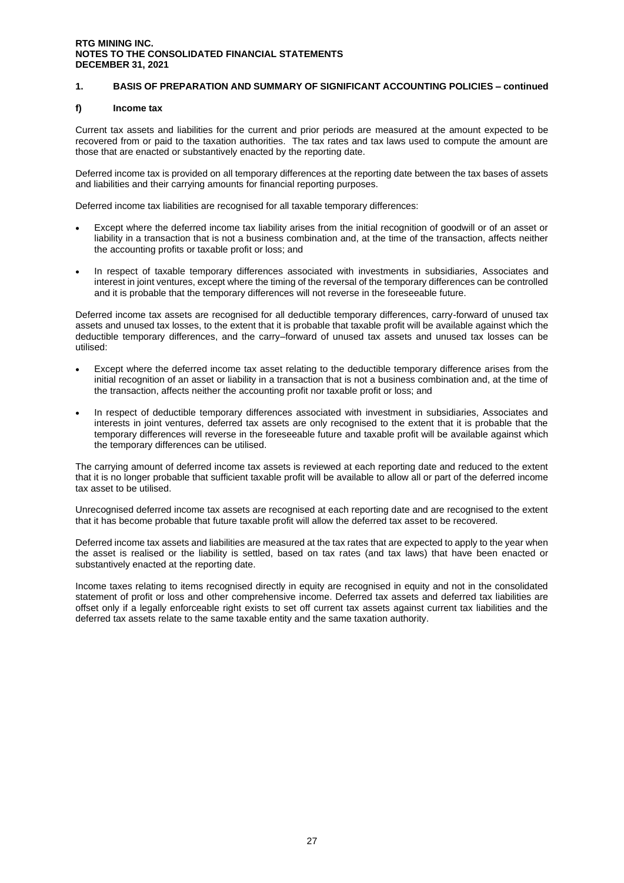## 1. BASIS OF PREPARATION AND SUMMARY OF SIGNIFICANT ACCOUNTING POLICIES – continued

### f) Income tax

Current tax assets and liabilities for the current and prior periods are measured at the amount expected to be recovered from or paid to the taxation authorities. The tax rates and tax laws used to compute the amount are those that are enacted or substantively enacted by the reporting date.

Deferred income tax is provided on all temporary differences at the reporting date between the tax bases of assets and liabilities and their carrying amounts for financial reporting purposes.

Deferred income tax liabilities are recognised for all taxable temporary differences:

- Except where the deferred income tax liability arises from the initial recognition of goodwill or of an asset or liability in a transaction that is not a business combination and, at the time of the transaction, affects neither the accounting profits or taxable profit or loss; and
- In respect of taxable temporary differences associated with investments in subsidiaries, Associates and interest in joint ventures, except where the timing of the reversal of the temporary differences can be controlled and it is probable that the temporary differences will not reverse in the foreseeable future.

Deferred income tax assets are recognised for all deductible temporary differences, carry-forward of unused tax assets and unused tax losses, to the extent that it is probable that taxable profit will be available against which the deductible temporary differences, and the carry–forward of unused tax assets and unused tax losses can be utilised:

- Except where the deferred income tax asset relating to the deductible temporary difference arises from the initial recognition of an asset or liability in a transaction that is not a business combination and, at the time of the transaction, affects neither the accounting profit nor taxable profit or loss; and
- In respect of deductible temporary differences associated with investment in subsidiaries, Associates and interests in joint ventures, deferred tax assets are only recognised to the extent that it is probable that the temporary differences will reverse in the foreseeable future and taxable profit will be available against which the temporary differences can be utilised.

The carrying amount of deferred income tax assets is reviewed at each reporting date and reduced to the extent that it is no longer probable that sufficient taxable profit will be available to allow all or part of the deferred income tax asset to be utilised.

Unrecognised deferred income tax assets are recognised at each reporting date and are recognised to the extent that it has become probable that future taxable profit will allow the deferred tax asset to be recovered.

Deferred income tax assets and liabilities are measured at the tax rates that are expected to apply to the year when the asset is realised or the liability is settled, based on tax rates (and tax laws) that have been enacted or substantively enacted at the reporting date.

Income taxes relating to items recognised directly in equity are recognised in equity and not in the consolidated statement of profit or loss and other comprehensive income. Deferred tax assets and deferred tax liabilities are offset only if a legally enforceable right exists to set off current tax assets against current tax liabilities and the deferred tax assets relate to the same taxable entity and the same taxation authority.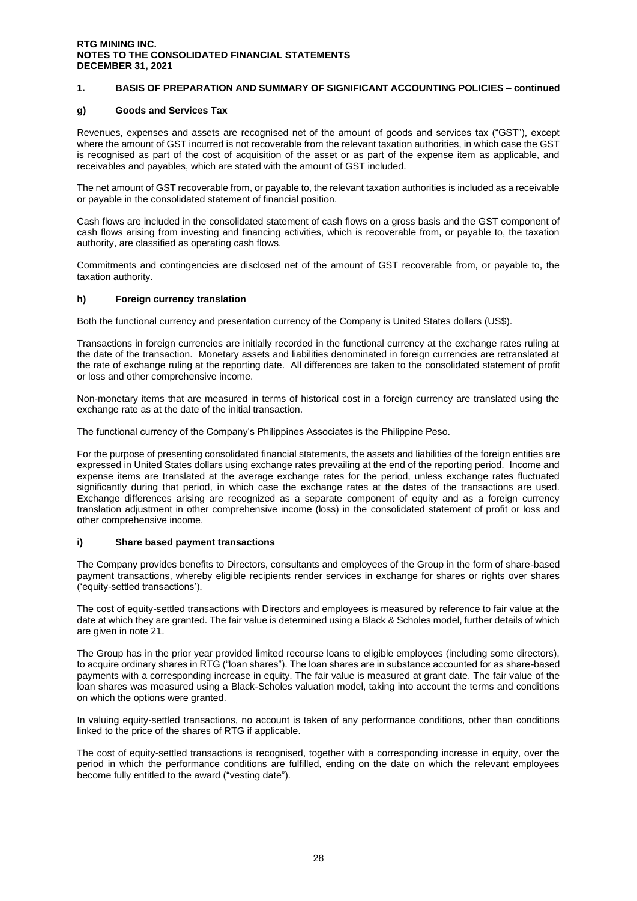## 1. BASIS OF PREPARATION AND SUMMARY OF SIGNIFICANT ACCOUNTING POLICIES – continued

### g) Goods and Services Tax

Revenues, expenses and assets are recognised net of the amount of goods and services tax ("GST"), except where the amount of GST incurred is not recoverable from the relevant taxation authorities, in which case the GST is recognised as part of the cost of acquisition of the asset or as part of the expense item as applicable, and receivables and payables, which are stated with the amount of GST included.

The net amount of GST recoverable from, or payable to, the relevant taxation authorities is included as a receivable or payable in the consolidated statement of financial position.

Cash flows are included in the consolidated statement of cash flows on a gross basis and the GST component of cash flows arising from investing and financing activities, which is recoverable from, or payable to, the taxation authority, are classified as operating cash flows.

Commitments and contingencies are disclosed net of the amount of GST recoverable from, or payable to, the taxation authority.

### h) Foreign currency translation

Both the functional currency and presentation currency of the Company is United States dollars (US$).

Transactions in foreign currencies are initially recorded in the functional currency at the exchange rates ruling at the date of the transaction. Monetary assets and liabilities denominated in foreign currencies are retranslated at the rate of exchange ruling at the reporting date. All differences are taken to the consolidated statement of profit or loss and other comprehensive income.

Non-monetary items that are measured in terms of historical cost in a foreign currency are translated using the exchange rate as at the date of the initial transaction.

The functional currency of the Company's Philippines Associates is the Philippine Peso.

For the purpose of presenting consolidated financial statements, the assets and liabilities of the foreign entities are expressed in United States dollars using exchange rates prevailing at the end of the reporting period. Income and expense items are translated at the average exchange rates for the period, unless exchange rates fluctuated significantly during that period, in which case the exchange rates at the dates of the transactions are used. Exchange differences arising are recognized as a separate component of equity and as a foreign currency translation adjustment in other comprehensive income (loss) in the consolidated statement of profit or loss and other comprehensive income.

### i) Share based payment transactions

The Company provides benefits to Directors, consultants and employees of the Group in the form of share-based payment transactions, whereby eligible recipients render services in exchange for shares or rights over shares ('equity-settled transactions').

The cost of equity-settled transactions with Directors and employees is measured by reference to fair value at the date at which they are granted. The fair value is determined using a Black & Scholes model, further details of which are given in note 21.

The Group has in the prior year provided limited recourse loans to eligible employees (including some directors), to acquire ordinary shares in RTG ("loan shares"). The loan shares are in substance accounted for as share-based payments with a corresponding increase in equity. The fair value is measured at grant date. The fair value of the loan shares was measured using a Black-Scholes valuation model, taking into account the terms and conditions on which the options were granted.

In valuing equity-settled transactions, no account is taken of any performance conditions, other than conditions linked to the price of the shares of RTG if applicable.

The cost of equity-settled transactions is recognised, together with a corresponding increase in equity, over the period in which the performance conditions are fulfilled, ending on the date on which the relevant employees become fully entitled to the award ("vesting date").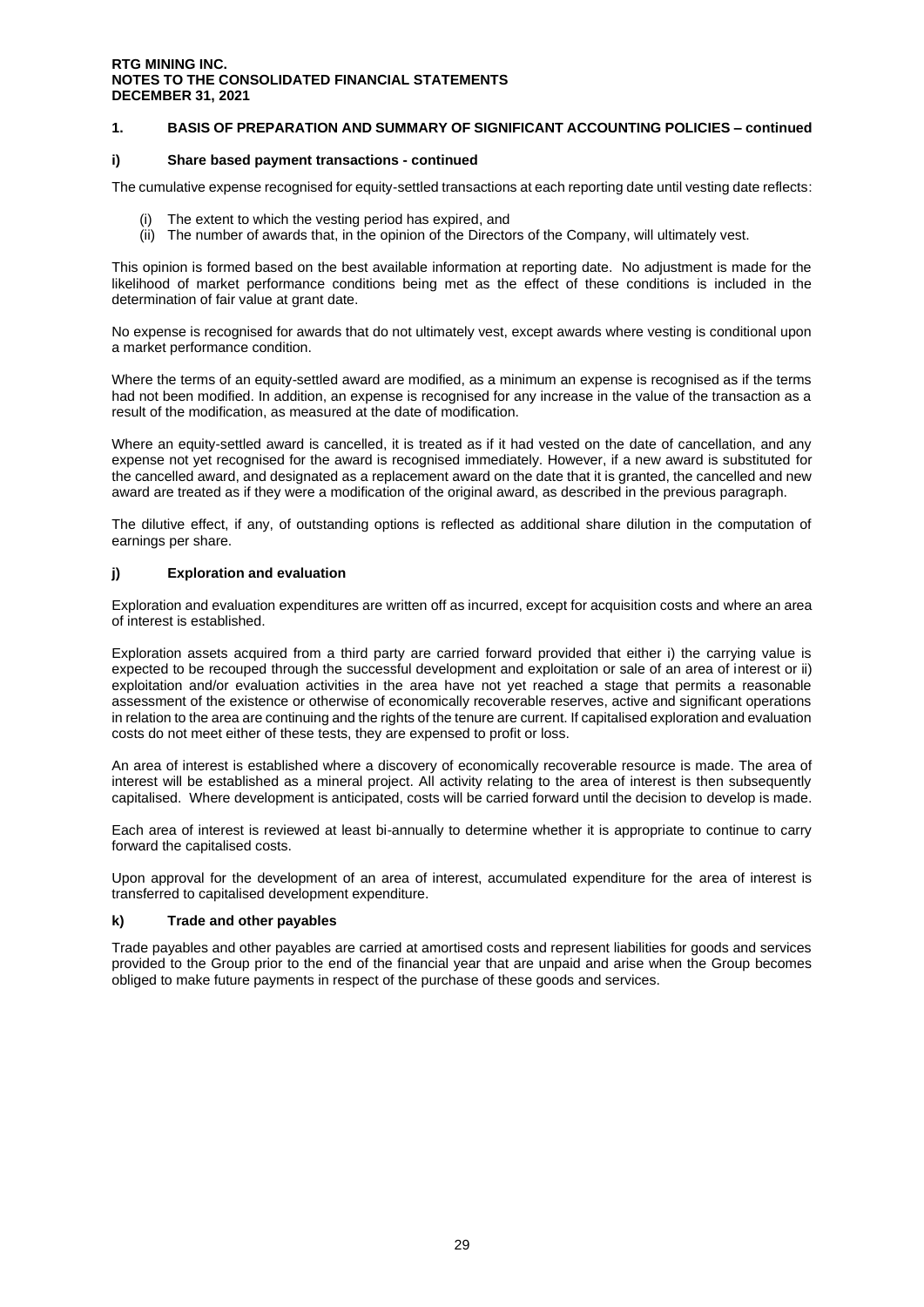## 1. BASIS OF PREPARATION AND SUMMARY OF SIGNIFICANT ACCOUNTING POLICIES – continued

### i) Share based payment transactions - continued

The cumulative expense recognised for equity-settled transactions at each reporting date until vesting date reflects:

(i) The extent to which the vesting period has expired, and
(ii) The number of awards that, in the opinion of the Directors of the Company, will ultimately vest.

This opinion is formed based on the best available information at reporting date. No adjustment is made for the likelihood of market performance conditions being met as the effect of these conditions is included in the determination of fair value at grant date.

No expense is recognised for awards that do not ultimately vest, except awards where vesting is conditional upon a market performance condition.

Where the terms of an equity-settled award are modified, as a minimum an expense is recognised as if the terms had not been modified. In addition, an expense is recognised for any increase in the value of the transaction as a result of the modification, as measured at the date of modification.

Where an equity-settled award is cancelled, it is treated as if it had vested on the date of cancellation, and any expense not yet recognised for the award is recognised immediately. However, if a new award is substituted for the cancelled award, and designated as a replacement award on the date that it is granted, the cancelled and new award are treated as if they were a modification of the original award, as described in the previous paragraph.

The dilutive effect, if any, of outstanding options is reflected as additional share dilution in the computation of earnings per share.

### j) Exploration and evaluation

Exploration and evaluation expenditures are written off as incurred, except for acquisition costs and where an area of interest is established.

Exploration assets acquired from a third party are carried forward provided that either i) the carrying value is expected to be recouped through the successful development and exploitation or sale of an area of interest or ii) exploitation and/or evaluation activities in the area have not yet reached a stage that permits a reasonable assessment of the existence or otherwise of economically recoverable reserves, active and significant operations in relation to the area are continuing and the rights of the tenure are current. If capitalised exploration and evaluation costs do not meet either of these tests, they are expensed to profit or loss.

An area of interest is established where a discovery of economically recoverable resource is made. The area of interest will be established as a mineral project. All activity relating to the area of interest is then subsequently capitalised. Where development is anticipated, costs will be carried forward until the decision to develop is made.

Each area of interest is reviewed at least bi-annually to determine whether it is appropriate to continue to carry forward the capitalised costs.

Upon approval for the development of an area of interest, accumulated expenditure for the area of interest is transferred to capitalised development expenditure.

### k) Trade and other payables

Trade payables and other payables are carried at amortised costs and represent liabilities for goods and services provided to the Group prior to the end of the financial year that are unpaid and arise when the Group becomes obliged to make future payments in respect of the purchase of these goods and services.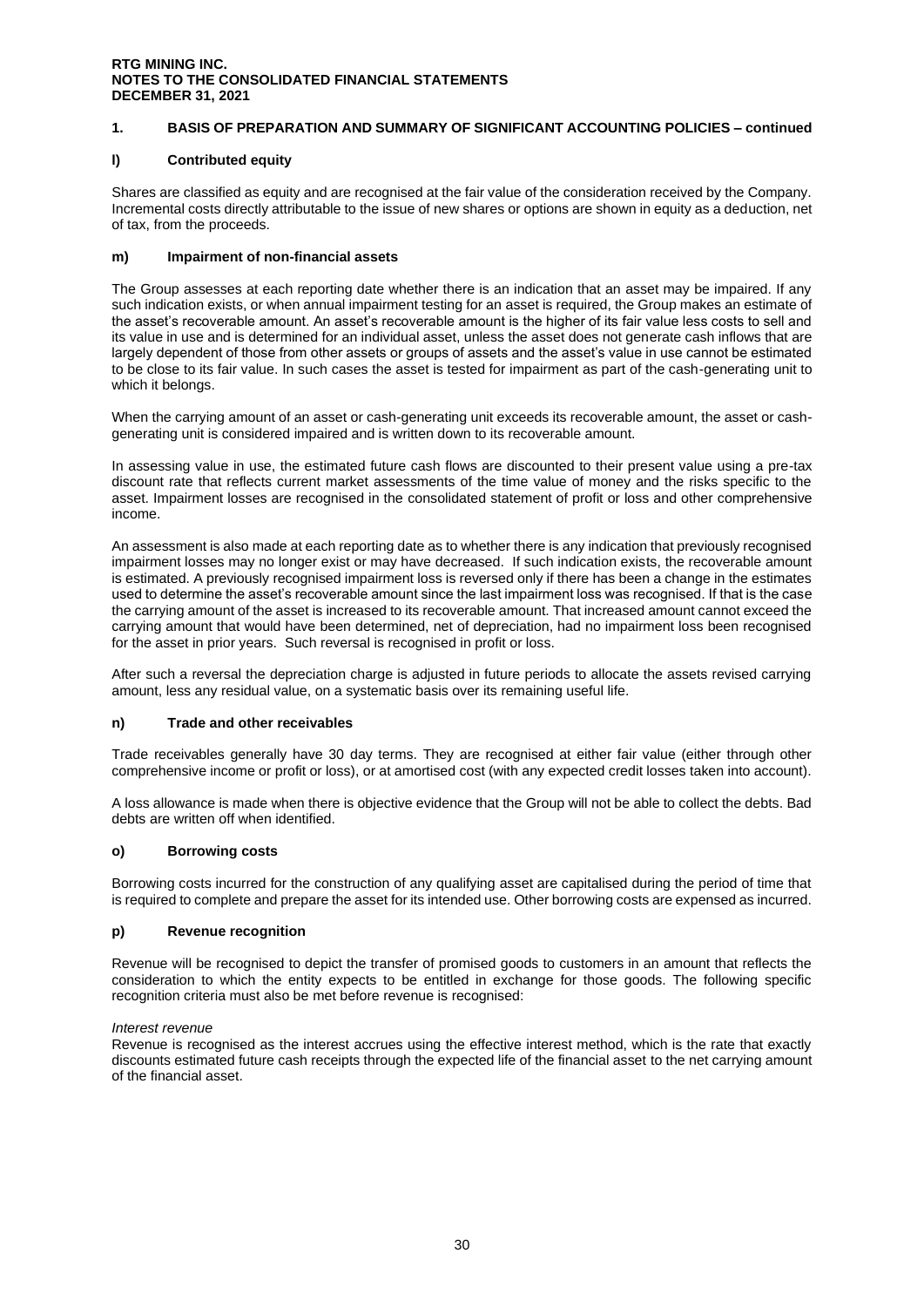## 1. BASIS OF PREPARATION AND SUMMARY OF SIGNIFICANT ACCOUNTING POLICIES – continued

### l) Contributed equity

Shares are classified as equity and are recognised at the fair value of the consideration received by the Company. Incremental costs directly attributable to the issue of new shares or options are shown in equity as a deduction, net of tax, from the proceeds.

### m) Impairment of non-financial assets

The Group assesses at each reporting date whether there is an indication that an asset may be impaired. If any such indication exists, or when annual impairment testing for an asset is required, the Group makes an estimate of the asset's recoverable amount. An asset's recoverable amount is the higher of its fair value less costs to sell and its value in use and is determined for an individual asset, unless the asset does not generate cash inflows that are largely dependent of those from other assets or groups of assets and the asset's value in use cannot be estimated to be close to its fair value. In such cases the asset is tested for impairment as part of the cash-generating unit to which it belongs.

When the carrying amount of an asset or cash-generating unit exceeds its recoverable amount, the asset or cash-generating unit is considered impaired and is written down to its recoverable amount.

In assessing value in use, the estimated future cash flows are discounted to their present value using a pre-tax discount rate that reflects current market assessments of the time value of money and the risks specific to the asset. Impairment losses are recognised in the consolidated statement of profit or loss and other comprehensive income.

An assessment is also made at each reporting date as to whether there is any indication that previously recognised impairment losses may no longer exist or may have decreased. If such indication exists, the recoverable amount is estimated. A previously recognised impairment loss is reversed only if there has been a change in the estimates used to determine the asset's recoverable amount since the last impairment loss was recognised. If that is the case the carrying amount of the asset is increased to its recoverable amount. That increased amount cannot exceed the carrying amount that would have been determined, net of depreciation, had no impairment loss been recognised for the asset in prior years. Such reversal is recognised in profit or loss.

After such a reversal the depreciation charge is adjusted in future periods to allocate the assets revised carrying amount, less any residual value, on a systematic basis over its remaining useful life.

### n) Trade and other receivables

Trade receivables generally have 30 day terms. They are recognised at either fair value (either through other comprehensive income or profit or loss), or at amortised cost (with any expected credit losses taken into account).

A loss allowance is made when there is objective evidence that the Group will not be able to collect the debts. Bad debts are written off when identified.

### o) Borrowing costs

Borrowing costs incurred for the construction of any qualifying asset are capitalised during the period of time that is required to complete and prepare the asset for its intended use. Other borrowing costs are expensed as incurred.

### p) Revenue recognition

Revenue will be recognised to depict the transfer of promised goods to customers in an amount that reflects the consideration to which the entity expects to be entitled in exchange for those goods. The following specific recognition criteria must also be met before revenue is recognised:

*Interest revenue*
Revenue is recognised as the interest accrues using the effective interest method, which is the rate that exactly discounts estimated future cash receipts through the expected life of the financial asset to the net carrying amount of the financial asset.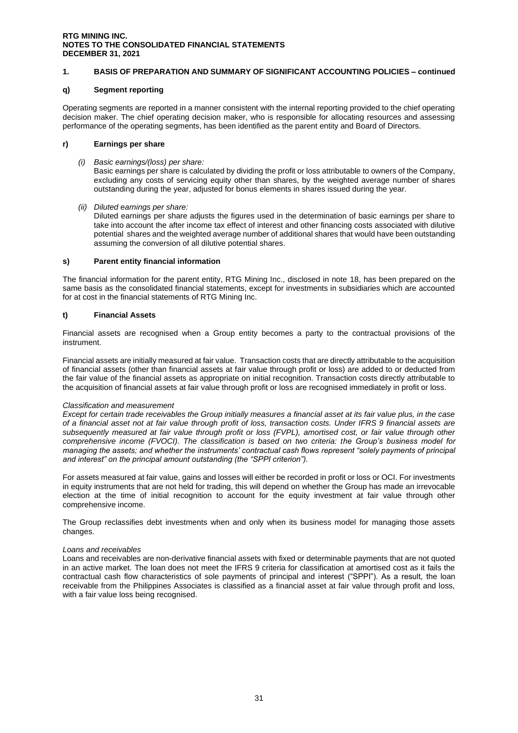## 1. BASIS OF PREPARATION AND SUMMARY OF SIGNIFICANT ACCOUNTING POLICIES – continued

### q) Segment reporting

Operating segments are reported in a manner consistent with the internal reporting provided to the chief operating decision maker. The chief operating decision maker, who is responsible for allocating resources and assessing performance of the operating segments, has been identified as the parent entity and Board of Directors.

### r) Earnings per share

*(i) Basic earnings/(loss) per share:*
Basic earnings per share is calculated by dividing the profit or loss attributable to owners of the Company, excluding any costs of servicing equity other than shares, by the weighted average number of shares outstanding during the year, adjusted for bonus elements in shares issued during the year.

*(ii) Diluted earnings per share:*
Diluted earnings per share adjusts the figures used in the determination of basic earnings per share to take into account the after income tax effect of interest and other financing costs associated with dilutive potential shares and the weighted average number of additional shares that would have been outstanding assuming the conversion of all dilutive potential shares.

### s) Parent entity financial information

The financial information for the parent entity, RTG Mining Inc., disclosed in note 18, has been prepared on the same basis as the consolidated financial statements, except for investments in subsidiaries which are accounted for at cost in the financial statements of RTG Mining Inc.

### t) Financial Assets

Financial assets are recognised when a Group entity becomes a party to the contractual provisions of the instrument.

Financial assets are initially measured at fair value. Transaction costs that are directly attributable to the acquisition of financial assets (other than financial assets at fair value through profit or loss) are added to or deducted from the fair value of the financial assets as appropriate on initial recognition. Transaction costs directly attributable to the acquisition of financial assets at fair value through profit or loss are recognised immediately in profit or loss.

*Classification and measurement*

*Except for certain trade receivables the Group initially measures a financial asset at its fair value plus, in the case of a financial asset not at fair value through profit of loss, transaction costs. Under IFRS 9 financial assets are subsequently measured at fair value through profit or loss (FVPL), amortised cost, or fair value through other comprehensive income (FVOCI). The classification is based on two criteria: the Group's business model for managing the assets; and whether the instruments' contractual cash flows represent "solely payments of principal and interest" on the principal amount outstanding (the "SPPI criterion").*

For assets measured at fair value, gains and losses will either be recorded in profit or loss or OCI. For investments in equity instruments that are not held for trading, this will depend on whether the Group has made an irrevocable election at the time of initial recognition to account for the equity investment at fair value through other comprehensive income.

The Group reclassifies debt investments when and only when its business model for managing those assets changes.

*Loans and receivables*

Loans and receivables are non-derivative financial assets with fixed or determinable payments that are not quoted in an active market. The loan does not meet the IFRS 9 criteria for classification at amortised cost as it fails the contractual cash flow characteristics of sole payments of principal and interest ("SPPI"). As a result, the loan receivable from the Philippines Associates is classified as a financial asset at fair value through profit and loss, with a fair value loss being recognised.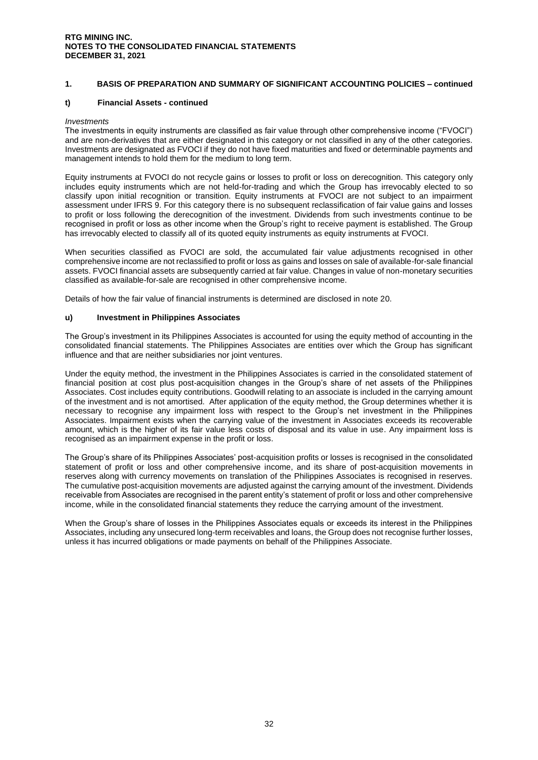## 1. BASIS OF PREPARATION AND SUMMARY OF SIGNIFICANT ACCOUNTING POLICIES – continued

### t) Financial Assets - continued

*Investments*

The investments in equity instruments are classified as fair value through other comprehensive income ("FVOCI") and are non-derivatives that are either designated in this category or not classified in any of the other categories. Investments are designated as FVOCI if they do not have fixed maturities and fixed or determinable payments and management intends to hold them for the medium to long term.

Equity instruments at FVOCI do not recycle gains or losses to profit or loss on derecognition. This category only includes equity instruments which are not held-for-trading and which the Group has irrevocably elected to so classify upon initial recognition or transition. Equity instruments at FVOCI are not subject to an impairment assessment under IFRS 9. For this category there is no subsequent reclassification of fair value gains and losses to profit or loss following the derecognition of the investment. Dividends from such investments continue to be recognised in profit or loss as other income when the Group's right to receive payment is established. The Group has irrevocably elected to classify all of its quoted equity instruments as equity instruments at FVOCI.

When securities classified as FVOCI are sold, the accumulated fair value adjustments recognised in other comprehensive income are not reclassified to profit or loss as gains and losses on sale of available-for-sale financial assets. FVOCI financial assets are subsequently carried at fair value. Changes in value of non-monetary securities classified as available-for-sale are recognised in other comprehensive income.

Details of how the fair value of financial instruments is determined are disclosed in note 20.

### u) Investment in Philippines Associates

The Group's investment in its Philippines Associates is accounted for using the equity method of accounting in the consolidated financial statements. The Philippines Associates are entities over which the Group has significant influence and that are neither subsidiaries nor joint ventures.

Under the equity method, the investment in the Philippines Associates is carried in the consolidated statement of financial position at cost plus post-acquisition changes in the Group's share of net assets of the Philippines Associates. Cost includes equity contributions. Goodwill relating to an associate is included in the carrying amount of the investment and is not amortised. After application of the equity method, the Group determines whether it is necessary to recognise any impairment loss with respect to the Group's net investment in the Philippines Associates. Impairment exists when the carrying value of the investment in Associates exceeds its recoverable amount, which is the higher of its fair value less costs of disposal and its value in use. Any impairment loss is recognised as an impairment expense in the profit or loss.

The Group's share of its Philippines Associates' post-acquisition profits or losses is recognised in the consolidated statement of profit or loss and other comprehensive income, and its share of post-acquisition movements in reserves along with currency movements on translation of the Philippines Associates is recognised in reserves. The cumulative post-acquisition movements are adjusted against the carrying amount of the investment. Dividends receivable from Associates are recognised in the parent entity's statement of profit or loss and other comprehensive income, while in the consolidated financial statements they reduce the carrying amount of the investment.

When the Group's share of losses in the Philippines Associates equals or exceeds its interest in the Philippines Associates, including any unsecured long-term receivables and loans, the Group does not recognise further losses, unless it has incurred obligations or made payments on behalf of the Philippines Associate.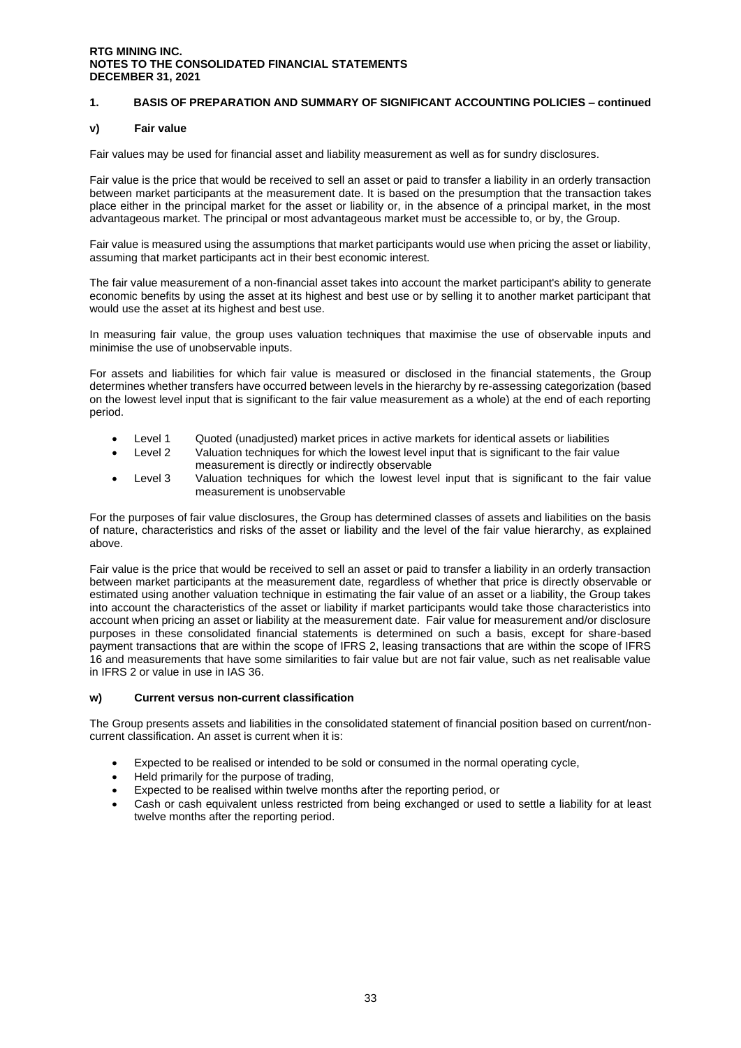## 1. BASIS OF PREPARATION AND SUMMARY OF SIGNIFICANT ACCOUNTING POLICIES – continued

### v) Fair value

Fair values may be used for financial asset and liability measurement as well as for sundry disclosures.

Fair value is the price that would be received to sell an asset or paid to transfer a liability in an orderly transaction between market participants at the measurement date. It is based on the presumption that the transaction takes place either in the principal market for the asset or liability or, in the absence of a principal market, in the most advantageous market. The principal or most advantageous market must be accessible to, or by, the Group.

Fair value is measured using the assumptions that market participants would use when pricing the asset or liability, assuming that market participants act in their best economic interest.

The fair value measurement of a non-financial asset takes into account the market participant's ability to generate economic benefits by using the asset at its highest and best use or by selling it to another market participant that would use the asset at its highest and best use.

In measuring fair value, the group uses valuation techniques that maximise the use of observable inputs and minimise the use of unobservable inputs.

For assets and liabilities for which fair value is measured or disclosed in the financial statements, the Group determines whether transfers have occurred between levels in the hierarchy by re-assessing categorization (based on the lowest level input that is significant to the fair value measurement as a whole) at the end of each reporting period.

- Level 1 Quoted (unadjusted) market prices in active markets for identical assets or liabilities
- Level 2 Valuation techniques for which the lowest level input that is significant to the fair value measurement is directly or indirectly observable
- Level 3 Valuation techniques for which the lowest level input that is significant to the fair value measurement is unobservable

For the purposes of fair value disclosures, the Group has determined classes of assets and liabilities on the basis of nature, characteristics and risks of the asset or liability and the level of the fair value hierarchy, as explained above.

Fair value is the price that would be received to sell an asset or paid to transfer a liability in an orderly transaction between market participants at the measurement date, regardless of whether that price is directly observable or estimated using another valuation technique in estimating the fair value of an asset or a liability, the Group takes into account the characteristics of the asset or liability if market participants would take those characteristics into account when pricing an asset or liability at the measurement date. Fair value for measurement and/or disclosure purposes in these consolidated financial statements is determined on such a basis, except for share-based payment transactions that are within the scope of IFRS 2, leasing transactions that are within the scope of IFRS 16 and measurements that have some similarities to fair value but are not fair value, such as net realisable value in IFRS 2 or value in use in IAS 36.

### w) Current versus non-current classification

The Group presents assets and liabilities in the consolidated statement of financial position based on current/non-current classification. An asset is current when it is:

- Expected to be realised or intended to be sold or consumed in the normal operating cycle,
- Held primarily for the purpose of trading,
- Expected to be realised within twelve months after the reporting period, or
- Cash or cash equivalent unless restricted from being exchanged or used to settle a liability for at least twelve months after the reporting period.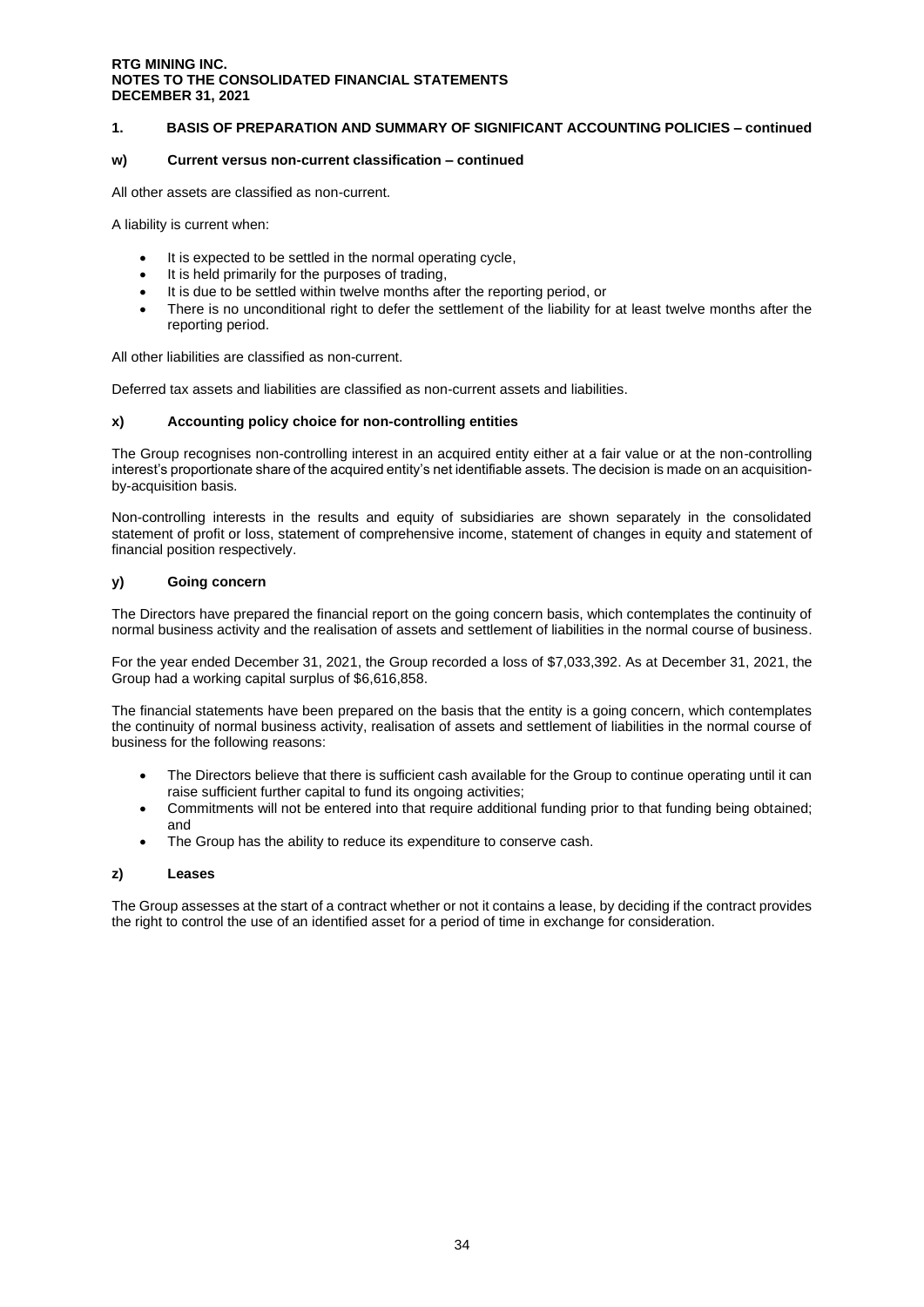## 1. BASIS OF PREPARATION AND SUMMARY OF SIGNIFICANT ACCOUNTING POLICIES – continued

### w) Current versus non-current classification – continued

All other assets are classified as non-current.

A liability is current when:

- It is expected to be settled in the normal operating cycle,
- It is held primarily for the purposes of trading,
- It is due to be settled within twelve months after the reporting period, or
- There is no unconditional right to defer the settlement of the liability for at least twelve months after the reporting period.

All other liabilities are classified as non-current.

Deferred tax assets and liabilities are classified as non-current assets and liabilities.

### x) Accounting policy choice for non-controlling entities

The Group recognises non-controlling interest in an acquired entity either at a fair value or at the non-controlling interest's proportionate share of the acquired entity's net identifiable assets. The decision is made on an acquisition-by-acquisition basis.

Non-controlling interests in the results and equity of subsidiaries are shown separately in the consolidated statement of profit or loss, statement of comprehensive income, statement of changes in equity and statement of financial position respectively.

### y) Going concern

The Directors have prepared the financial report on the going concern basis, which contemplates the continuity of normal business activity and the realisation of assets and settlement of liabilities in the normal course of business.

For the year ended December 31, 2021, the Group recorded a loss of $7,033,392. As at December 31, 2021, the Group had a working capital surplus of $6,616,858.

The financial statements have been prepared on the basis that the entity is a going concern, which contemplates the continuity of normal business activity, realisation of assets and settlement of liabilities in the normal course of business for the following reasons:

- The Directors believe that there is sufficient cash available for the Group to continue operating until it can raise sufficient further capital to fund its ongoing activities;
- Commitments will not be entered into that require additional funding prior to that funding being obtained; and
- The Group has the ability to reduce its expenditure to conserve cash.

### z) Leases

The Group assesses at the start of a contract whether or not it contains a lease, by deciding if the contract provides the right to control the use of an identified asset for a period of time in exchange for consideration.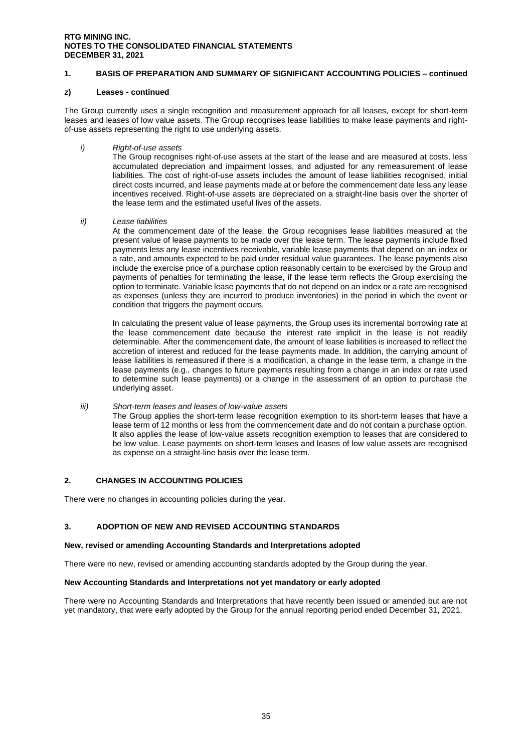## 1. BASIS OF PREPARATION AND SUMMARY OF SIGNIFICANT ACCOUNTING POLICIES – continued

### z) Leases - continued

The Group currently uses a single recognition and measurement approach for all leases, except for short-term leases and leases of low value assets. The Group recognises lease liabilities to make lease payments and right-of-use assets representing the right to use underlying assets.

*i) Right-of-use assets*

The Group recognises right-of-use assets at the start of the lease and are measured at costs, less accumulated depreciation and impairment losses, and adjusted for any remeasurement of lease liabilities. The cost of right-of-use assets includes the amount of lease liabilities recognised, initial direct costs incurred, and lease payments made at or before the commencement date less any lease incentives received. Right-of-use assets are depreciated on a straight-line basis over the shorter of the lease term and the estimated useful lives of the assets.

*ii) Lease liabilities*

At the commencement date of the lease, the Group recognises lease liabilities measured at the present value of lease payments to be made over the lease term. The lease payments include fixed payments less any lease incentives receivable, variable lease payments that depend on an index or a rate, and amounts expected to be paid under residual value guarantees. The lease payments also include the exercise price of a purchase option reasonably certain to be exercised by the Group and payments of penalties for terminating the lease, if the lease term reflects the Group exercising the option to terminate. Variable lease payments that do not depend on an index or a rate are recognised as expenses (unless they are incurred to produce inventories) in the period in which the event or condition that triggers the payment occurs.

In calculating the present value of lease payments, the Group uses its incremental borrowing rate at the lease commencement date because the interest rate implicit in the lease is not readily determinable. After the commencement date, the amount of lease liabilities is increased to reflect the accretion of interest and reduced for the lease payments made. In addition, the carrying amount of lease liabilities is remeasured if there is a modification, a change in the lease term, a change in the lease payments (e.g., changes to future payments resulting from a change in an index or rate used to determine such lease payments) or a change in the assessment of an option to purchase the underlying asset.

*iii) Short-term leases and leases of low-value assets*

The Group applies the short-term lease recognition exemption to its short-term leases that have a lease term of 12 months or less from the commencement date and do not contain a purchase option. It also applies the lease of low-value assets recognition exemption to leases that are considered to be low value. Lease payments on short-term leases and leases of low value assets are recognised as expense on a straight-line basis over the lease term.

## 2. CHANGES IN ACCOUNTING POLICIES

There were no changes in accounting policies during the year.

## 3. ADOPTION OF NEW AND REVISED ACCOUNTING STANDARDS

**New, revised or amending Accounting Standards and Interpretations adopted**

There were no new, revised or amending accounting standards adopted by the Group during the year.

**New Accounting Standards and Interpretations not yet mandatory or early adopted**

There were no Accounting Standards and Interpretations that have recently been issued or amended but are not yet mandatory, that were early adopted by the Group for the annual reporting period ended December 31, 2021.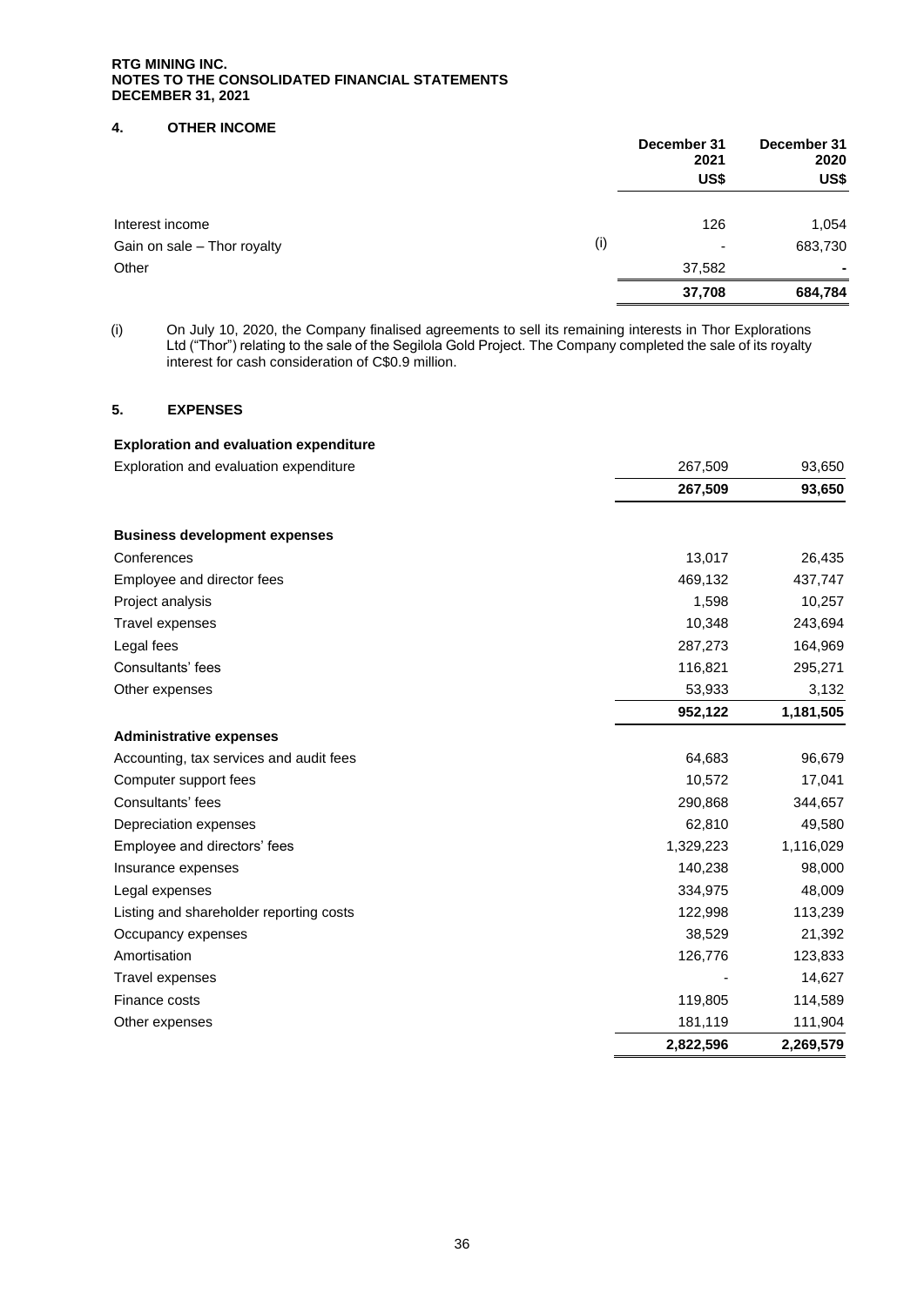**RTG MINING INC.**
**NOTES TO THE CONSOLIDATED FINANCIAL STATEMENTS**
**DECEMBER 31, 2021**

## 4. OTHER INCOME

| | | December 31 2021 US$ | December 31 2020 US$ |
|---|---|---|---|
| Interest income | | 126 | 1,054 |
| Gain on sale – Thor royalty | (i) | - | 683,730 |
| Other | | 37,582 | - |
| | | **37,708** | **684,784** |

(i) On July 10, 2020, the Company finalised agreements to sell its remaining interests in Thor Explorations Ltd ("Thor") relating to the sale of the Segilola Gold Project. The Company completed the sale of its royalty interest for cash consideration of C$0.9 million.

## 5. EXPENSES

| | December 31 2021 US$ | December 31 2020 US$ |
|---|---|---|
| **Exploration and evaluation expenditure** | | |
| Exploration and evaluation expenditure | 267,509 | 93,650 |
| | **267,509** | **93,650** |
| **Business development expenses** | | |
| Conferences | 13,017 | 26,435 |
| Employee and director fees | 469,132 | 437,747 |
| Project analysis | 1,598 | 10,257 |
| Travel expenses | 10,348 | 243,694 |
| Legal fees | 287,273 | 164,969 |
| Consultants' fees | 116,821 | 295,271 |
| Other expenses | 53,933 | 3,132 |
| | **952,122** | **1,181,505** |
| **Administrative expenses** | | |
| Accounting, tax services and audit fees | 64,683 | 96,679 |
| Computer support fees | 10,572 | 17,041 |
| Consultants' fees | 290,868 | 344,657 |
| Depreciation expenses | 62,810 | 49,580 |
| Employee and directors' fees | 1,329,223 | 1,116,029 |
| Insurance expenses | 140,238 | 98,000 |
| Legal expenses | 334,975 | 48,009 |
| Listing and shareholder reporting costs | 122,998 | 113,239 |
| Occupancy expenses | 38,529 | 21,392 |
| Amortisation | 126,776 | 123,833 |
| Travel expenses | - | 14,627 |
| Finance costs | 119,805 | 114,589 |
| Other expenses | 181,119 | 111,904 |
| | **2,822,596** | **2,269,579** |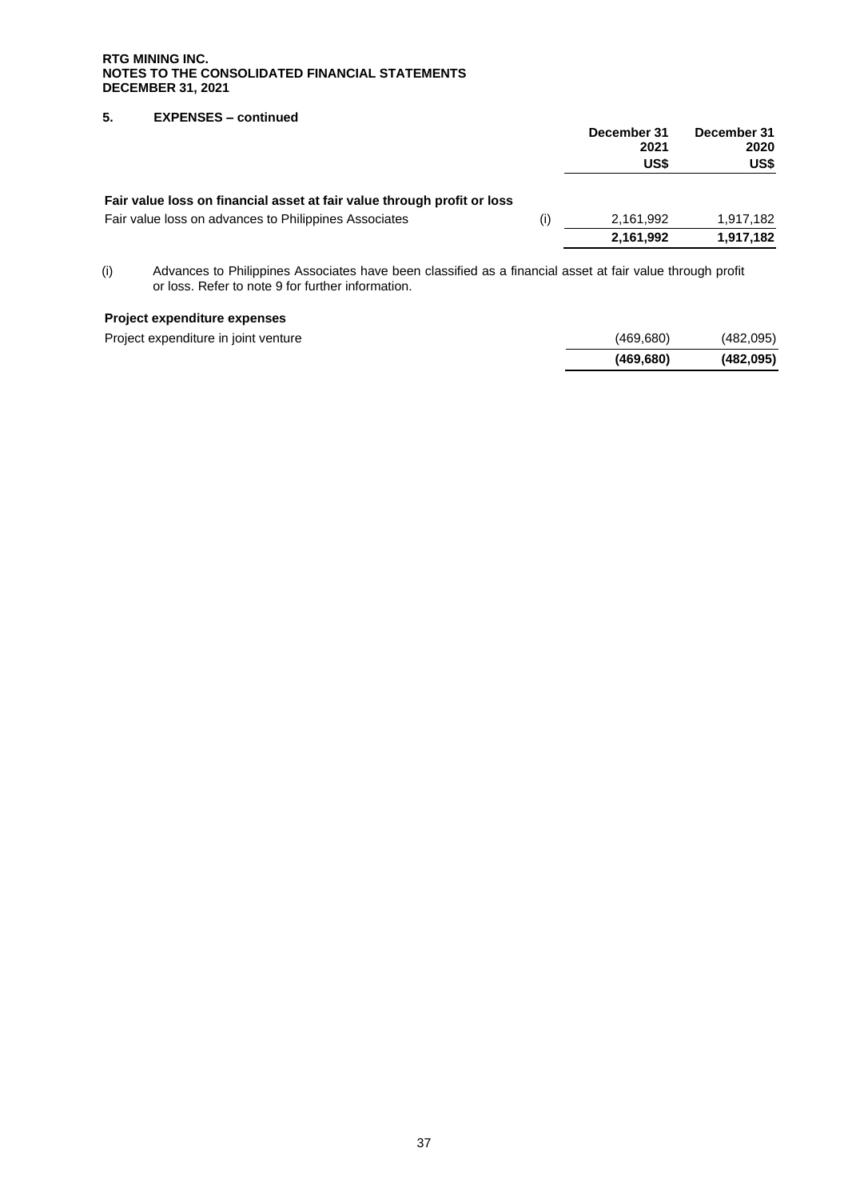RTG MINING INC.
NOTES TO THE CONSOLIDATED FINANCIAL STATEMENTS
DECEMBER 31, 2021

## 5. EXPENSES – continued

| | | December 31 2021 US$ | December 31 2020 US$ |
|---|---|---|---|
| **Fair value loss on financial asset at fair value through profit or loss** | | | |
| Fair value loss on advances to Philippines Associates | (i) | 2,161,992 | 1,917,182 |
| | | **2,161,992** | **1,917,182** |

(i) Advances to Philippines Associates have been classified as a financial asset at fair value through profit or loss. Refer to note 9 for further information.

| | | December 31 2021 US$ | December 31 2020 US$ |
|---|---|---|---|
| **Project expenditure expenses** | | | |
| Project expenditure in joint venture | | (469,680) | (482,095) |
| | | **(469,680)** | **(482,095)** |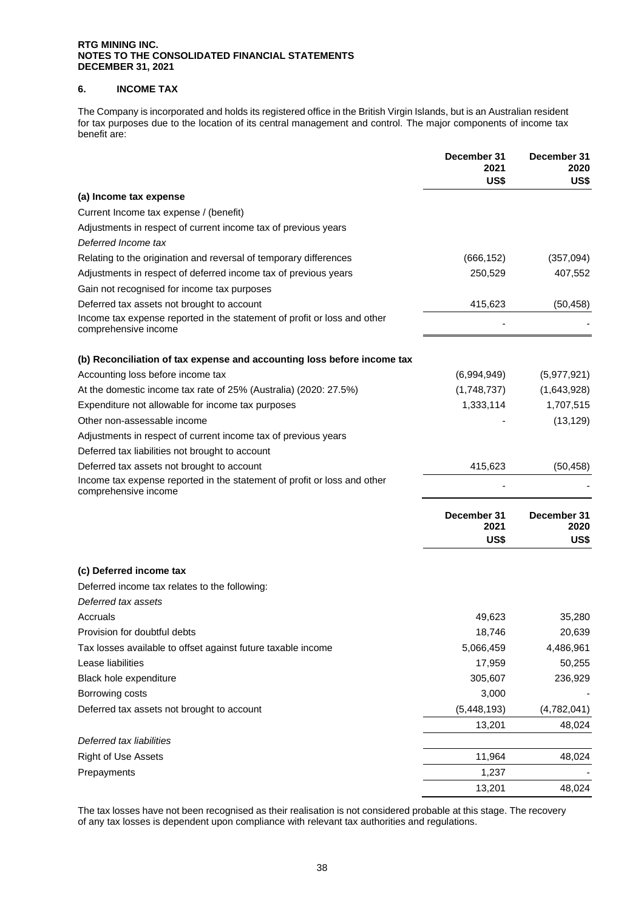**RTG MINING INC.**
**NOTES TO THE CONSOLIDATED FINANCIAL STATEMENTS**
**DECEMBER 31, 2021**

## 6. INCOME TAX

The Company is incorporated and holds its registered office in the British Virgin Islands, but is an Australian resident for tax purposes due to the location of its central management and control. The major components of income tax benefit are:

| | December 31 2021 US$ | December 31 2020 US$ |
|---|---|---|
| **(a) Income tax expense** | | |
| Current Income tax expense / (benefit) | | |
| Adjustments in respect of current income tax of previous years | | |
| *Deferred Income tax* | | |
| Relating to the origination and reversal of temporary differences | (666,152) | (357,094) |
| Adjustments in respect of deferred income tax of previous years | 250,529 | 407,552 |
| Gain not recognised for income tax purposes | | |
| Deferred tax assets not brought to account | 415,623 | (50,458) |
| Income tax expense reported in the statement of profit or loss and other comprehensive income | - | - |
| | | |
| **(b) Reconciliation of tax expense and accounting loss before income tax** | | |
| Accounting loss before income tax | (6,994,949) | (5,977,921) |
| At the domestic income tax rate of 25% (Australia) (2020: 27.5%) | (1,748,737) | (1,643,928) |
| Expenditure not allowable for income tax purposes | 1,333,114 | 1,707,515 |
| Other non-assessable income | - | (13,129) |
| Adjustments in respect of current income tax of previous years | | |
| Deferred tax liabilities not brought to account | | |
| Deferred tax assets not brought to account | 415,623 | (50,458) |
| Income tax expense reported in the statement of profit or loss and other comprehensive income | - | - |

| | December 31 2021 US$ | December 31 2020 US$ |
|---|---|---|
| **(c) Deferred income tax** | | |
| Deferred income tax relates to the following: | | |
| *Deferred tax assets* | | |
| Accruals | 49,623 | 35,280 |
| Provision for doubtful debts | 18,746 | 20,639 |
| Tax losses available to offset against future taxable income | 5,066,459 | 4,486,961 |
| Lease liabilities | 17,959 | 50,255 |
| Black hole expenditure | 305,607 | 236,929 |
| Borrowing costs | 3,000 | - |
| Deferred tax assets not brought to account | (5,448,193) | (4,782,041) |
| | 13,201 | 48,024 |
| *Deferred tax liabilities* | | |
| Right of Use Assets | 11,964 | 48,024 |
| Prepayments | 1,237 | - |
| | 13,201 | 48,024 |

The tax losses have not been recognised as their realisation is not considered probable at this stage. The recovery of any tax losses is dependent upon compliance with relevant tax authorities and regulations.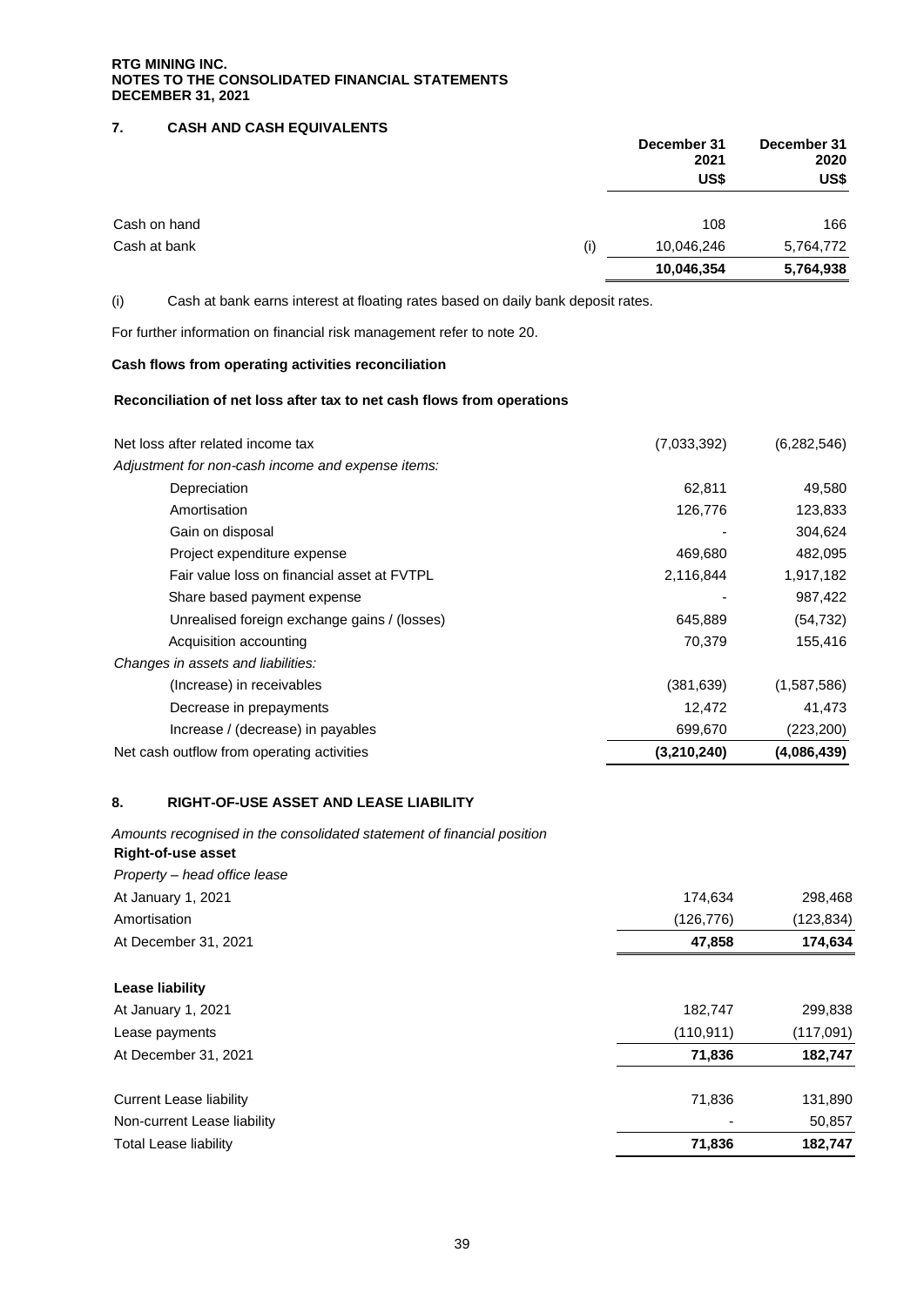**RTG MINING INC.**
**NOTES TO THE CONSOLIDATED FINANCIAL STATEMENTS**
**DECEMBER 31, 2021**

## 7. CASH AND CASH EQUIVALENTS

| | | December 31 2021 US$ | December 31 2020 US$ |
|---|---|---|---|
| Cash on hand | | 108 | 166 |
| Cash at bank | (i) | 10,046,246 | 5,764,772 |
| | | **10,046,354** | **5,764,938** |

(i) Cash at bank earns interest at floating rates based on daily bank deposit rates.

For further information on financial risk management refer to note 20.

**Cash flows from operating activities reconciliation**

**Reconciliation of net loss after tax to net cash flows from operations**

| | 2021 | 2020 |
|---|---|---|
| Net loss after related income tax | (7,033,392) | (6,282,546) |
| *Adjustment for non-cash income and expense items:* | | |
| Depreciation | 62,811 | 49,580 |
| Amortisation | 126,776 | 123,833 |
| Gain on disposal | - | 304,624 |
| Project expenditure expense | 469,680 | 482,095 |
| Fair value loss on financial asset at FVTPL | 2,116,844 | 1,917,182 |
| Share based payment expense | - | 987,422 |
| Unrealised foreign exchange gains / (losses) | 645,889 | (54,732) |
| Acquisition accounting | 70,379 | 155,416 |
| *Changes in assets and liabilities:* | | |
| (Increase) in receivables | (381,639) | (1,587,586) |
| Decrease in prepayments | 12,472 | 41,473 |
| Increase / (decrease) in payables | 699,670 | (223,200) |
| Net cash outflow from operating activities | **(3,210,240)** | **(4,086,439)** |

## 8. RIGHT-OF-USE ASSET AND LEASE LIABILITY

*Amounts recognised in the consolidated statement of financial position*

**Right-of-use asset**

| *Property – head office lease* | 2021 | 2020 |
|---|---|---|
| At January 1, 2021 | 174,634 | 298,468 |
| Amortisation | (126,776) | (123,834) |
| At December 31, 2021 | **47,858** | **174,634** |

**Lease liability**

| | 2021 | 2020 |
|---|---|---|
| At January 1, 2021 | 182,747 | 299,838 |
| Lease payments | (110,911) | (117,091) |
| At December 31, 2021 | **71,836** | **182,747** |
| | | |
| Current Lease liability | 71,836 | 131,890 |
| Non-current Lease liability | - | 50,857 |
| Total Lease liability | **71,836** | **182,747** |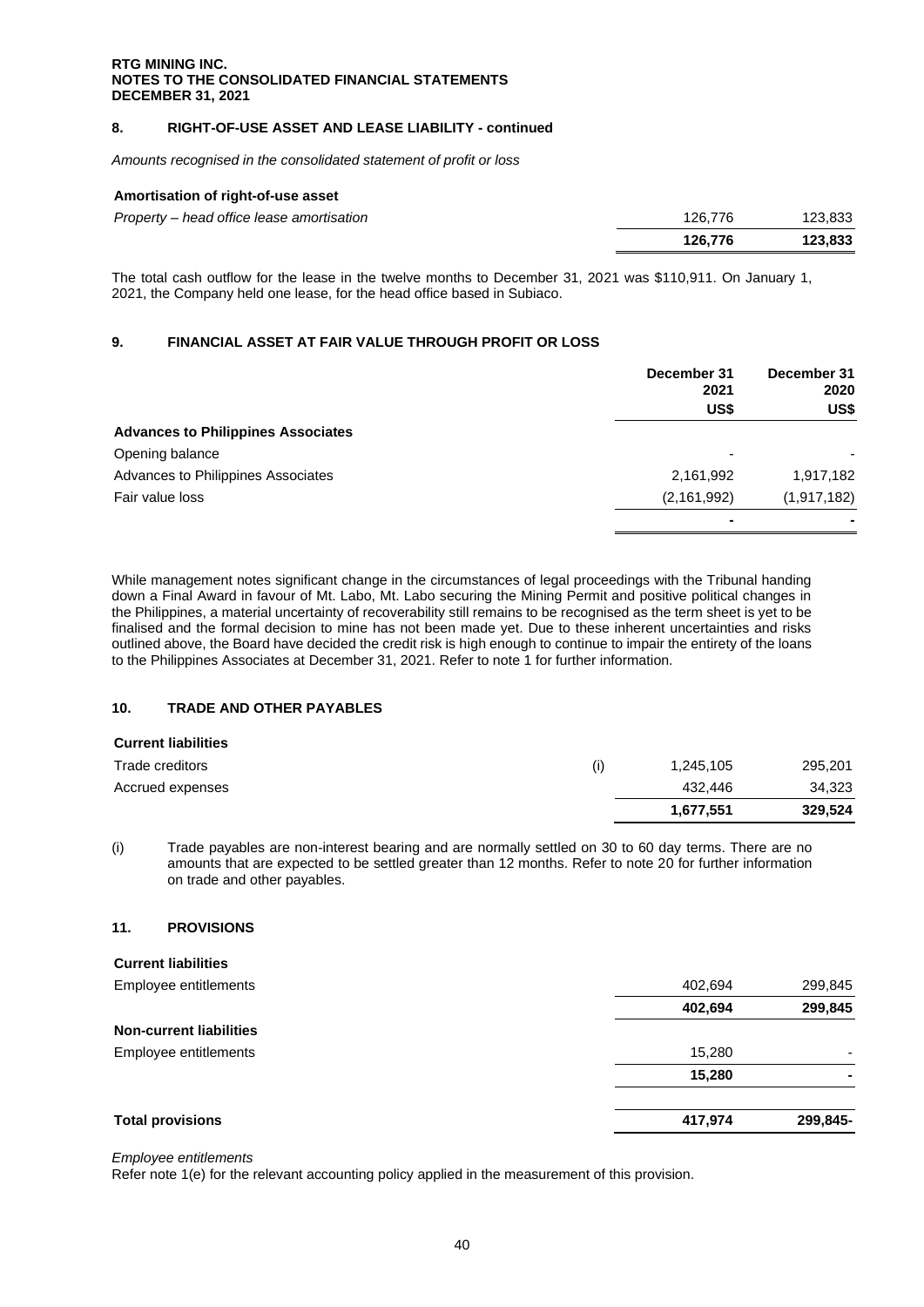## 8. RIGHT-OF-USE ASSET AND LEASE LIABILITY - continued

*Amounts recognised in the consolidated statement of profit or loss*

| | | |
|---|---|---|
| **Amortisation of right-of-use asset** | | |
| *Property – head office lease amortisation* | 126,776 | 123,833 |
| | **126,776** | **123,833** |

The total cash outflow for the lease in the twelve months to December 31, 2021 was $110,911. On January 1, 2021, the Company held one lease, for the head office based in Subiaco.

## 9. FINANCIAL ASSET AT FAIR VALUE THROUGH PROFIT OR LOSS

| | December 31 2021 US$ | December 31 2020 US$ |
|---|---|---|
| **Advances to Philippines Associates** | | |
| Opening balance | - | - |
| Advances to Philippines Associates | 2,161,992 | 1,917,182 |
| Fair value loss | (2,161,992) | (1,917,182) |
| | - | - |

While management notes significant change in the circumstances of legal proceedings with the Tribunal handing down a Final Award in favour of Mt. Labo, Mt. Labo securing the Mining Permit and positive political changes in the Philippines, a material uncertainty of recoverability still remains to be recognised as the term sheet is yet to be finalised and the formal decision to mine has not been made yet. Due to these inherent uncertainties and risks outlined above, the Board have decided the credit risk is high enough to continue to impair the entirety of the loans to the Philippines Associates at December 31, 2021. Refer to note 1 for further information.

## 10. TRADE AND OTHER PAYABLES

| | | | |
|---|---|---|---|
| **Current liabilities** | | | |
| Trade creditors | (i) | 1,245,105 | 295,201 |
| Accrued expenses | | 432,446 | 34,323 |
| | | **1,677,551** | **329,524** |

(i) Trade payables are non-interest bearing and are normally settled on 30 to 60 day terms. There are no amounts that are expected to be settled greater than 12 months. Refer to note 20 for further information on trade and other payables.

## 11. PROVISIONS

| | | |
|---|---|---|
| **Current liabilities** | | |
| Employee entitlements | 402,694 | 299,845 |
| | **402,694** | **299,845** |
| **Non-current liabilities** | | |
| Employee entitlements | 15,280 | - |
| | **15,280** | **-** |
| **Total provisions** | **417,974** | **299,845-** |

*Employee entitlements*

Refer note 1(e) for the relevant accounting policy applied in the measurement of this provision.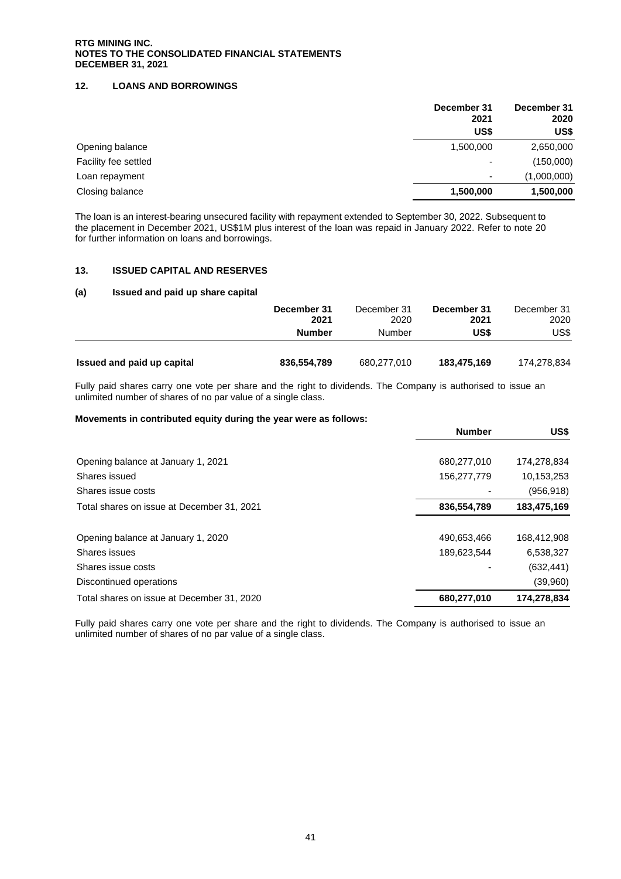## 12. LOANS AND BORROWINGS

| | December 31 2021 US$ | December 31 2020 US$ |
|---|---|---|
| Opening balance | 1,500,000 | 2,650,000 |
| Facility fee settled | - | (150,000) |
| Loan repayment | - | (1,000,000) |
| Closing balance | **1,500,000** | **1,500,000** |

The loan is an interest-bearing unsecured facility with repayment extended to September 30, 2022. Subsequent to the placement in December 2021, US$1M plus interest of the loan was repaid in January 2022. Refer to note 20 for further information on loans and borrowings.

## 13. ISSUED CAPITAL AND RESERVES

### (a) Issued and paid up share capital

| | December 31 2021 Number | December 31 2020 Number | December 31 2021 US$ | December 31 2020 US$ |
|---|---|---|---|---|
| **Issued and paid up capital** | **836,554,789** | 680,277,010 | **183,475,169** | 174,278,834 |

Fully paid shares carry one vote per share and the right to dividends. The Company is authorised to issue an unlimited number of shares of no par value of a single class.

**Movements in contributed equity during the year were as follows:**

| | Number | US$ |
|---|---|---|
| Opening balance at January 1, 2021 | 680,277,010 | 174,278,834 |
| Shares issued | 156,277,779 | 10,153,253 |
| Shares issue costs | - | (956,918) |
| Total shares on issue at December 31, 2021 | **836,554,789** | **183,475,169** |
| | | |
| Opening balance at January 1, 2020 | 490,653,466 | 168,412,908 |
| Shares issues | 189,623,544 | 6,538,327 |
| Shares issue costs | - | (632,441) |
| Discontinued operations | | (39,960) |
| Total shares on issue at December 31, 2020 | **680,277,010** | **174,278,834** |

Fully paid shares carry one vote per share and the right to dividends. The Company is authorised to issue an unlimited number of shares of no par value of a single class.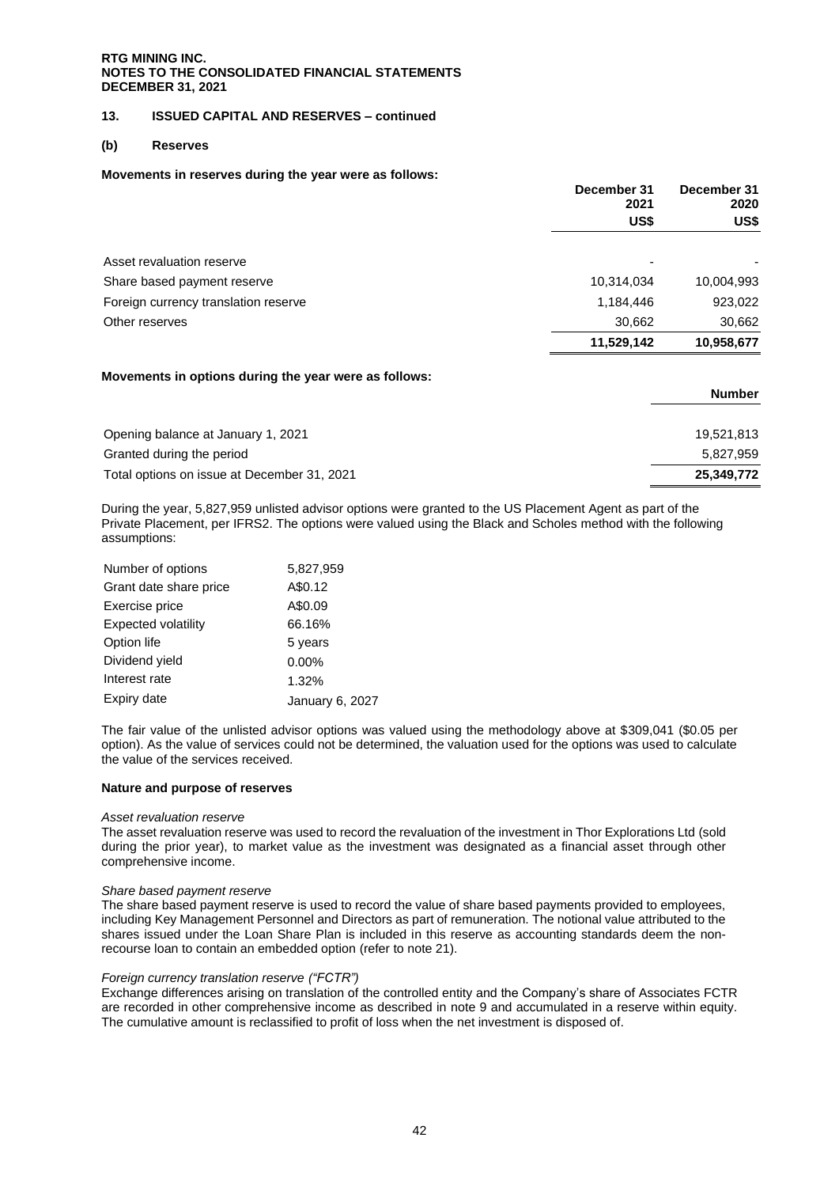**RTG MINING INC.**
**NOTES TO THE CONSOLIDATED FINANCIAL STATEMENTS**
**DECEMBER 31, 2021**

## 13. ISSUED CAPITAL AND RESERVES – continued

### (b) Reserves

**Movements in reserves during the year were as follows:**

| | December 31 2021 US$ | December 31 2020 US$ |
|---|---|---|
| Asset revaluation reserve | - | - |
| Share based payment reserve | 10,314,034 | 10,004,993 |
| Foreign currency translation reserve | 1,184,446 | 923,022 |
| Other reserves | 30,662 | 30,662 |
| | **11,529,142** | **10,958,677** |

**Movements in options during the year were as follows:**

| | Number |
|---|---|
| Opening balance at January 1, 2021 | 19,521,813 |
| Granted during the period | 5,827,959 |
| Total options on issue at December 31, 2021 | **25,349,772** |

During the year, 5,827,959 unlisted advisor options were granted to the US Placement Agent as part of the Private Placement, per IFRS2. The options were valued using the Black and Scholes method with the following assumptions:

| | |
|---|---|
| Number of options | 5,827,959 |
| Grant date share price | A$0.12 |
| Exercise price | A$0.09 |
| Expected volatility | 66.16% |
| Option life | 5 years |
| Dividend yield | 0.00% |
| Interest rate | 1.32% |
| Expiry date | January 6, 2027 |

The fair value of the unlisted advisor options was valued using the methodology above at $309,041 ($0.05 per option). As the value of services could not be determined, the valuation used for the options was used to calculate the value of the services received.

**Nature and purpose of reserves**

*Asset revaluation reserve*
The asset revaluation reserve was used to record the revaluation of the investment in Thor Explorations Ltd (sold during the prior year), to market value as the investment was designated as a financial asset through other comprehensive income.

*Share based payment reserve*
The share based payment reserve is used to record the value of share based payments provided to employees, including Key Management Personnel and Directors as part of remuneration. The notional value attributed to the shares issued under the Loan Share Plan is included in this reserve as accounting standards deem the non-recourse loan to contain an embedded option (refer to note 21).

*Foreign currency translation reserve ("FCTR")*
Exchange differences arising on translation of the controlled entity and the Company's share of Associates FCTR are recorded in other comprehensive income as described in note 9 and accumulated in a reserve within equity. The cumulative amount is reclassified to profit of loss when the net investment is disposed of.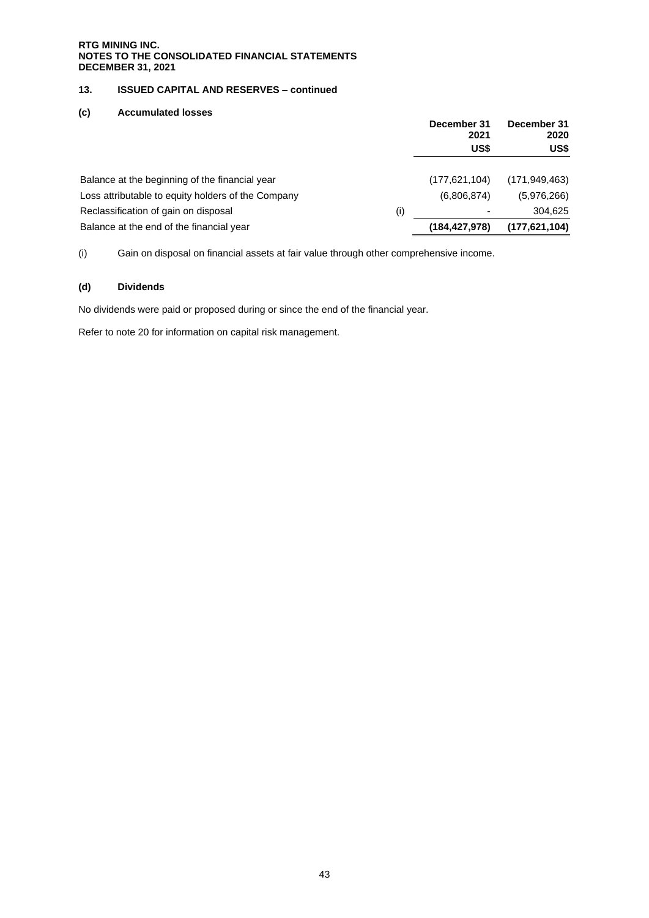## 13. ISSUED CAPITAL AND RESERVES – continued

### (c) Accumulated losses

| | | December 31 2021 US$ | December 31 2020 US$ |
|---|---|---|---|
| Balance at the beginning of the financial year | | (177,621,104) | (171,949,463) |
| Loss attributable to equity holders of the Company | | (6,806,874) | (5,976,266) |
| Reclassification of gain on disposal | (i) | - | 304,625 |
| Balance at the end of the financial year | | **(184,427,978)** | **(177,621,104)** |

(i) Gain on disposal on financial assets at fair value through other comprehensive income.

### (d) Dividends

No dividends were paid or proposed during or since the end of the financial year.

Refer to note 20 for information on capital risk management.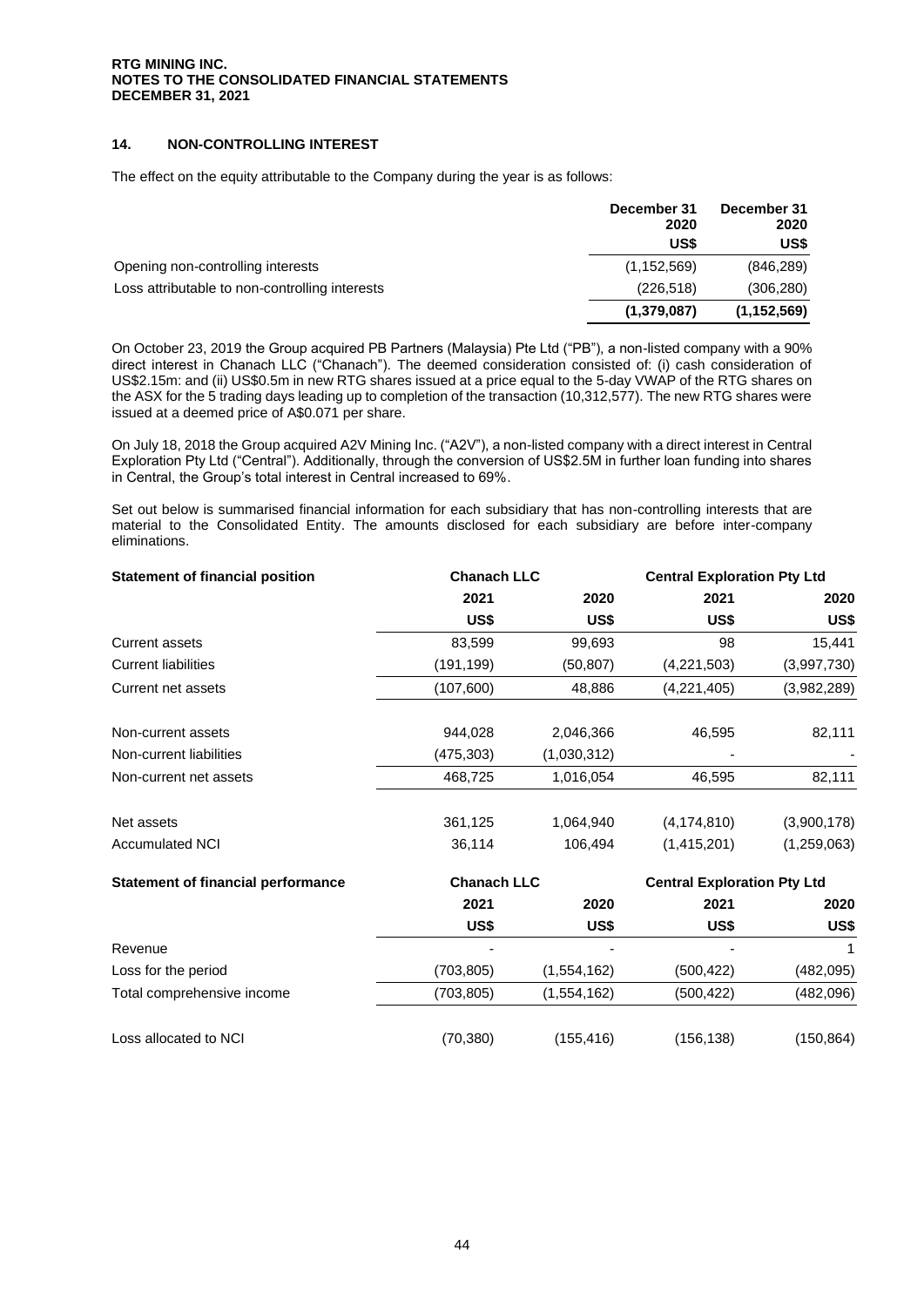## 14. NON-CONTROLLING INTEREST

The effect on the equity attributable to the Company during the year is as follows:

| | December 31 2020 US$ | December 31 2020 US$ |
|---|---|---|
| Opening non-controlling interests | (1,152,569) | (846,289) |
| Loss attributable to non-controlling interests | (226,518) | (306,280) |
| | **(1,379,087)** | **(1,152,569)** |

On October 23, 2019 the Group acquired PB Partners (Malaysia) Pte Ltd ("PB"), a non-listed company with a 90% direct interest in Chanach LLC ("Chanach"). The deemed consideration consisted of: (i) cash consideration of US$2.15m: and (ii) US$0.5m in new RTG shares issued at a price equal to the 5-day VWAP of the RTG shares on the ASX for the 5 trading days leading up to completion of the transaction (10,312,577). The new RTG shares were issued at a deemed price of A$0.071 per share.

On July 18, 2018 the Group acquired A2V Mining Inc. ("A2V"), a non-listed company with a direct interest in Central Exploration Pty Ltd ("Central"). Additionally, through the conversion of US$2.5M in further loan funding into shares in Central, the Group's total interest in Central increased to 69%.

Set out below is summarised financial information for each subsidiary that has non-controlling interests that are material to the Consolidated Entity. The amounts disclosed for each subsidiary are before inter-company eliminations.

| **Statement of financial position** | **Chanach LLC** | | **Central Exploration Pty Ltd** | |
|---|---|---|---|---|
| | **2021** | **2020** | **2021** | **2020** |
| | **US$** | **US$** | **US$** | **US$** |
| Current assets | 83,599 | 99,693 | 98 | 15,441 |
| Current liabilities | (191,199) | (50,807) | (4,221,503) | (3,997,730) |
| Current net assets | (107,600) | 48,886 | (4,221,405) | (3,982,289) |
| Non-current assets | 944,028 | 2,046,366 | 46,595 | 82,111 |
| Non-current liabilities | (475,303) | (1,030,312) | - | - |
| Non-current net assets | 468,725 | 1,016,054 | 46,595 | 82,111 |
| Net assets | 361,125 | 1,064,940 | (4,174,810) | (3,900,178) |
| Accumulated NCI | 36,114 | 106,494 | (1,415,201) | (1,259,063) |

| **Statement of financial performance** | **Chanach LLC** | | **Central Exploration Pty Ltd** | |
|---|---|---|---|---|
| | **2021** | **2020** | **2021** | **2020** |
| | **US$** | **US$** | **US$** | **US$** |
| Revenue | - | - | - | 1 |
| Loss for the period | (703,805) | (1,554,162) | (500,422) | (482,095) |
| Total comprehensive income | (703,805) | (1,554,162) | (500,422) | (482,096) |
| Loss allocated to NCI | (70,380) | (155,416) | (156,138) | (150,864) |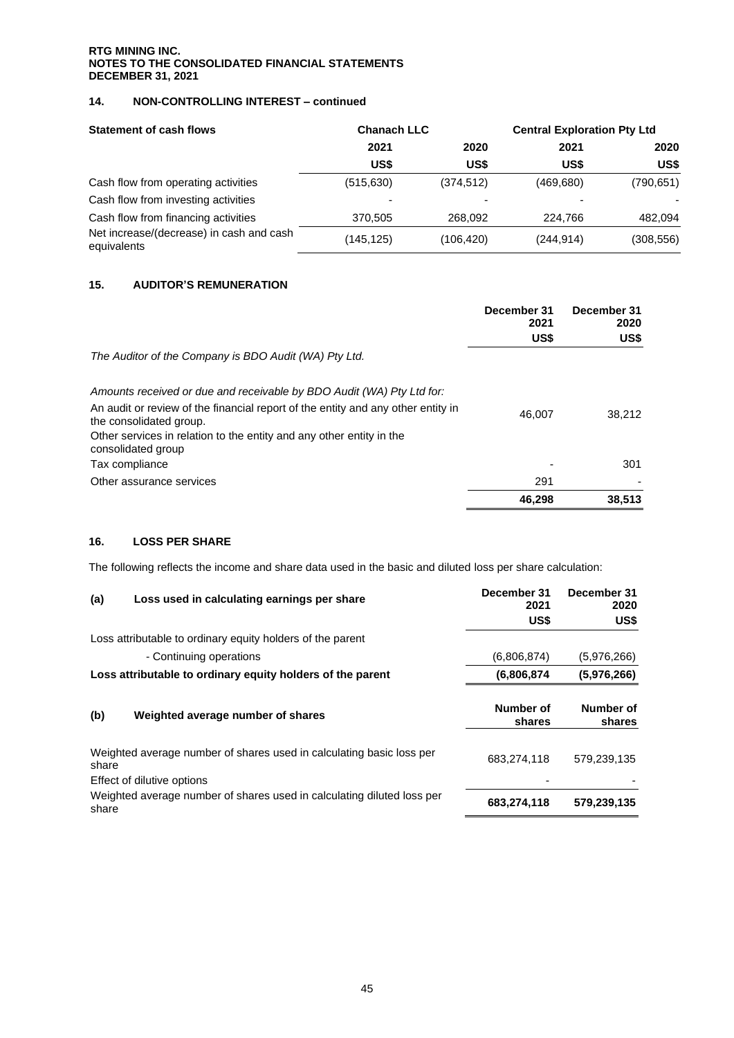RTG MINING INC.
NOTES TO THE CONSOLIDATED FINANCIAL STATEMENTS
DECEMBER 31, 2021

## 14. NON-CONTROLLING INTEREST – continued

| **Statement of cash flows** | **Chanach LLC** | | **Central Exploration Pty Ltd** | |
|---|---|---|---|---|
| | **2021** | **2020** | **2021** | **2020** |
| | **US$** | **US$** | **US$** | **US$** |
| Cash flow from operating activities | (515,630) | (374,512) | (469,680) | (790,651) |
| Cash flow from investing activities | - | - | - | - |
| Cash flow from financing activities | 370,505 | 268,092 | 224,766 | 482,094 |
| Net increase/(decrease) in cash and cash equivalents | (145,125) | (106,420) | (244,914) | (308,556) |

## 15. AUDITOR'S REMUNERATION

| | **December 31 2021** | **December 31 2020** |
|---|---|---|
| | **US$** | **US$** |
| *The Auditor of the Company is BDO Audit (WA) Pty Ltd.* | | |
| *Amounts received or due and receivable by BDO Audit (WA) Pty Ltd for:* | | |
| An audit or review of the financial report of the entity and any other entity in the consolidated group. | 46,007 | 38,212 |
| Other services in relation to the entity and any other entity in the consolidated group | | |
| Tax compliance | - | 301 |
| Other assurance services | 291 | - |
| | **46,298** | **38,513** |

## 16. LOSS PER SHARE

The following reflects the income and share data used in the basic and diluted loss per share calculation:

| **(a) Loss used in calculating earnings per share** | **December 31 2021** | **December 31 2020** |
|---|---|---|
| | **US$** | **US$** |
| Loss attributable to ordinary equity holders of the parent | | |
| - Continuing operations | (6,806,874) | (5,976,266) |
| **Loss attributable to ordinary equity holders of the parent** | **(6,806,874** | **(5,976,266)** |

| **(b) Weighted average number of shares** | **Number of shares** | **Number of shares** |
|---|---|---|
| Weighted average number of shares used in calculating basic loss per share | 683,274,118 | 579,239,135 |
| Effect of dilutive options | - | - |
| Weighted average number of shares used in calculating diluted loss per share | **683,274,118** | **579,239,135** |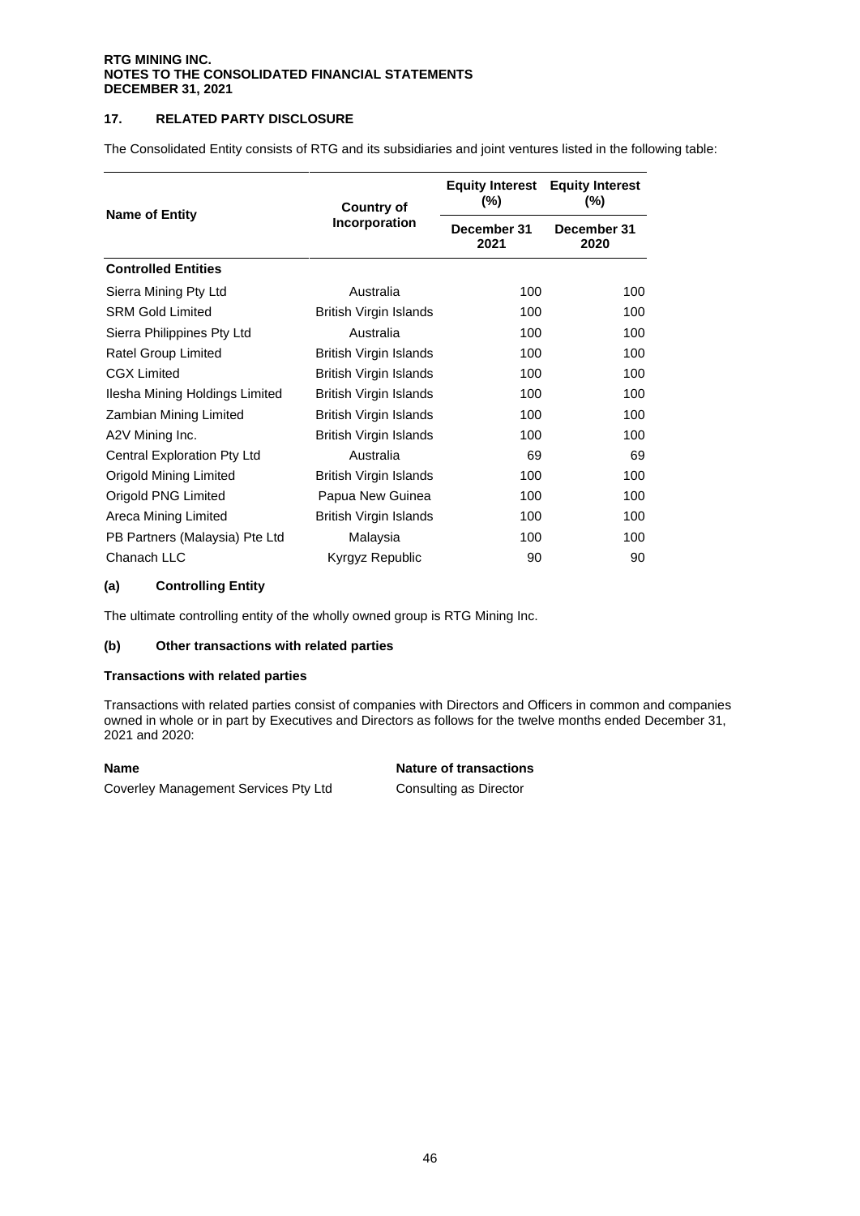## 17. RELATED PARTY DISCLOSURE

The Consolidated Entity consists of RTG and its subsidiaries and joint ventures listed in the following table:

| Name of Entity | Country of Incorporation | Equity Interest (%) December 31 2021 | Equity Interest (%) December 31 2020 |
|---|---|---|---|
| **Controlled Entities** | | | |
| Sierra Mining Pty Ltd | Australia | 100 | 100 |
| SRM Gold Limited | British Virgin Islands | 100 | 100 |
| Sierra Philippines Pty Ltd | Australia | 100 | 100 |
| Ratel Group Limited | British Virgin Islands | 100 | 100 |
| CGX Limited | British Virgin Islands | 100 | 100 |
| Ilesha Mining Holdings Limited | British Virgin Islands | 100 | 100 |
| Zambian Mining Limited | British Virgin Islands | 100 | 100 |
| A2V Mining Inc. | British Virgin Islands | 100 | 100 |
| Central Exploration Pty Ltd | Australia | 69 | 69 |
| Origold Mining Limited | British Virgin Islands | 100 | 100 |
| Origold PNG Limited | Papua New Guinea | 100 | 100 |
| Areca Mining Limited | British Virgin Islands | 100 | 100 |
| PB Partners (Malaysia) Pte Ltd | Malaysia | 100 | 100 |
| Chanach LLC | Kyrgyz Republic | 90 | 90 |

### (a) Controlling Entity

The ultimate controlling entity of the wholly owned group is RTG Mining Inc.

### (b) Other transactions with related parties

**Transactions with related parties**

Transactions with related parties consist of companies with Directors and Officers in common and companies owned in whole or in part by Executives and Directors as follows for the twelve months ended December 31, 2021 and 2020:

| Name | Nature of transactions |
|---|---|
| Coverley Management Services Pty Ltd | Consulting as Director |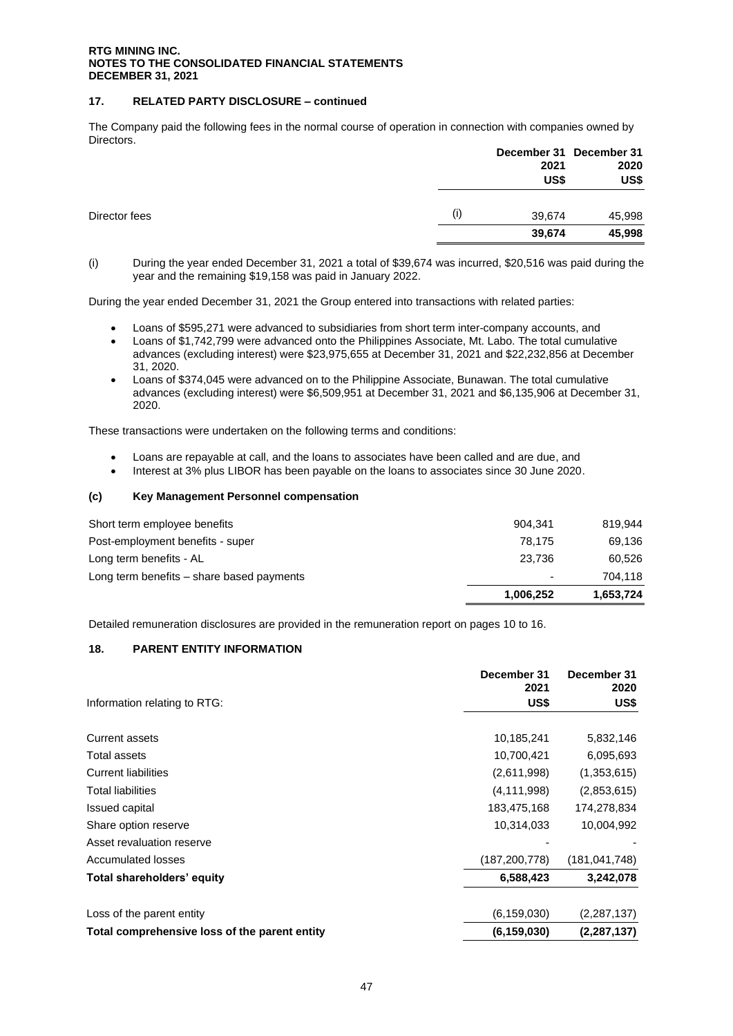## 17. RELATED PARTY DISCLOSURE – continued

The Company paid the following fees in the normal course of operation in connection with companies owned by Directors.

| | | December 31 2021 US$ | December 31 2020 US$ |
|---|---|---|---|
| Director fees | (i) | 39,674 | 45,998 |
| | | **39,674** | **45,998** |

(i) During the year ended December 31, 2021 a total of $39,674 was incurred, $20,516 was paid during the year and the remaining $19,158 was paid in January 2022.

During the year ended December 31, 2021 the Group entered into transactions with related parties:

- Loans of $595,271 were advanced to subsidiaries from short term inter-company accounts, and
- Loans of $1,742,799 were advanced onto the Philippines Associate, Mt. Labo. The total cumulative advances (excluding interest) were $23,975,655 at December 31, 2021 and $22,232,856 at December 31, 2020.
- Loans of $374,045 were advanced on to the Philippine Associate, Bunawan. The total cumulative advances (excluding interest) were $6,509,951 at December 31, 2021 and $6,135,906 at December 31, 2020.

These transactions were undertaken on the following terms and conditions:

- Loans are repayable at call, and the loans to associates have been called and are due, and
- Interest at 3% plus LIBOR has been payable on the loans to associates since 30 June 2020.

### (c) Key Management Personnel compensation

| | | |
|---|---|---|
| Short term employee benefits | 904,341 | 819,944 |
| Post-employment benefits - super | 78,175 | 69,136 |
| Long term benefits - AL | 23,736 | 60,526 |
| Long term benefits – share based payments | - | 704,118 |
| | **1,006,252** | **1,653,724** |

Detailed remuneration disclosures are provided in the remuneration report on pages 10 to 16.

## 18. PARENT ENTITY INFORMATION

| Information relating to RTG: | December 31 2021 US$ | December 31 2020 US$ |
|---|---|---|
| Current assets | 10,185,241 | 5,832,146 |
| Total assets | 10,700,421 | 6,095,693 |
| Current liabilities | (2,611,998) | (1,353,615) |
| Total liabilities | (4,111,998) | (2,853,615) |
| Issued capital | 183,475,168 | 174,278,834 |
| Share option reserve | 10,314,033 | 10,004,992 |
| Asset revaluation reserve | - | - |
| Accumulated losses | (187,200,778) | (181,041,748) |
| **Total shareholders' equity** | **6,588,423** | **3,242,078** |
| Loss of the parent entity | (6,159,030) | (2,287,137) |
| **Total comprehensive loss of the parent entity** | **(6,159,030)** | **(2,287,137)** |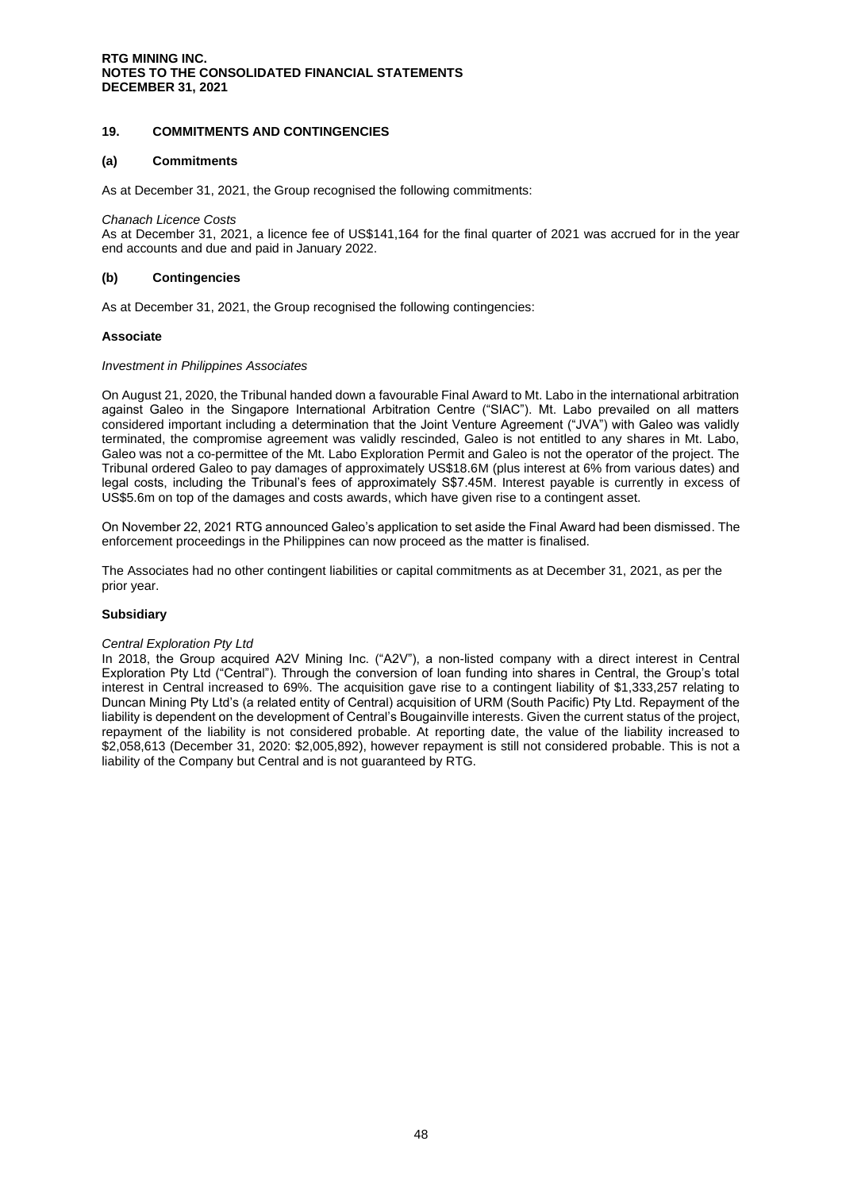## 19. COMMITMENTS AND CONTINGENCIES

### (a) Commitments

As at December 31, 2021, the Group recognised the following commitments:

*Chanach Licence Costs*
As at December 31, 2021, a licence fee of US$141,164 for the final quarter of 2021 was accrued for in the year end accounts and due and paid in January 2022.

### (b) Contingencies

As at December 31, 2021, the Group recognised the following contingencies:

**Associate**

*Investment in Philippines Associates*

On August 21, 2020, the Tribunal handed down a favourable Final Award to Mt. Labo in the international arbitration against Galeo in the Singapore International Arbitration Centre ("SIAC"). Mt. Labo prevailed on all matters considered important including a determination that the Joint Venture Agreement ("JVA") with Galeo was validly terminated, the compromise agreement was validly rescinded, Galeo is not entitled to any shares in Mt. Labo, Galeo was not a co-permittee of the Mt. Labo Exploration Permit and Galeo is not the operator of the project. The Tribunal ordered Galeo to pay damages of approximately US$18.6M (plus interest at 6% from various dates) and legal costs, including the Tribunal's fees of approximately S$7.45M. Interest payable is currently in excess of US$5.6m on top of the damages and costs awards, which have given rise to a contingent asset.

On November 22, 2021 RTG announced Galeo's application to set aside the Final Award had been dismissed. The enforcement proceedings in the Philippines can now proceed as the matter is finalised.

The Associates had no other contingent liabilities or capital commitments as at December 31, 2021, as per the prior year.

**Subsidiary**

*Central Exploration Pty Ltd*
In 2018, the Group acquired A2V Mining Inc. ("A2V"), a non-listed company with a direct interest in Central Exploration Pty Ltd ("Central"). Through the conversion of loan funding into shares in Central, the Group's total interest in Central increased to 69%. The acquisition gave rise to a contingent liability of $1,333,257 relating to Duncan Mining Pty Ltd's (a related entity of Central) acquisition of URM (South Pacific) Pty Ltd. Repayment of the liability is dependent on the development of Central's Bougainville interests. Given the current status of the project, repayment of the liability is not considered probable. At reporting date, the value of the liability increased to $2,058,613 (December 31, 2020: $2,005,892), however repayment is still not considered probable. This is not a liability of the Company but Central and is not guaranteed by RTG.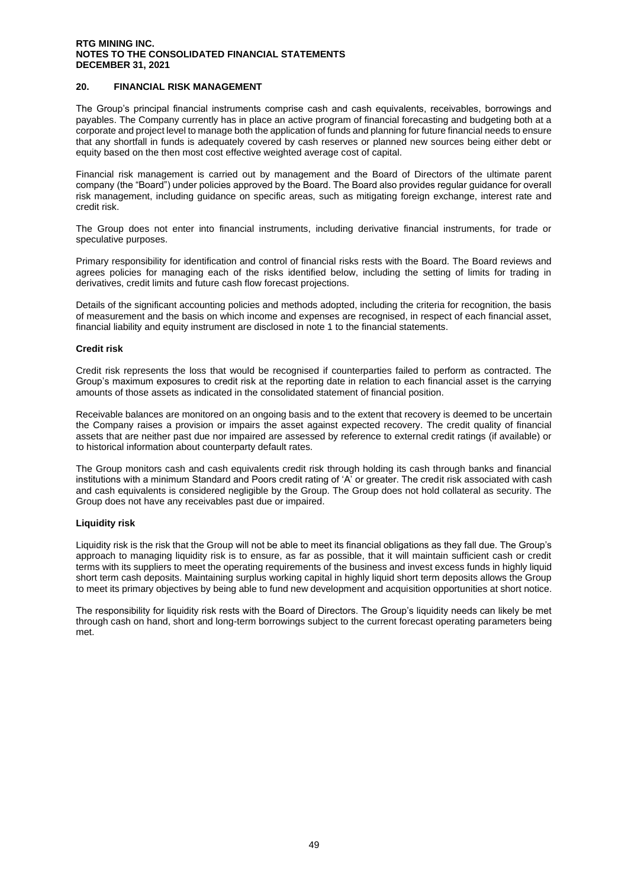## 20. FINANCIAL RISK MANAGEMENT

The Group's principal financial instruments comprise cash and cash equivalents, receivables, borrowings and payables. The Company currently has in place an active program of financial forecasting and budgeting both at a corporate and project level to manage both the application of funds and planning for future financial needs to ensure that any shortfall in funds is adequately covered by cash reserves or planned new sources being either debt or equity based on the then most cost effective weighted average cost of capital.

Financial risk management is carried out by management and the Board of Directors of the ultimate parent company (the "Board") under policies approved by the Board. The Board also provides regular guidance for overall risk management, including guidance on specific areas, such as mitigating foreign exchange, interest rate and credit risk.

The Group does not enter into financial instruments, including derivative financial instruments, for trade or speculative purposes.

Primary responsibility for identification and control of financial risks rests with the Board. The Board reviews and agrees policies for managing each of the risks identified below, including the setting of limits for trading in derivatives, credit limits and future cash flow forecast projections.

Details of the significant accounting policies and methods adopted, including the criteria for recognition, the basis of measurement and the basis on which income and expenses are recognised, in respect of each financial asset, financial liability and equity instrument are disclosed in note 1 to the financial statements.

### Credit risk

Credit risk represents the loss that would be recognised if counterparties failed to perform as contracted. The Group's maximum exposures to credit risk at the reporting date in relation to each financial asset is the carrying amounts of those assets as indicated in the consolidated statement of financial position.

Receivable balances are monitored on an ongoing basis and to the extent that recovery is deemed to be uncertain the Company raises a provision or impairs the asset against expected recovery. The credit quality of financial assets that are neither past due nor impaired are assessed by reference to external credit ratings (if available) or to historical information about counterparty default rates.

The Group monitors cash and cash equivalents credit risk through holding its cash through banks and financial institutions with a minimum Standard and Poors credit rating of 'A' or greater. The credit risk associated with cash and cash equivalents is considered negligible by the Group. The Group does not hold collateral as security. The Group does not have any receivables past due or impaired.

### Liquidity risk

Liquidity risk is the risk that the Group will not be able to meet its financial obligations as they fall due. The Group's approach to managing liquidity risk is to ensure, as far as possible, that it will maintain sufficient cash or credit terms with its suppliers to meet the operating requirements of the business and invest excess funds in highly liquid short term cash deposits. Maintaining surplus working capital in highly liquid short term deposits allows the Group to meet its primary objectives by being able to fund new development and acquisition opportunities at short notice.

The responsibility for liquidity risk rests with the Board of Directors. The Group's liquidity needs can likely be met through cash on hand, short and long-term borrowings subject to the current forecast operating parameters being met.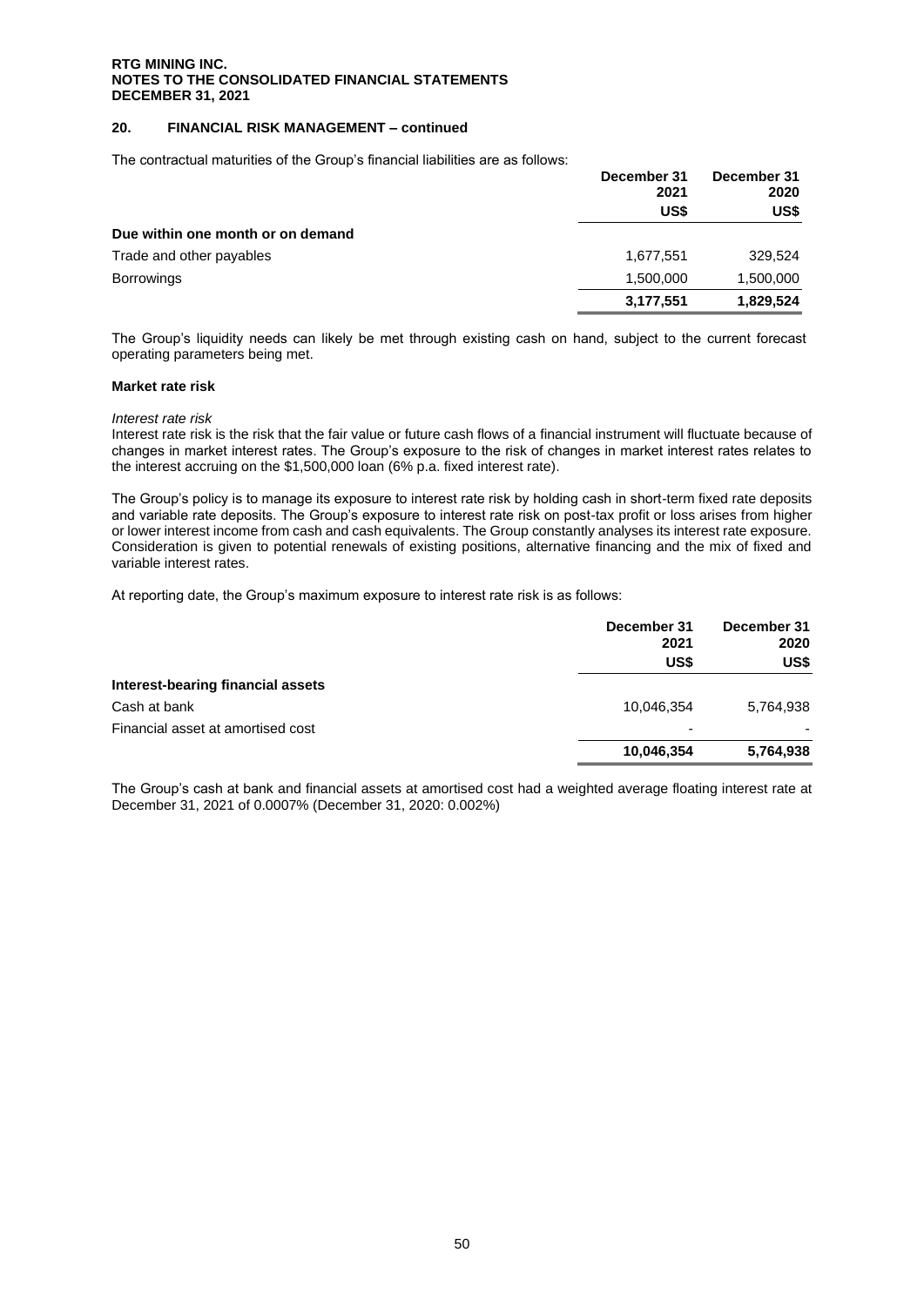## 20. FINANCIAL RISK MANAGEMENT – continued

The contractual maturities of the Group's financial liabilities are as follows:

| | December 31 2021 US$ | December 31 2020 US$ |
|---|---|---|
| **Due within one month or on demand** | | |
| Trade and other payables | 1,677,551 | 329,524 |
| Borrowings | 1,500,000 | 1,500,000 |
| | **3,177,551** | **1,829,524** |

The Group's liquidity needs can likely be met through existing cash on hand, subject to the current forecast operating parameters being met.

**Market rate risk**

*Interest rate risk*

Interest rate risk is the risk that the fair value or future cash flows of a financial instrument will fluctuate because of changes in market interest rates. The Group's exposure to the risk of changes in market interest rates relates to the interest accruing on the $1,500,000 loan (6% p.a. fixed interest rate).

The Group's policy is to manage its exposure to interest rate risk by holding cash in short-term fixed rate deposits and variable rate deposits. The Group's exposure to interest rate risk on post-tax profit or loss arises from higher or lower interest income from cash and cash equivalents. The Group constantly analyses its interest rate exposure. Consideration is given to potential renewals of existing positions, alternative financing and the mix of fixed and variable interest rates.

At reporting date, the Group's maximum exposure to interest rate risk is as follows:

| | December 31 2021 US$ | December 31 2020 US$ |
|---|---|---|
| **Interest-bearing financial assets** | | |
| Cash at bank | 10,046,354 | 5,764,938 |
| Financial asset at amortised cost | - | - |
| | **10,046,354** | **5,764,938** |

The Group's cash at bank and financial assets at amortised cost had a weighted average floating interest rate at December 31, 2021 of 0.0007% (December 31, 2020: 0.002%)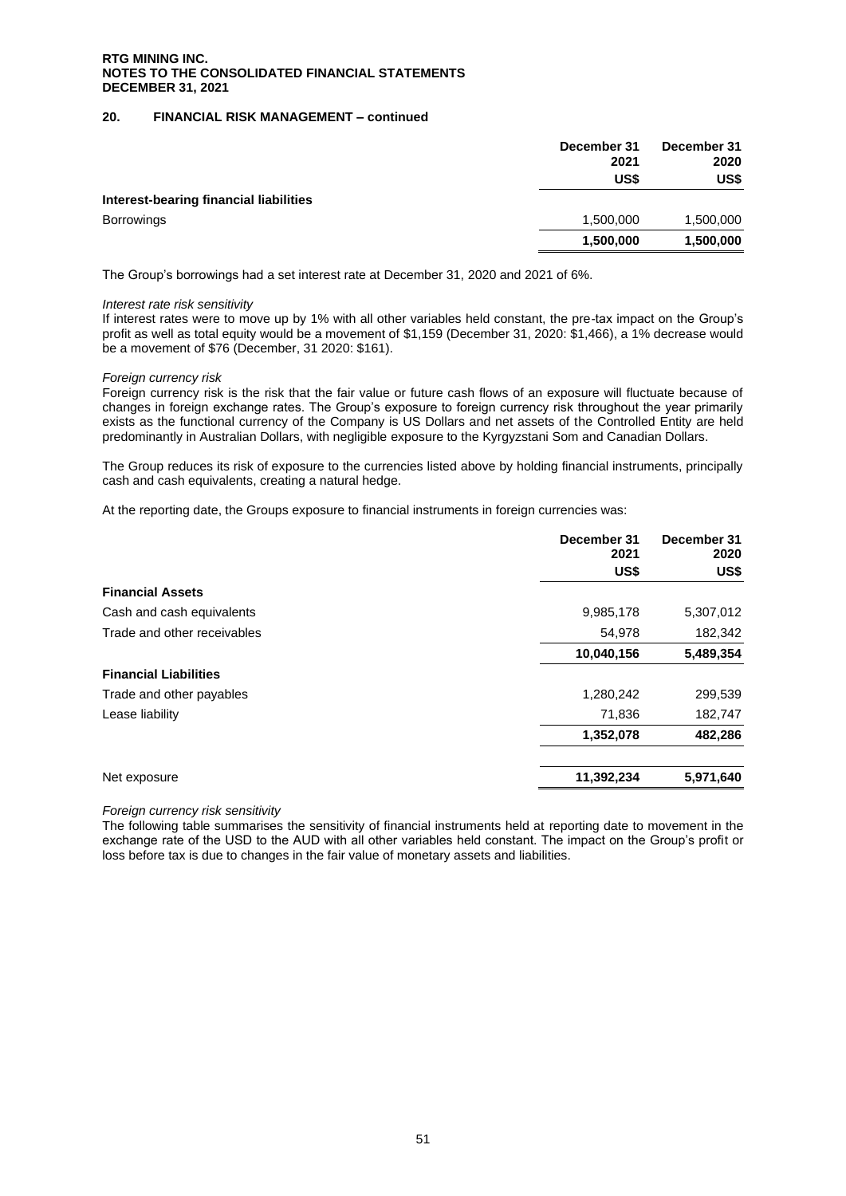## 20. FINANCIAL RISK MANAGEMENT – continued

| | December 31 2021 US$ | December 31 2020 US$ |
|---|---|---|
| **Interest-bearing financial liabilities** | | |
| Borrowings | 1,500,000 | 1,500,000 |
| | **1,500,000** | **1,500,000** |

The Group's borrowings had a set interest rate at December 31, 2020 and 2021 of 6%.

*Interest rate risk sensitivity*

If interest rates were to move up by 1% with all other variables held constant, the pre-tax impact on the Group's profit as well as total equity would be a movement of $1,159 (December 31, 2020: $1,466), a 1% decrease would be a movement of $76 (December, 31 2020: $161).

*Foreign currency risk*

Foreign currency risk is the risk that the fair value or future cash flows of an exposure will fluctuate because of changes in foreign exchange rates. The Group's exposure to foreign currency risk throughout the year primarily exists as the functional currency of the Company is US Dollars and net assets of the Controlled Entity are held predominantly in Australian Dollars, with negligible exposure to the Kyrgyzstani Som and Canadian Dollars.

The Group reduces its risk of exposure to the currencies listed above by holding financial instruments, principally cash and cash equivalents, creating a natural hedge.

At the reporting date, the Groups exposure to financial instruments in foreign currencies was:

| | December 31 2021 US$ | December 31 2020 US$ |
|---|---|---|
| **Financial Assets** | | |
| Cash and cash equivalents | 9,985,178 | 5,307,012 |
| Trade and other receivables | 54,978 | 182,342 |
| | **10,040,156** | **5,489,354** |
| **Financial Liabilities** | | |
| Trade and other payables | 1,280,242 | 299,539 |
| Lease liability | 71,836 | 182,747 |
| | **1,352,078** | **482,286** |
| Net exposure | **11,392,234** | **5,971,640** |

*Foreign currency risk sensitivity*

The following table summarises the sensitivity of financial instruments held at reporting date to movement in the exchange rate of the USD to the AUD with all other variables held constant. The impact on the Group's profit or loss before tax is due to changes in the fair value of monetary assets and liabilities.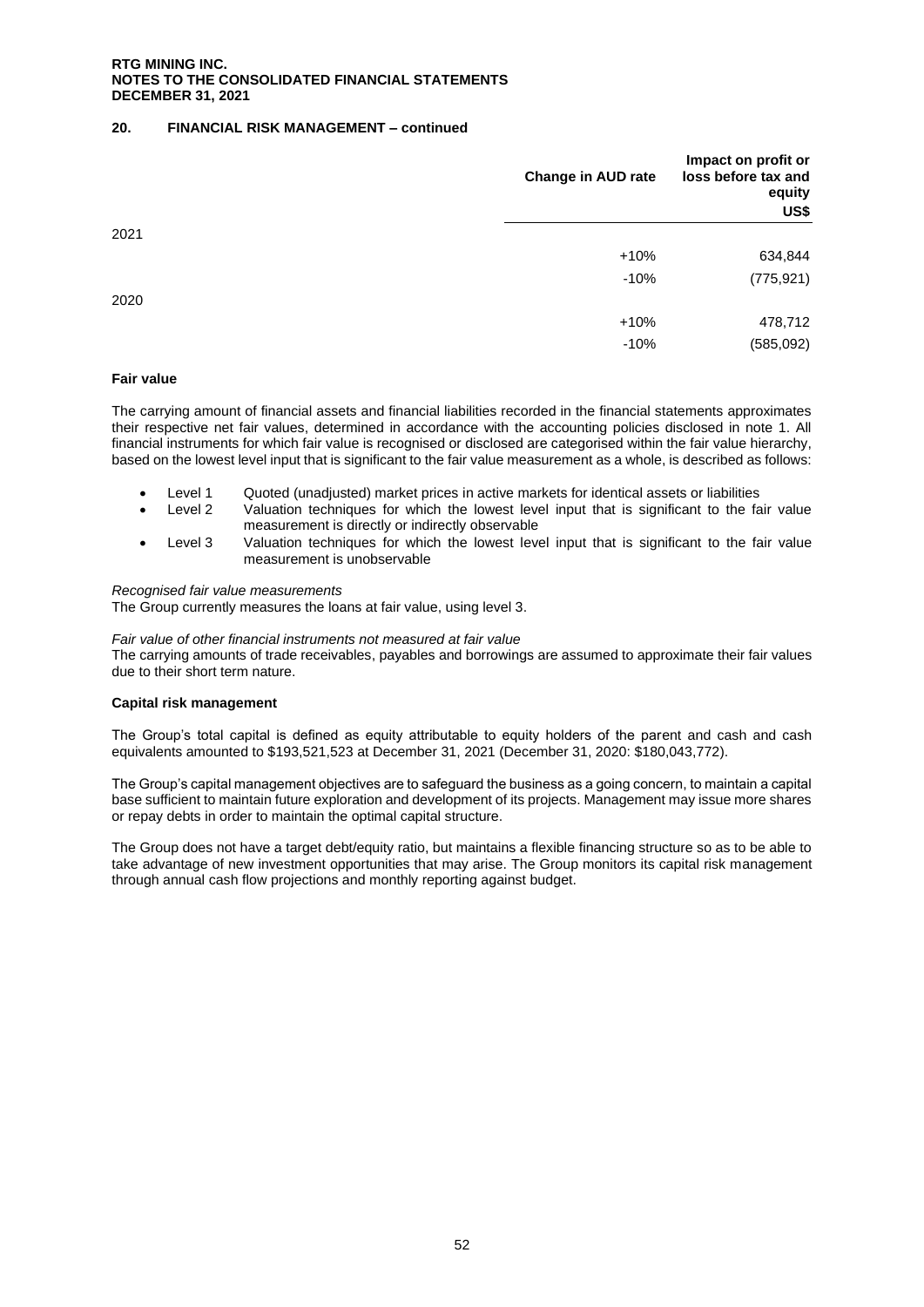## 20. FINANCIAL RISK MANAGEMENT – continued

| | Change in AUD rate | Impact on profit or loss before tax and equity US$ |
|---|---|---|
| 2021 | | |
| | +10% | 634,844 |
| | -10% | (775,921) |
| 2020 | | |
| | +10% | 478,712 |
| | -10% | (585,092) |

### Fair value

The carrying amount of financial assets and financial liabilities recorded in the financial statements approximates their respective net fair values, determined in accordance with the accounting policies disclosed in note 1. All financial instruments for which fair value is recognised or disclosed are categorised within the fair value hierarchy, based on the lowest level input that is significant to the fair value measurement as a whole, is described as follows:

- Level 1 Quoted (unadjusted) market prices in active markets for identical assets or liabilities
- Level 2 Valuation techniques for which the lowest level input that is significant to the fair value measurement is directly or indirectly observable
- Level 3 Valuation techniques for which the lowest level input that is significant to the fair value measurement is unobservable

*Recognised fair value measurements*
The Group currently measures the loans at fair value, using level 3.

*Fair value of other financial instruments not measured at fair value*
The carrying amounts of trade receivables, payables and borrowings are assumed to approximate their fair values due to their short term nature.

### Capital risk management

The Group's total capital is defined as equity attributable to equity holders of the parent and cash and cash equivalents amounted to $193,521,523 at December 31, 2021 (December 31, 2020: $180,043,772).

The Group's capital management objectives are to safeguard the business as a going concern, to maintain a capital base sufficient to maintain future exploration and development of its projects. Management may issue more shares or repay debts in order to maintain the optimal capital structure.

The Group does not have a target debt/equity ratio, but maintains a flexible financing structure so as to be able to take advantage of new investment opportunities that may arise. The Group monitors its capital risk management through annual cash flow projections and monthly reporting against budget.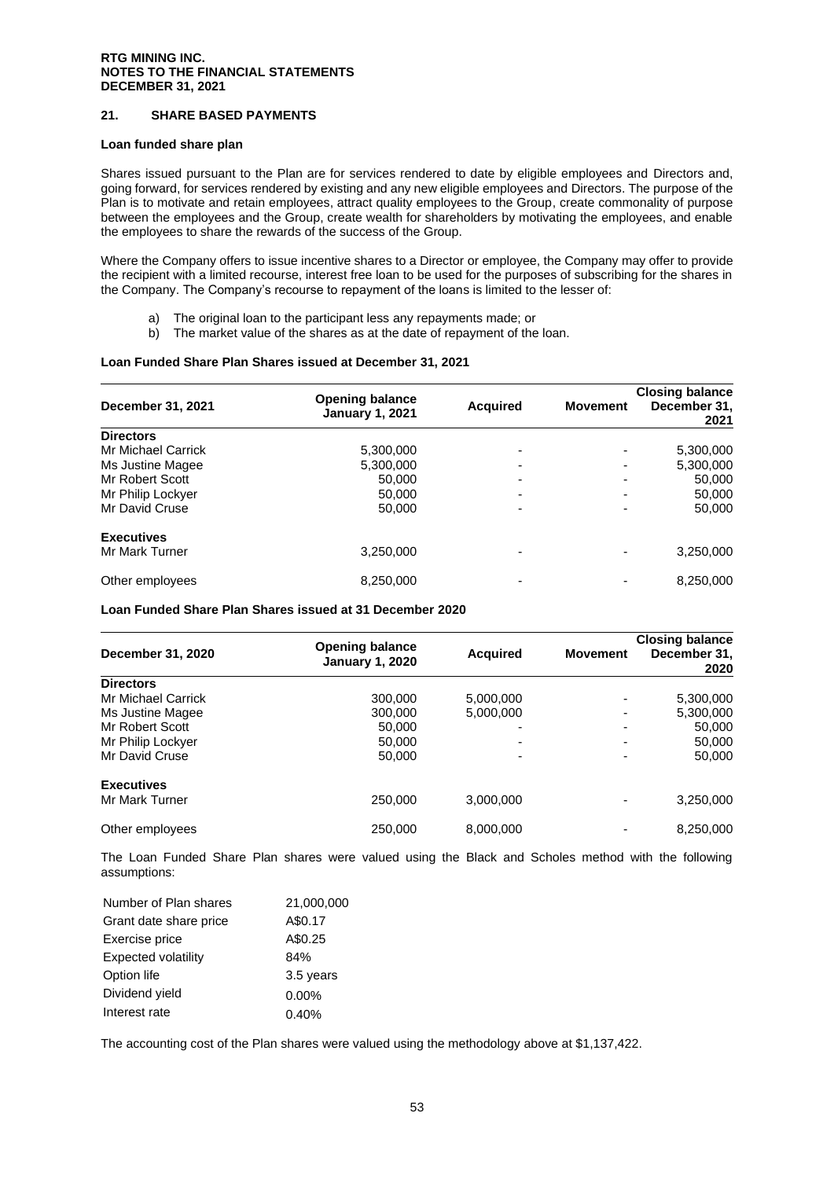## 21. SHARE BASED PAYMENTS

### Loan funded share plan

Shares issued pursuant to the Plan are for services rendered to date by eligible employees and Directors and, going forward, for services rendered by existing and any new eligible employees and Directors. The purpose of the Plan is to motivate and retain employees, attract quality employees to the Group, create commonality of purpose between the employees and the Group, create wealth for shareholders by motivating the employees, and enable the employees to share the rewards of the success of the Group.

Where the Company offers to issue incentive shares to a Director or employee, the Company may offer to provide the recipient with a limited recourse, interest free loan to be used for the purposes of subscribing for the shares in the Company. The Company's recourse to repayment of the loans is limited to the lesser of:

a) The original loan to the participant less any repayments made; or
b) The market value of the shares as at the date of repayment of the loan.

**Loan Funded Share Plan Shares issued at December 31, 2021**

| December 31, 2021 | Opening balance January 1, 2021 | Acquired | Movement | Closing balance December 31, 2021 |
|---|---|---|---|---|
| **Directors** | | | | |
| Mr Michael Carrick | 5,300,000 | - | - | 5,300,000 |
| Ms Justine Magee | 5,300,000 | - | - | 5,300,000 |
| Mr Robert Scott | 50,000 | - | - | 50,000 |
| Mr Philip Lockyer | 50,000 | - | - | 50,000 |
| Mr David Cruse | 50,000 | - | - | 50,000 |
| **Executives** | | | | |
| Mr Mark Turner | 3,250,000 | - | - | 3,250,000 |
| Other employees | 8,250,000 | - | - | 8,250,000 |

**Loan Funded Share Plan Shares issued at 31 December 2020**

| December 31, 2020 | Opening balance January 1, 2020 | Acquired | Movement | Closing balance December 31, 2020 |
|---|---|---|---|---|
| **Directors** | | | | |
| Mr Michael Carrick | 300,000 | 5,000,000 | - | 5,300,000 |
| Ms Justine Magee | 300,000 | 5,000,000 | - | 5,300,000 |
| Mr Robert Scott | 50,000 | - | - | 50,000 |
| Mr Philip Lockyer | 50,000 | - | - | 50,000 |
| Mr David Cruse | 50,000 | - | - | 50,000 |
| **Executives** | | | | |
| Mr Mark Turner | 250,000 | 3,000,000 | - | 3,250,000 |
| Other employees | 250,000 | 8,000,000 | - | 8,250,000 |

The Loan Funded Share Plan shares were valued using the Black and Scholes method with the following assumptions:

| | |
|---|---|
| Number of Plan shares | 21,000,000 |
| Grant date share price | A$0.17 |
| Exercise price | A$0.25 |
| Expected volatility | 84% |
| Option life | 3.5 years |
| Dividend yield | 0.00% |
| Interest rate | 0.40% |

The accounting cost of the Plan shares were valued using the methodology above at $1,137,422.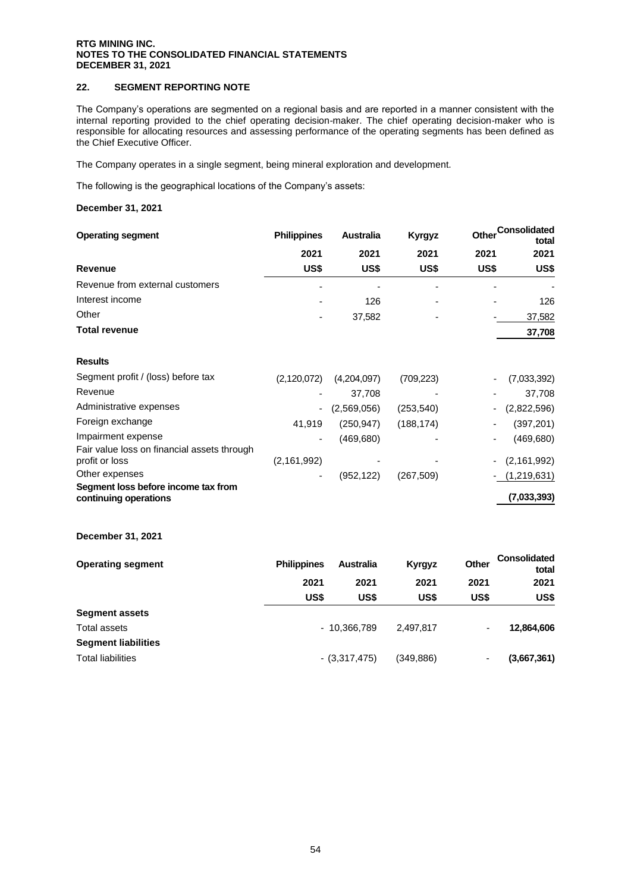## 22. SEGMENT REPORTING NOTE

The Company's operations are segmented on a regional basis and are reported in a manner consistent with the internal reporting provided to the chief operating decision-maker. The chief operating decision-maker who is responsible for allocating resources and assessing performance of the operating segments has been defined as the Chief Executive Officer.

The Company operates in a single segment, being mineral exploration and development.

The following is the geographical locations of the Company's assets:

**December 31, 2021**

| **Operating segment** | **Philippines** | **Australia** | **Kyrgyz** | **Other** | **Consolidated total** |
|---|---|---|---|---|---|
| | **2021** | **2021** | **2021** | **2021** | **2021** |
| **Revenue** | **US$** | **US$** | **US$** | **US$** | **US$** |
| Revenue from external customers | - | - | - | - | - |
| Interest income | - | 126 | - | - | 126 |
| Other | - | 37,582 | - | - | 37,582 |
| **Total revenue** | | | | | **37,708** |
| | | | | | |
| **Results** | | | | | |
| Segment profit / (loss) before tax | (2,120,072) | (4,204,097) | (709,223) | - | (7,033,392) |
| Revenue | - | 37,708 | - | - | 37,708 |
| Administrative expenses | - | (2,569,056) | (253,540) | - | (2,822,596) |
| Foreign exchange | 41,919 | (250,947) | (188,174) | - | (397,201) |
| Impairment expense | - | (469,680) | - | - | (469,680) |
| Fair value loss on financial assets through profit or loss | (2,161,992) | - | - | - | (2,161,992) |
| Other expenses | - | (952,122) | (267,509) | - | (1,219,631) |
| **Segment loss before income tax from continuing operations** | | | | | **(7,033,393)** |

**December 31, 2021**

| **Operating segment** | **Philippines** | **Australia** | **Kyrgyz** | **Other** | **Consolidated total** |
|---|---|---|---|---|---|
| | **2021** | **2021** | **2021** | **2021** | **2021** |
| | **US$** | **US$** | **US$** | **US$** | **US$** |
| **Segment assets** | | | | | |
| Total assets | - | 10,366,789 | 2,497,817 | - | **12,864,606** |
| **Segment liabilities** | | | | | |
| Total liabilities | - | (3,317,475) | (349,886) | - | **(3,667,361)** |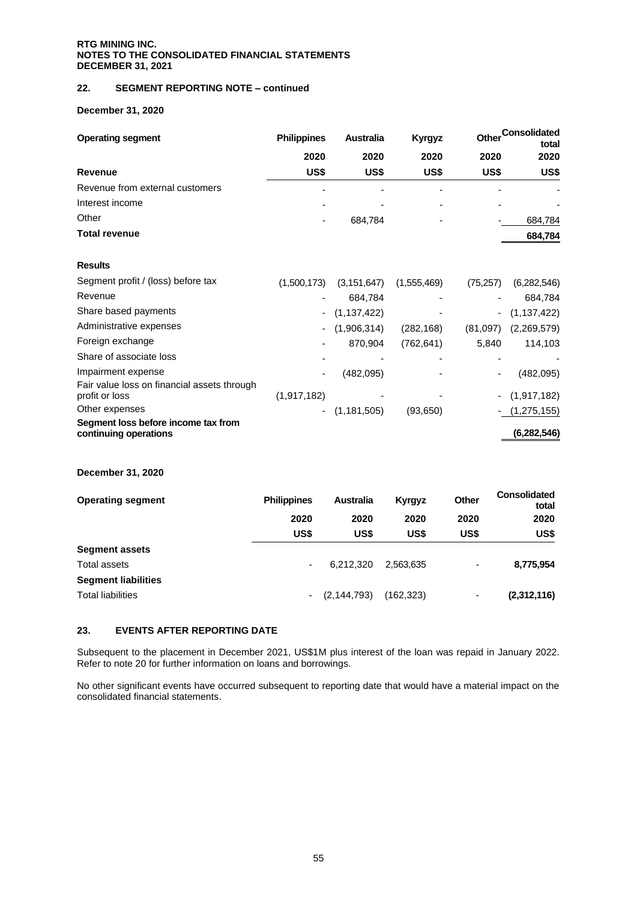## 22. SEGMENT REPORTING NOTE – continued

**December 31, 2020**

| **Operating segment** | **Philippines** | **Australia** | **Kyrgyz** | **Other** | **Consolidated total** |
|---|---|---|---|---|---|
| | **2020** | **2020** | **2020** | **2020** | **2020** |
| **Revenue** | **US$** | **US$** | **US$** | **US$** | **US$** |
| Revenue from external customers | - | - | - | - | - |
| Interest income | - | - | - | - | - |
| Other | - | 684,784 | - | - | 684,784 |
| **Total revenue** | | | | | **684,784** |
| | | | | | |
| **Results** | | | | | |
| Segment profit / (loss) before tax | (1,500,173) | (3,151,647) | (1,555,469) | (75,257) | (6,282,546) |
| Revenue | - | 684,784 | - | - | 684,784 |
| Share based payments | - | (1,137,422) | - | - | (1,137,422) |
| Administrative expenses | - | (1,906,314) | (282,168) | (81,097) | (2,269,579) |
| Foreign exchange | - | 870,904 | (762,641) | 5,840 | 114,103 |
| Share of associate loss | - | - | - | - | - |
| Impairment expense | - | (482,095) | - | - | (482,095) |
| Fair value loss on financial assets through profit or loss | (1,917,182) | - | - | - | (1,917,182) |
| Other expenses | - | (1,181,505) | (93,650) | - | (1,275,155) |
| **Segment loss before income tax from continuing operations** | | | | | **(6,282,546)** |

**December 31, 2020**

| **Operating segment** | **Philippines** | **Australia** | **Kyrgyz** | **Other** | **Consolidated total** |
|---|---|---|---|---|---|
| | **2020** | **2020** | **2020** | **2020** | **2020** |
| | **US$** | **US$** | **US$** | **US$** | **US$** |
| **Segment assets** | | | | | |
| Total assets | - | 6,212,320 | 2,563,635 | - | **8,775,954** |
| **Segment liabilities** | | | | | |
| Total liabilities | - | (2,144,793) | (162,323) | - | **(2,312,116)** |

## 23. EVENTS AFTER REPORTING DATE

Subsequent to the placement in December 2021, US$1M plus interest of the loan was repaid in January 2022. Refer to note 20 for further information on loans and borrowings.

No other significant events have occurred subsequent to reporting date that would have a material impact on the consolidated financial statements.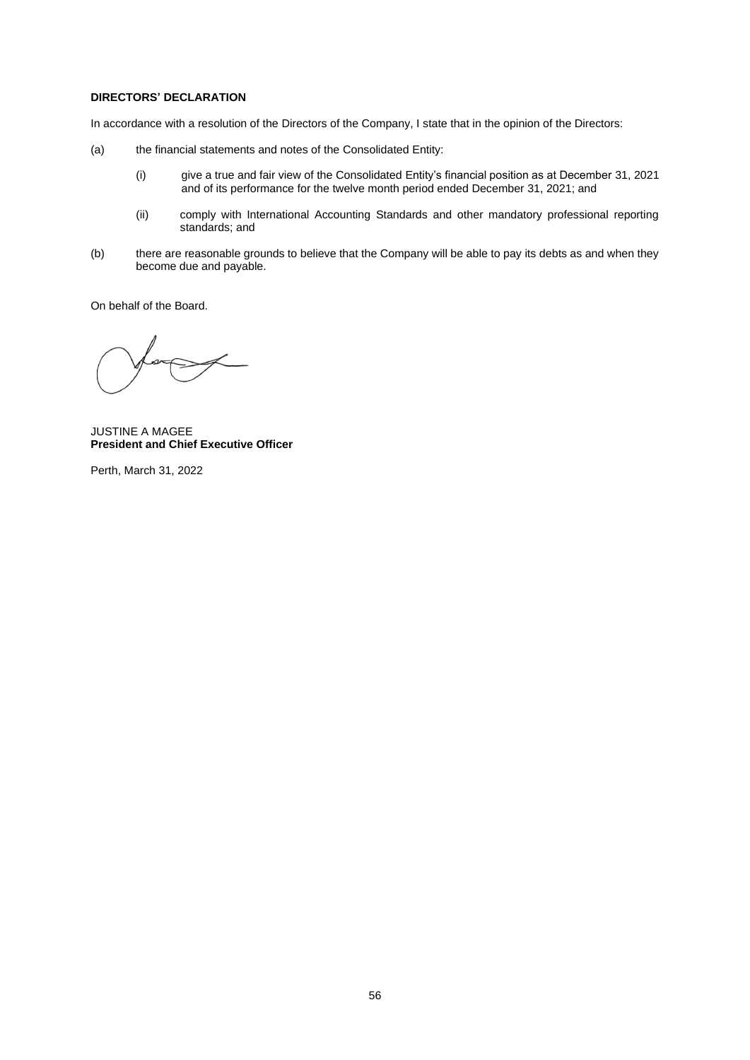**DIRECTORS' DECLARATION**

In accordance with a resolution of the Directors of the Company, I state that in the opinion of the Directors:

(a) the financial statements and notes of the Consolidated Entity:

  (i) give a true and fair view of the Consolidated Entity's financial position as at December 31, 2021 and of its performance for the twelve month period ended December 31, 2021; and

  (ii) comply with International Accounting Standards and other mandatory professional reporting standards; and

(b) there are reasonable grounds to believe that the Company will be able to pay its debts as and when they become due and payable.

On behalf of the Board.

JUSTINE A MAGEE
**President and Chief Executive Officer**

Perth, March 31, 2022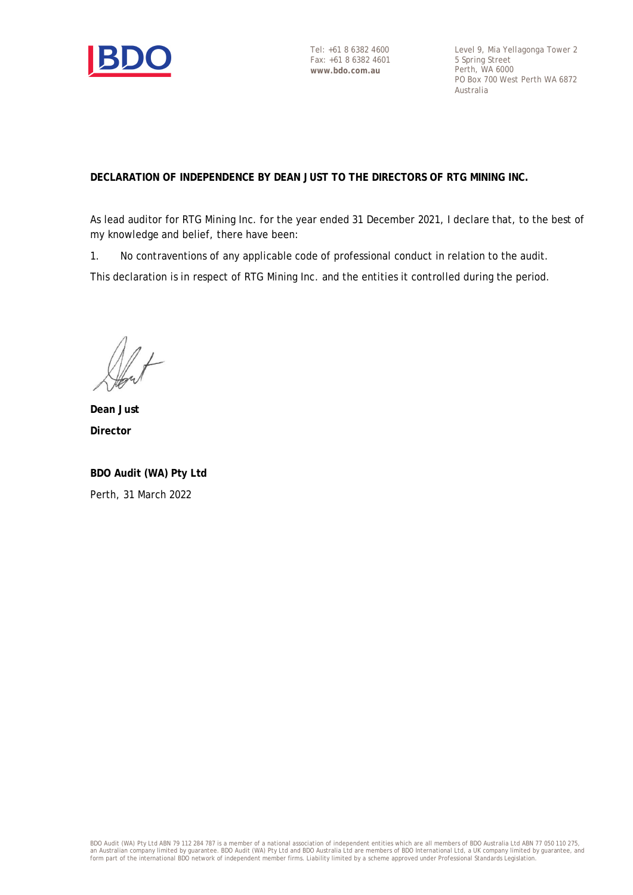Tel: +61 8 6382 4600
Fax: +61 8 6382 4601
**www.bdo.com.au**

Level 9, Mia Yellagonga Tower 2
5 Spring Street
Perth, WA 6000
PO Box 700 West Perth WA 6872
Australia

**DECLARATION OF INDEPENDENCE BY DEAN JUST TO THE DIRECTORS OF RTG MINING INC.**

As lead auditor for RTG Mining Inc. for the year ended 31 December 2021, I declare that, to the best of my knowledge and belief, there have been:

1. No contraventions of any applicable code of professional conduct in relation to the audit.

This declaration is in respect of RTG Mining Inc. and the entities it controlled during the period.

**Dean Just**

**Director**

**BDO Audit (WA) Pty Ltd**

Perth, 31 March 2022

BDO Audit (WA) Pty Ltd ABN 79 112 284 787 is a member of a national association of independent entities which are all members of BDO Australia Ltd ABN 77 050 110 275, an Australian company limited by guarantee. BDO Audit (WA) Pty Ltd and BDO Australia Ltd are members of BDO International Ltd, a UK company limited by guarantee, and form part of the international BDO network of independent member firms. Liability limited by a scheme approved under Professional Standards Legislation.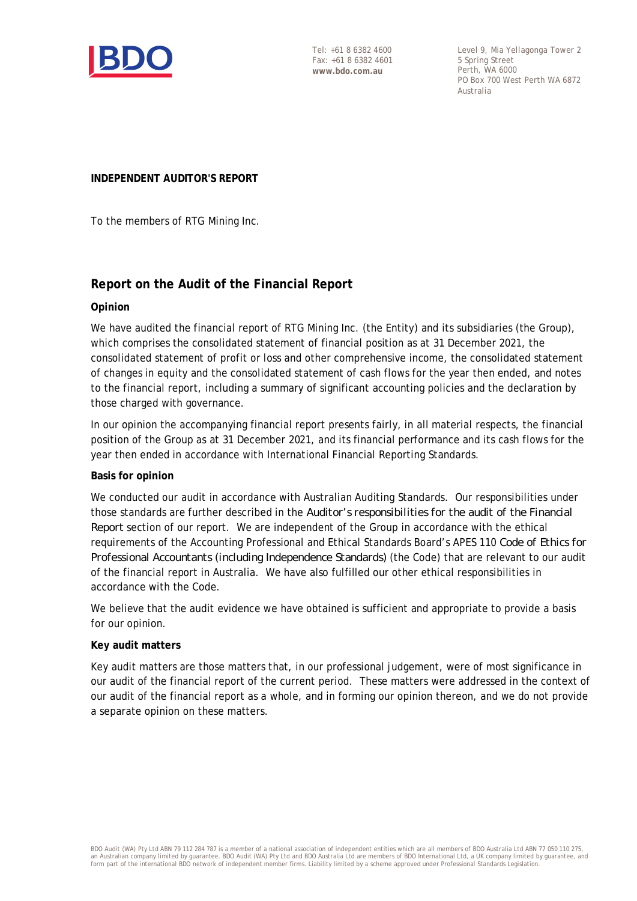Tel: +61 8 6382 4600
Fax: +61 8 6382 4601
**www.bdo.com.au**

Level 9, Mia Yellagonga Tower 2
5 Spring Street
Perth, WA 6000
PO Box 700 West Perth WA 6872
Australia

**INDEPENDENT AUDITOR'S REPORT**

To the members of RTG Mining Inc.

## Report on the Audit of the Financial Report

### Opinion

We have audited the financial report of RTG Mining Inc. (the Entity) and its subsidiaries (the Group), which comprises the consolidated statement of financial position as at 31 December 2021, the consolidated statement of profit or loss and other comprehensive income, the consolidated statement of changes in equity and the consolidated statement of cash flows for the year then ended, and notes to the financial report, including a summary of significant accounting policies and the declaration by those charged with governance.

In our opinion the accompanying financial report presents fairly, in all material respects, the financial position of the Group as at 31 December 2021, and its financial performance and its cash flows for the year then ended in accordance with International Financial Reporting Standards.

### Basis for opinion

We conducted our audit in accordance with Australian Auditing Standards. Our responsibilities under those standards are further described in the *Auditor's responsibilities for the audit of the Financial Report* section of our report. We are independent of the Group in accordance with the ethical requirements of the Accounting Professional and Ethical Standards Board's APES 110 *Code of Ethics for Professional Accountants (including Independence Standards)* (the Code) that are relevant to our audit of the financial report in Australia. We have also fulfilled our other ethical responsibilities in accordance with the Code.

We believe that the audit evidence we have obtained is sufficient and appropriate to provide a basis for our opinion.

### Key audit matters

Key audit matters are those matters that, in our professional judgement, were of most significance in our audit of the financial report of the current period. These matters were addressed in the context of our audit of the financial report as a whole, and in forming our opinion thereon, and we do not provide a separate opinion on these matters.

BDO Audit (WA) Pty Ltd ABN 79 112 284 787 is a member of a national association of independent entities which are all members of BDO Australia Ltd ABN 77 050 110 275, an Australian company limited by guarantee. BDO Audit (WA) Pty Ltd and BDO Australia Ltd are members of BDO International Ltd, a UK company limited by guarantee, and form part of the international BDO network of independent member firms. Liability limited by a scheme approved under Professional Standards Legislation.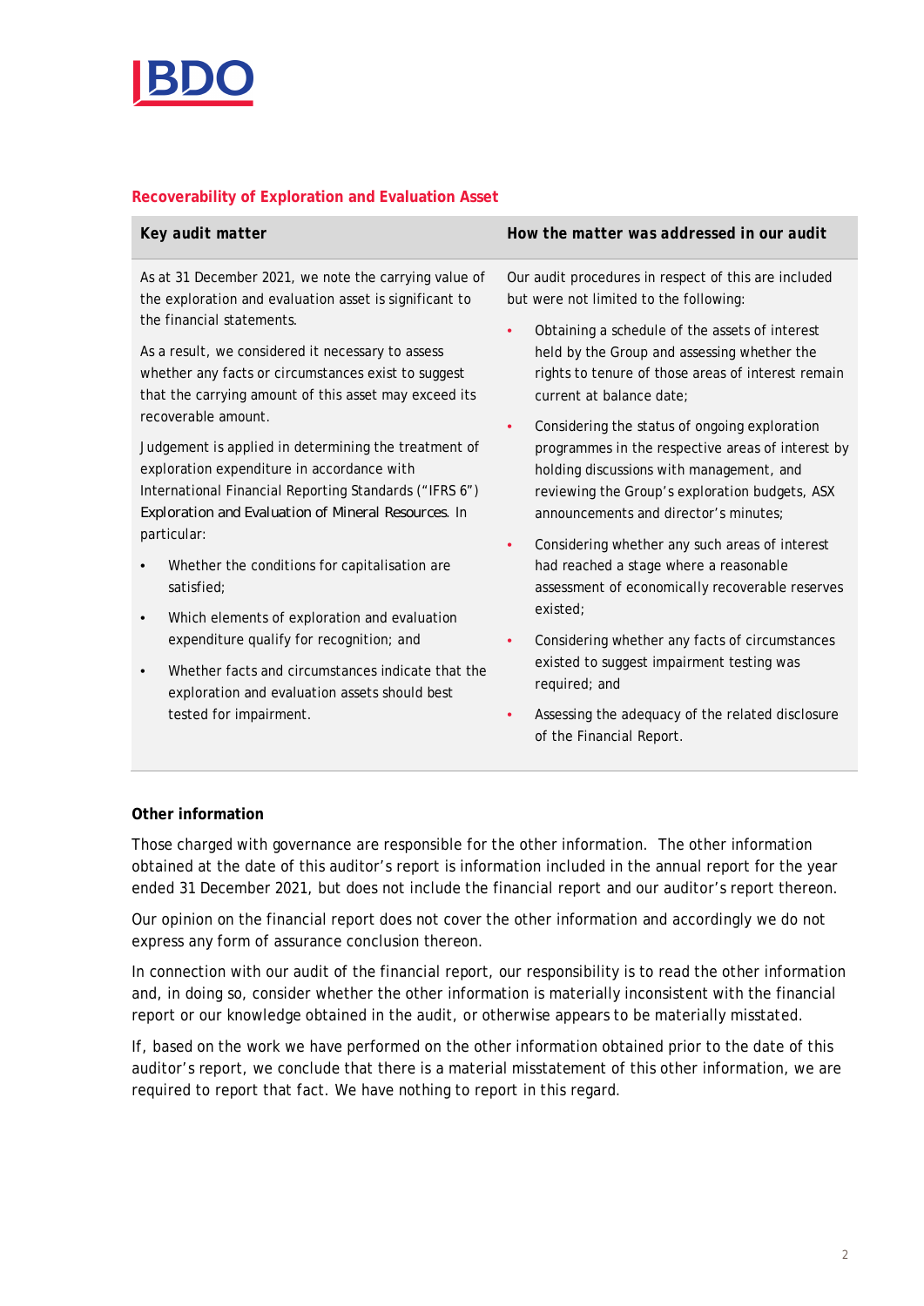### Recoverability of Exploration and Evaluation Asset

| Key audit matter | How the matter was addressed in our audit |
|---|---|
| As at 31 December 2021, we note the carrying value of the exploration and evaluation asset is significant to the financial statements.<br><br>As a result, we considered it necessary to assess whether any facts or circumstances exist to suggest that the carrying amount of this asset may exceed its recoverable amount.<br><br>Judgement is applied in determining the treatment of exploration expenditure in accordance with International Financial Reporting Standards ("IFRS 6") *Exploration and Evaluation of Mineral Resources*. In particular:<br><br>• Whether the conditions for capitalisation are satisfied;<br>• Which elements of exploration and evaluation expenditure qualify for recognition; and<br>• Whether facts and circumstances indicate that the exploration and evaluation assets should best tested for impairment. | Our audit procedures in respect of this are included but were not limited to the following:<br><br>• Obtaining a schedule of the assets of interest held by the Group and assessing whether the rights to tenure of those areas of interest remain current at balance date;<br>• Considering the status of ongoing exploration programmes in the respective areas of interest by holding discussions with management, and reviewing the Group's exploration budgets, ASX announcements and director's minutes;<br>• Considering whether any such areas of interest had reached a stage where a reasonable assessment of economically recoverable reserves existed;<br>• Considering whether any facts of circumstances existed to suggest impairment testing was required; and<br>• Assessing the adequacy of the related disclosure of the Financial Report. |

**Other information**

Those charged with governance are responsible for the other information. The other information obtained at the date of this auditor's report is information included in the annual report for the year ended 31 December 2021, but does not include the financial report and our auditor's report thereon.

Our opinion on the financial report does not cover the other information and accordingly we do not express any form of assurance conclusion thereon.

In connection with our audit of the financial report, our responsibility is to read the other information and, in doing so, consider whether the other information is materially inconsistent with the financial report or our knowledge obtained in the audit, or otherwise appears to be materially misstated.

If, based on the work we have performed on the other information obtained prior to the date of this auditor's report, we conclude that there is a material misstatement of this other information, we are required to report that fact. We have nothing to report in this regard.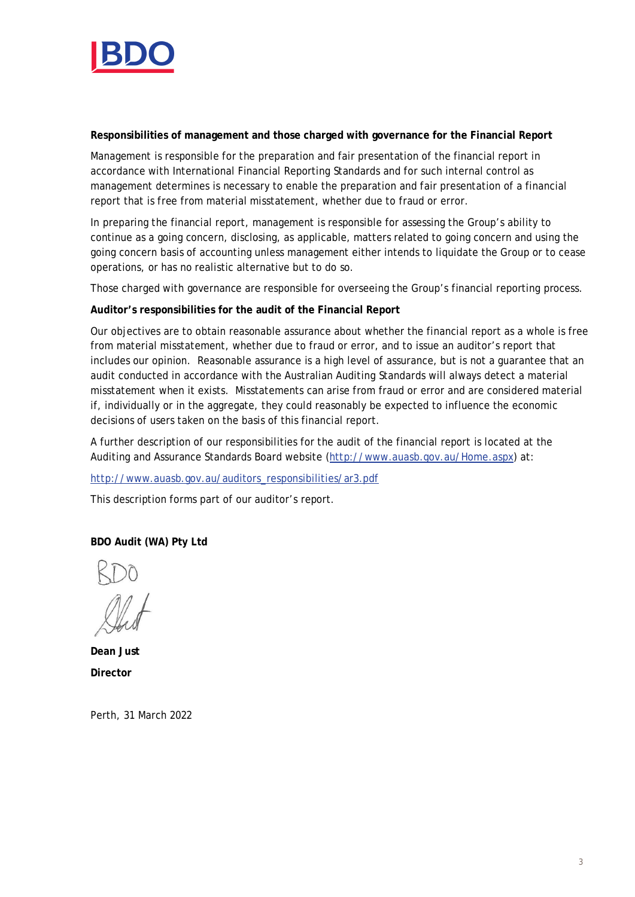**Responsibilities of management and those charged with governance for the Financial Report**

Management is responsible for the preparation and fair presentation of the financial report in accordance with International Financial Reporting Standards and for such internal control as management determines is necessary to enable the preparation and fair presentation of a financial report that is free from material misstatement, whether due to fraud or error.

In preparing the financial report, management is responsible for assessing the Group's ability to continue as a going concern, disclosing, as applicable, matters related to going concern and using the going concern basis of accounting unless management either intends to liquidate the Group or to cease operations, or has no realistic alternative but to do so.

Those charged with governance are responsible for overseeing the Group's financial reporting process.

**Auditor's responsibilities for the audit of the Financial Report**

Our objectives are to obtain reasonable assurance about whether the financial report as a whole is free from material misstatement, whether due to fraud or error, and to issue an auditor's report that includes our opinion. Reasonable assurance is a high level of assurance, but is not a guarantee that an audit conducted in accordance with the Australian Auditing Standards will always detect a material misstatement when it exists. Misstatements can arise from fraud or error and are considered material if, individually or in the aggregate, they could reasonably be expected to influence the economic decisions of users taken on the basis of this financial report.

A further description of our responsibilities for the audit of the financial report is located at the Auditing and Assurance Standards Board website (http://www.auasb.gov.au/Home.aspx) at:

http://www.auasb.gov.au/auditors_responsibilities/ar3.pdf

This description forms part of our auditor's report.

**BDO Audit (WA) Pty Ltd**

BDO

**Dean Just**

**Director**

Perth, 31 March 2022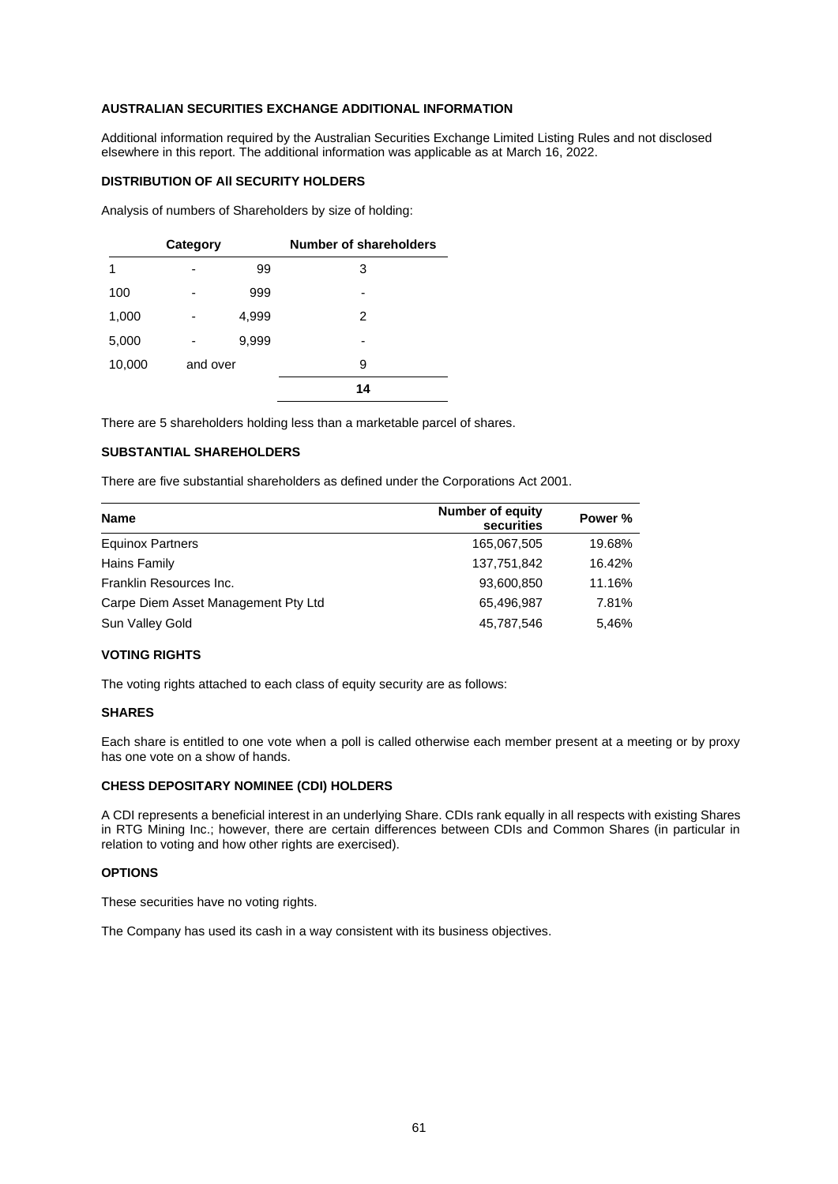## AUSTRALIAN SECURITIES EXCHANGE ADDITIONAL INFORMATION

Additional information required by the Australian Securities Exchange Limited Listing Rules and not disclosed elsewhere in this report. The additional information was applicable as at March 16, 2022.

### DISTRIBUTION OF All SECURITY HOLDERS

Analysis of numbers of Shareholders by size of holding:

| Category | | | Number of shareholders |
|---|---|---|---|
| 1 | - | 99 | 3 |
| 100 | - | 999 | - |
| 1,000 | - | 4,999 | 2 |
| 5,000 | - | 9,999 | - |
| 10,000 | and over | | 9 |
| | | | **14** |

There are 5 shareholders holding less than a marketable parcel of shares.

### SUBSTANTIAL SHAREHOLDERS

There are five substantial shareholders as defined under the Corporations Act 2001.

| Name | Number of equity securities | Power % |
|---|---|---|
| Equinox Partners | 165,067,505 | 19.68% |
| Hains Family | 137,751,842 | 16.42% |
| Franklin Resources Inc. | 93,600,850 | 11.16% |
| Carpe Diem Asset Management Pty Ltd | 65,496,987 | 7.81% |
| Sun Valley Gold | 45,787,546 | 5,46% |

### VOTING RIGHTS

The voting rights attached to each class of equity security are as follows:

### SHARES

Each share is entitled to one vote when a poll is called otherwise each member present at a meeting or by proxy has one vote on a show of hands.

### CHESS DEPOSITARY NOMINEE (CDI) HOLDERS

A CDI represents a beneficial interest in an underlying Share. CDIs rank equally in all respects with existing Shares in RTG Mining Inc.; however, there are certain differences between CDIs and Common Shares (in particular in relation to voting and how other rights are exercised).

### OPTIONS

These securities have no voting rights.

The Company has used its cash in a way consistent with its business objectives.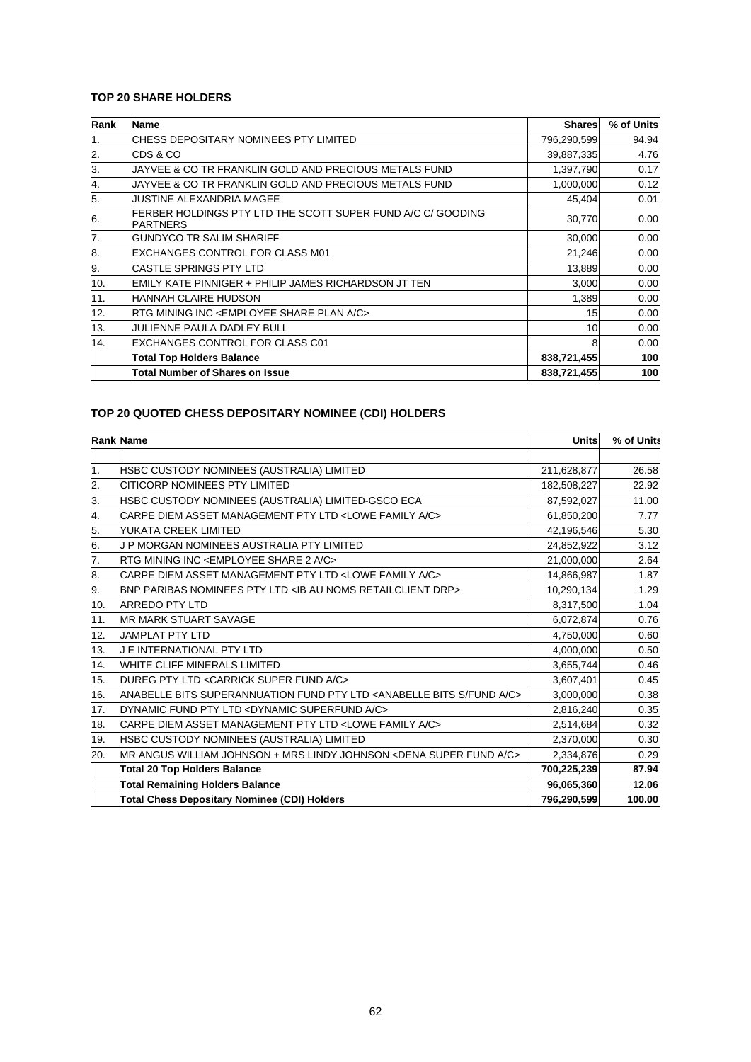### TOP 20 SHARE HOLDERS

| Rank | Name | Shares | % of Units |
|---|---|---|---|
| 1. | CHESS DEPOSITARY NOMINEES PTY LIMITED | 796,290,599 | 94.94 |
| 2. | CDS & CO | 39,887,335 | 4.76 |
| 3. | JAYVEE & CO TR FRANKLIN GOLD AND PRECIOUS METALS FUND | 1,397,790 | 0.17 |
| 4. | JAYVEE & CO TR FRANKLIN GOLD AND PRECIOUS METALS FUND | 1,000,000 | 0.12 |
| 5. | JUSTINE ALEXANDRIA MAGEE | 45,404 | 0.01 |
| 6. | FERBER HOLDINGS PTY LTD THE SCOTT SUPER FUND A/C C/ GOODING PARTNERS | 30,770 | 0.00 |
| 7. | GUNDYCO TR SALIM SHARIFF | 30,000 | 0.00 |
| 8. | EXCHANGES CONTROL FOR CLASS M01 | 21,246 | 0.00 |
| 9. | CASTLE SPRINGS PTY LTD | 13,889 | 0.00 |
| 10. | EMILY KATE PINNIGER + PHILIP JAMES RICHARDSON JT TEN | 3,000 | 0.00 |
| 11. | HANNAH CLAIRE HUDSON | 1,389 | 0.00 |
| 12. | RTG MINING INC <EMPLOYEE SHARE PLAN A/C> | 15 | 0.00 |
| 13. | JULIENNE PAULA DADLEY BULL | 10 | 0.00 |
| 14. | EXCHANGES CONTROL FOR CLASS C01 | 8 | 0.00 |
| | **Total Top Holders Balance** | **838,721,455** | **100** |
| | **Total Number of Shares on Issue** | **838,721,455** | **100** |

### TOP 20 QUOTED CHESS DEPOSITARY NOMINEE (CDI) HOLDERS

| Rank | Name | Units | % of Units |
|---|---|---|---|
| | | | |
| 1. | HSBC CUSTODY NOMINEES (AUSTRALIA) LIMITED | 211,628,877 | 26.58 |
| 2. | CITICORP NOMINEES PTY LIMITED | 182,508,227 | 22.92 |
| 3. | HSBC CUSTODY NOMINEES (AUSTRALIA) LIMITED-GSCO ECA | 87,592,027 | 11.00 |
| 4. | CARPE DIEM ASSET MANAGEMENT PTY LTD <LOWE FAMILY A/C> | 61,850,200 | 7.77 |
| 5. | YUKATA CREEK LIMITED | 42,196,546 | 5.30 |
| 6. | J P MORGAN NOMINEES AUSTRALIA PTY LIMITED | 24,852,922 | 3.12 |
| 7. | RTG MINING INC <EMPLOYEE SHARE 2 A/C> | 21,000,000 | 2.64 |
| 8. | CARPE DIEM ASSET MANAGEMENT PTY LTD <LOWE FAMILY A/C> | 14,866,987 | 1.87 |
| 9. | BNP PARIBAS NOMINEES PTY LTD <IB AU NOMS RETAILCLIENT DRP> | 10,290,134 | 1.29 |
| 10. | ARREDO PTY LTD | 8,317,500 | 1.04 |
| 11. | MR MARK STUART SAVAGE | 6,072,874 | 0.76 |
| 12. | JAMPLAT PTY LTD | 4,750,000 | 0.60 |
| 13. | J E INTERNATIONAL PTY LTD | 4,000,000 | 0.50 |
| 14. | WHITE CLIFF MINERALS LIMITED | 3,655,744 | 0.46 |
| 15. | DUREG PTY LTD <CARRICK SUPER FUND A/C> | 3,607,401 | 0.45 |
| 16. | ANABELLE BITS SUPERANNUATION FUND PTY LTD <ANABELLE BITS S/FUND A/C> | 3,000,000 | 0.38 |
| 17. | DYNAMIC FUND PTY LTD <DYNAMIC SUPERFUND A/C> | 2,816,240 | 0.35 |
| 18. | CARPE DIEM ASSET MANAGEMENT PTY LTD <LOWE FAMILY A/C> | 2,514,684 | 0.32 |
| 19. | HSBC CUSTODY NOMINEES (AUSTRALIA) LIMITED | 2,370,000 | 0.30 |
| 20. | MR ANGUS WILLIAM JOHNSON + MRS LINDY JOHNSON <DENA SUPER FUND A/C> | 2,334,876 | 0.29 |
| | **Total 20 Top Holders Balance** | **700,225,239** | **87.94** |
| | **Total Remaining Holders Balance** | **96,065,360** | **12.06** |
| | **Total Chess Depositary Nominee (CDI) Holders** | **796,290,599** | **100.00** |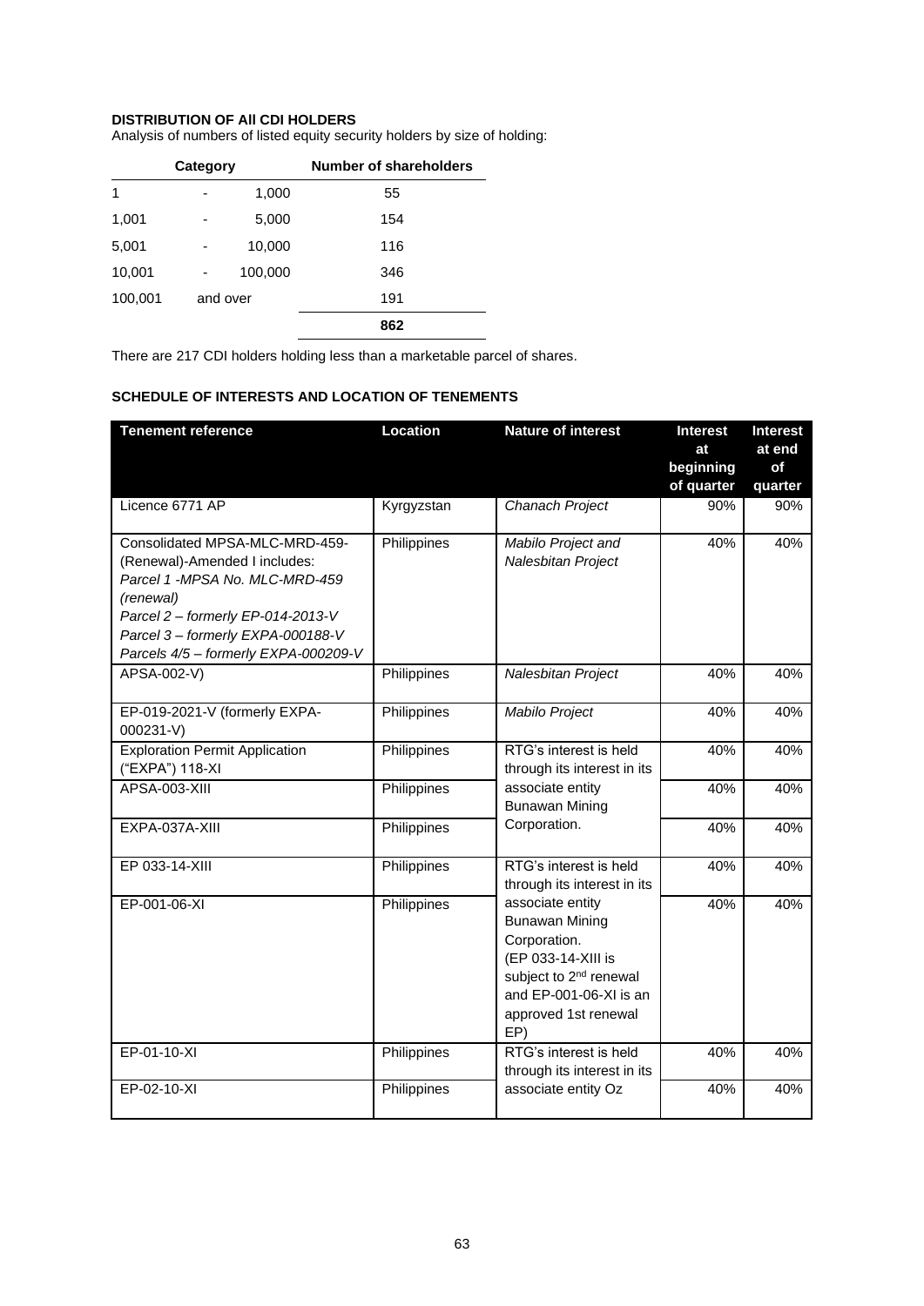**DISTRIBUTION OF All CDI HOLDERS**

Analysis of numbers of listed equity security holders by size of holding:

| Category | | | Number of shareholders |
|---|---|---|---|
| 1 | - | 1,000 | 55 |
| 1,001 | - | 5,000 | 154 |
| 5,001 | - | 10,000 | 116 |
| 10,001 | - | 100,000 | 346 |
| 100,001 | and over | | 191 |
| | | | **862** |

There are 217 CDI holders holding less than a marketable parcel of shares.

**SCHEDULE OF INTERESTS AND LOCATION OF TENEMENTS**

| Tenement reference | Location | Nature of interest | Interest at beginning of quarter | Interest at end of quarter |
|---|---|---|---|---|
| Licence 6771 AP | Kyrgyzstan | *Chanach Project* | 90% | 90% |
| Consolidated MPSA-MLC-MRD-459-(Renewal)-Amended I includes:<br>*Parcel 1 -MPSA No. MLC-MRD-459 (renewal)*<br>*Parcel 2 – formerly EP-014-2013-V*<br>*Parcel 3 – formerly EXPA-000188-V*<br>*Parcels 4/5 – formerly EXPA-000209-V* | Philippines | *Mabilo Project and Nalesbitan Project* | 40% | 40% |
| APSA-002-V) | Philippines | *Nalesbitan Project* | 40% | 40% |
| EP-019-2021-V (formerly EXPA-000231-V) | Philippines | *Mabilo Project* | 40% | 40% |
| Exploration Permit Application ("EXPA") 118-XI | Philippines | RTG's interest is held through its interest in its associate entity Bunawan Mining Corporation. | 40% | 40% |
| APSA-003-XIII | Philippines | | 40% | 40% |
| EXPA-037A-XIII | Philippines | | 40% | 40% |
| EP 033-14-XIII | Philippines | RTG's interest is held through its interest in its associate entity Bunawan Mining Corporation. (EP 033-14-XIII is subject to 2nd renewal and EP-001-06-XI is an approved 1st renewal EP) | 40% | 40% |
| EP-001-06-XI | Philippines | | 40% | 40% |
| EP-01-10-XI | Philippines | RTG's interest is held through its interest in its associate entity Oz | 40% | 40% |
| EP-02-10-XI | Philippines | | 40% | 40% |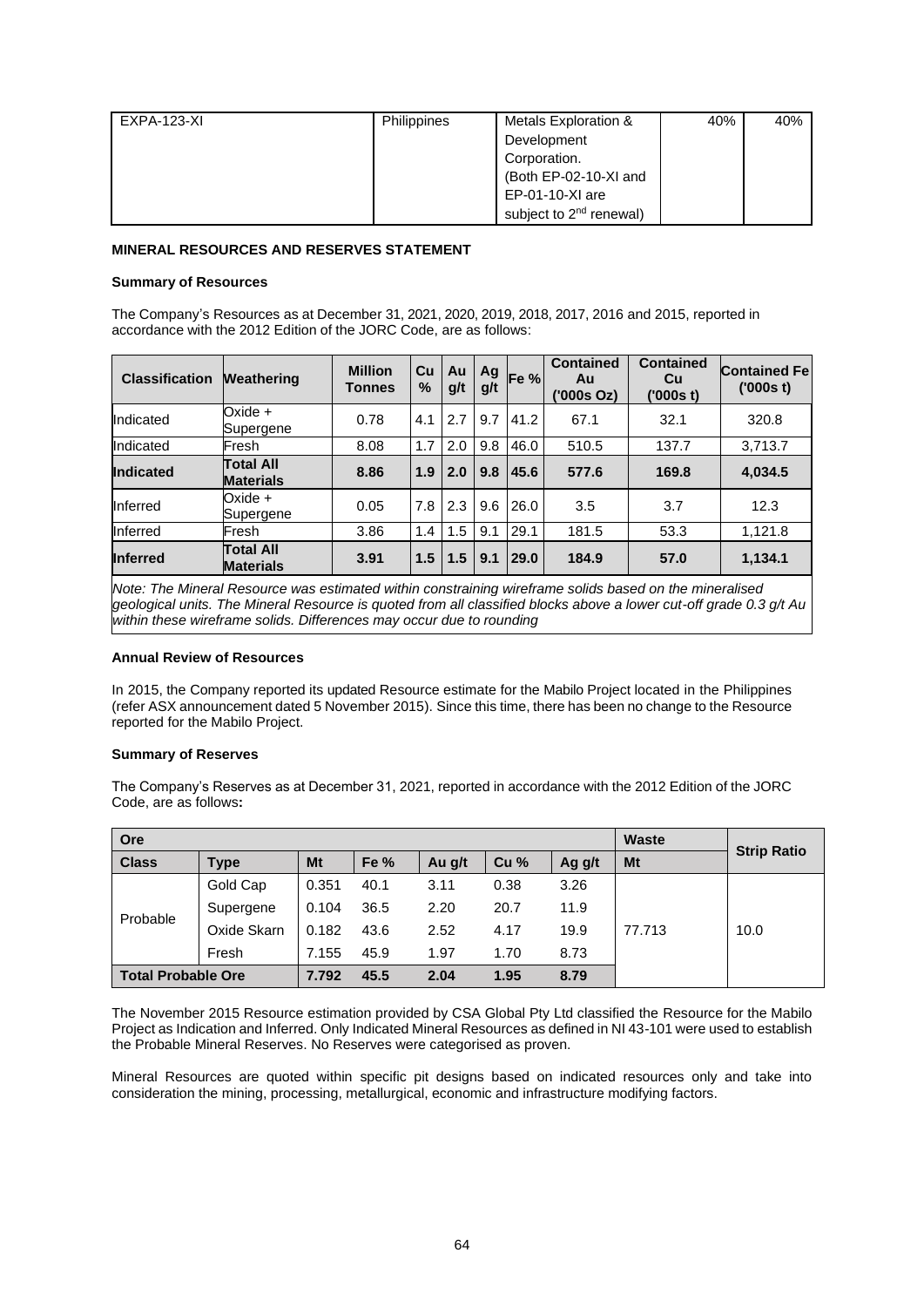| EXPA-123-XI | Philippines | Metals Exploration & Development Corporation. (Both EP-02-10-XI and EP-01-10-XI are subject to 2nd renewal) | 40% | 40% |
|---|---|---|---|---|

**MINERAL RESOURCES AND RESERVES STATEMENT**

**Summary of Resources**

The Company's Resources as at December 31, 2021, 2020, 2019, 2018, 2017, 2016 and 2015, reported in accordance with the 2012 Edition of the JORC Code, are as follows:

| Classification | Weathering | Million Tonnes | Cu % | Au g/t | Ag g/t | Fe % | Contained Au ('000s Oz) | Contained Cu ('000s t) | Contained Fe ('000s t) |
|---|---|---|---|---|---|---|---|---|---|
| Indicated | Oxide + Supergene | 0.78 | 4.1 | 2.7 | 9.7 | 41.2 | 67.1 | 32.1 | 320.8 |
| Indicated | Fresh | 8.08 | 1.7 | 2.0 | 9.8 | 46.0 | 510.5 | 137.7 | 3,713.7 |
| **Indicated** | **Total All Materials** | **8.86** | **1.9** | **2.0** | **9.8** | **45.6** | **577.6** | **169.8** | **4,034.5** |
| Inferred | Oxide + Supergene | 0.05 | 7.8 | 2.3 | 9.6 | 26.0 | 3.5 | 3.7 | 12.3 |
| Inferred | Fresh | 3.86 | 1.4 | 1.5 | 9.1 | 29.1 | 181.5 | 53.3 | 1,121.8 |
| **Inferred** | **Total All Materials** | **3.91** | **1.5** | **1.5** | **9.1** | **29.0** | **184.9** | **57.0** | **1,134.1** |

*Note: The Mineral Resource was estimated within constraining wireframe solids based on the mineralised geological units. The Mineral Resource is quoted from all classified blocks above a lower cut-off grade 0.3 g/t Au within these wireframe solids. Differences may occur due to rounding*

**Annual Review of Resources**

In 2015, the Company reported its updated Resource estimate for the Mabilo Project located in the Philippines (refer ASX announcement dated 5 November 2015). Since this time, there has been no change to the Resource reported for the Mabilo Project.

**Summary of Reserves**

The Company's Reserves as at December 31, 2021, reported in accordance with the 2012 Edition of the JORC Code, are as follows**:**

| Ore | | | | | | | Waste | Strip Ratio |
|---|---|---|---|---|---|---|---|---|
| **Class** | **Type** | **Mt** | **Fe %** | **Au g/t** | **Cu %** | **Ag g/t** | **Mt** | |
| Probable | Gold Cap | 0.351 | 40.1 | 3.11 | 0.38 | 3.26 | 77.713 | 10.0 |
| | Supergene | 0.104 | 36.5 | 2.20 | 20.7 | 11.9 | | |
| | Oxide Skarn | 0.182 | 43.6 | 2.52 | 4.17 | 19.9 | | |
| | Fresh | 7.155 | 45.9 | 1.97 | 1.70 | 8.73 | | |
| **Total Probable Ore** | | **7.792** | **45.5** | **2.04** | **1.95** | **8.79** | | |

The November 2015 Resource estimation provided by CSA Global Pty Ltd classified the Resource for the Mabilo Project as Indication and Inferred. Only Indicated Mineral Resources as defined in NI 43-101 were used to establish the Probable Mineral Reserves. No Reserves were categorised as proven.

Mineral Resources are quoted within specific pit designs based on indicated resources only and take into consideration the mining, processing, metallurgical, economic and infrastructure modifying factors.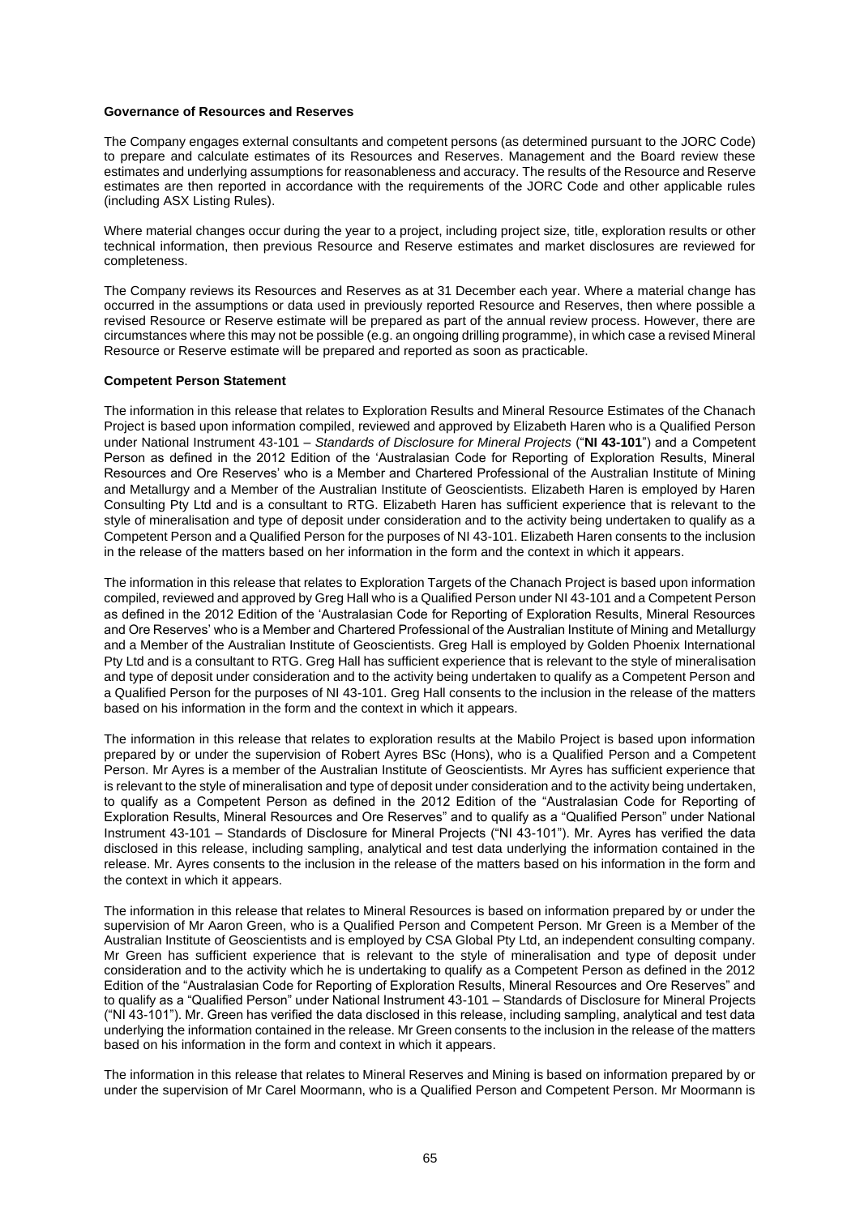**Governance of Resources and Reserves**

The Company engages external consultants and competent persons (as determined pursuant to the JORC Code) to prepare and calculate estimates of its Resources and Reserves. Management and the Board review these estimates and underlying assumptions for reasonableness and accuracy. The results of the Resource and Reserve estimates are then reported in accordance with the requirements of the JORC Code and other applicable rules (including ASX Listing Rules).

Where material changes occur during the year to a project, including project size, title, exploration results or other technical information, then previous Resource and Reserve estimates and market disclosures are reviewed for completeness.

The Company reviews its Resources and Reserves as at 31 December each year. Where a material change has occurred in the assumptions or data used in previously reported Resource and Reserves, then where possible a revised Resource or Reserve estimate will be prepared as part of the annual review process. However, there are circumstances where this may not be possible (e.g. an ongoing drilling programme), in which case a revised Mineral Resource or Reserve estimate will be prepared and reported as soon as practicable.

**Competent Person Statement**

The information in this release that relates to Exploration Results and Mineral Resource Estimates of the Chanach Project is based upon information compiled, reviewed and approved by Elizabeth Haren who is a Qualified Person under National Instrument 43-101 – *Standards of Disclosure for Mineral Projects* ("**NI 43-101**") and a Competent Person as defined in the 2012 Edition of the 'Australasian Code for Reporting of Exploration Results, Mineral Resources and Ore Reserves' who is a Member and Chartered Professional of the Australian Institute of Mining and Metallurgy and a Member of the Australian Institute of Geoscientists. Elizabeth Haren is employed by Haren Consulting Pty Ltd and is a consultant to RTG. Elizabeth Haren has sufficient experience that is relevant to the style of mineralisation and type of deposit under consideration and to the activity being undertaken to qualify as a Competent Person and a Qualified Person for the purposes of NI 43-101. Elizabeth Haren consents to the inclusion in the release of the matters based on her information in the form and the context in which it appears.

The information in this release that relates to Exploration Targets of the Chanach Project is based upon information compiled, reviewed and approved by Greg Hall who is a Qualified Person under NI 43-101 and a Competent Person as defined in the 2012 Edition of the 'Australasian Code for Reporting of Exploration Results, Mineral Resources and Ore Reserves' who is a Member and Chartered Professional of the Australian Institute of Mining and Metallurgy and a Member of the Australian Institute of Geoscientists. Greg Hall is employed by Golden Phoenix International Pty Ltd and is a consultant to RTG. Greg Hall has sufficient experience that is relevant to the style of mineralisation and type of deposit under consideration and to the activity being undertaken to qualify as a Competent Person and a Qualified Person for the purposes of NI 43-101. Greg Hall consents to the inclusion in the release of the matters based on his information in the form and the context in which it appears.

The information in this release that relates to exploration results at the Mabilo Project is based upon information prepared by or under the supervision of Robert Ayres BSc (Hons), who is a Qualified Person and a Competent Person. Mr Ayres is a member of the Australian Institute of Geoscientists. Mr Ayres has sufficient experience that is relevant to the style of mineralisation and type of deposit under consideration and to the activity being undertaken, to qualify as a Competent Person as defined in the 2012 Edition of the "Australasian Code for Reporting of Exploration Results, Mineral Resources and Ore Reserves" and to qualify as a "Qualified Person" under National Instrument 43-101 – Standards of Disclosure for Mineral Projects ("NI 43-101"). Mr. Ayres has verified the data disclosed in this release, including sampling, analytical and test data underlying the information contained in the release. Mr. Ayres consents to the inclusion in the release of the matters based on his information in the form and the context in which it appears.

The information in this release that relates to Mineral Resources is based on information prepared by or under the supervision of Mr Aaron Green, who is a Qualified Person and Competent Person. Mr Green is a Member of the Australian Institute of Geoscientists and is employed by CSA Global Pty Ltd, an independent consulting company. Mr Green has sufficient experience that is relevant to the style of mineralisation and type of deposit under consideration and to the activity which he is undertaking to qualify as a Competent Person as defined in the 2012 Edition of the "Australasian Code for Reporting of Exploration Results, Mineral Resources and Ore Reserves" and to qualify as a "Qualified Person" under National Instrument 43-101 – Standards of Disclosure for Mineral Projects ("NI 43-101"). Mr. Green has verified the data disclosed in this release, including sampling, analytical and test data underlying the information contained in the release. Mr Green consents to the inclusion in the release of the matters based on his information in the form and context in which it appears.

The information in this release that relates to Mineral Reserves and Mining is based on information prepared by or under the supervision of Mr Carel Moormann, who is a Qualified Person and Competent Person. Mr Moormann is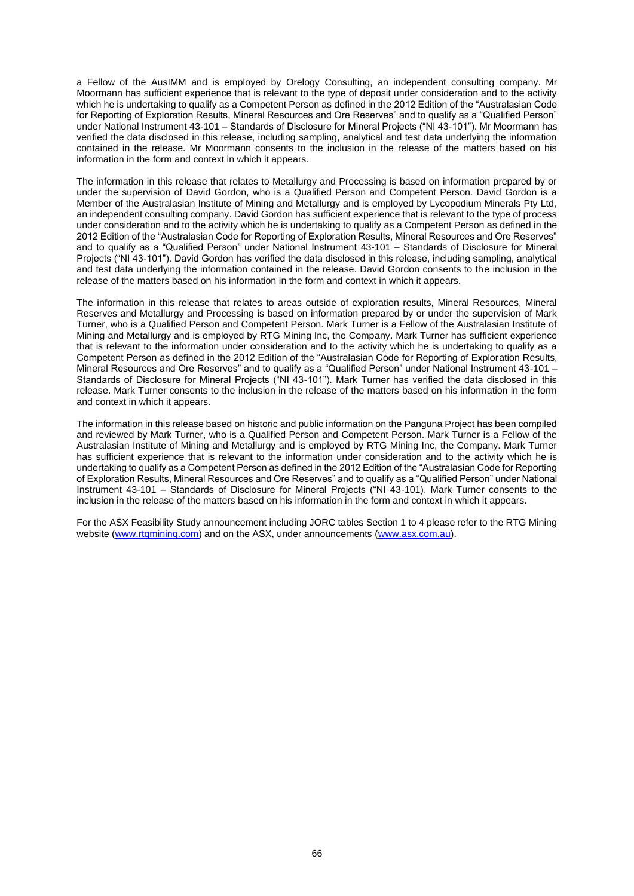a Fellow of the AusIMM and is employed by Orelogy Consulting, an independent consulting company. Mr Moormann has sufficient experience that is relevant to the type of deposit under consideration and to the activity which he is undertaking to qualify as a Competent Person as defined in the 2012 Edition of the "Australasian Code for Reporting of Exploration Results, Mineral Resources and Ore Reserves" and to qualify as a "Qualified Person" under National Instrument 43-101 – Standards of Disclosure for Mineral Projects ("NI 43-101"). Mr Moormann has verified the data disclosed in this release, including sampling, analytical and test data underlying the information contained in the release. Mr Moormann consents to the inclusion in the release of the matters based on his information in the form and context in which it appears.

The information in this release that relates to Metallurgy and Processing is based on information prepared by or under the supervision of David Gordon, who is a Qualified Person and Competent Person. David Gordon is a Member of the Australasian Institute of Mining and Metallurgy and is employed by Lycopodium Minerals Pty Ltd, an independent consulting company. David Gordon has sufficient experience that is relevant to the type of process under consideration and to the activity which he is undertaking to qualify as a Competent Person as defined in the 2012 Edition of the "Australasian Code for Reporting of Exploration Results, Mineral Resources and Ore Reserves" and to qualify as a "Qualified Person" under National Instrument 43-101 – Standards of Disclosure for Mineral Projects ("NI 43-101"). David Gordon has verified the data disclosed in this release, including sampling, analytical and test data underlying the information contained in the release. David Gordon consents to the inclusion in the release of the matters based on his information in the form and context in which it appears.

The information in this release that relates to areas outside of exploration results, Mineral Resources, Mineral Reserves and Metallurgy and Processing is based on information prepared by or under the supervision of Mark Turner, who is a Qualified Person and Competent Person. Mark Turner is a Fellow of the Australasian Institute of Mining and Metallurgy and is employed by RTG Mining Inc, the Company. Mark Turner has sufficient experience that is relevant to the information under consideration and to the activity which he is undertaking to qualify as a Competent Person as defined in the 2012 Edition of the "Australasian Code for Reporting of Exploration Results, Mineral Resources and Ore Reserves" and to qualify as a "Qualified Person" under National Instrument 43-101 – Standards of Disclosure for Mineral Projects ("NI 43-101"). Mark Turner has verified the data disclosed in this release. Mark Turner consents to the inclusion in the release of the matters based on his information in the form and context in which it appears.

The information in this release based on historic and public information on the Panguna Project has been compiled and reviewed by Mark Turner, who is a Qualified Person and Competent Person. Mark Turner is a Fellow of the Australasian Institute of Mining and Metallurgy and is employed by RTG Mining Inc, the Company. Mark Turner has sufficient experience that is relevant to the information under consideration and to the activity which he is undertaking to qualify as a Competent Person as defined in the 2012 Edition of the "Australasian Code for Reporting of Exploration Results, Mineral Resources and Ore Reserves" and to qualify as a "Qualified Person" under National Instrument 43-101 – Standards of Disclosure for Mineral Projects ("NI 43-101). Mark Turner consents to the inclusion in the release of the matters based on his information in the form and context in which it appears.

For the ASX Feasibility Study announcement including JORC tables Section 1 to 4 please refer to the RTG Mining website (www.rtgmining.com) and on the ASX, under announcements (www.asx.com.au).